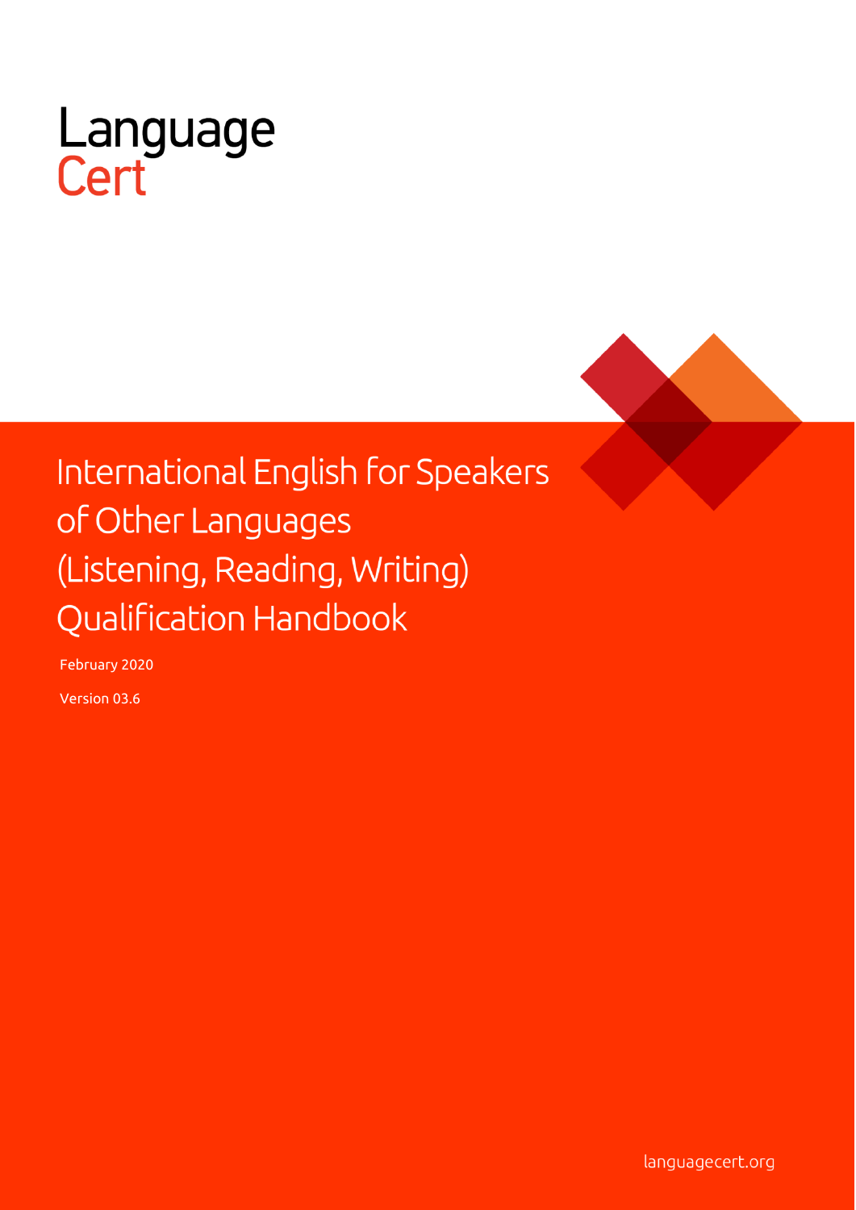Language
Cert

# International English for Speakers of Other Languages (Listening, Reading, Writing) Qualification Handbook

February 2020

Version 03.6

languagecert.org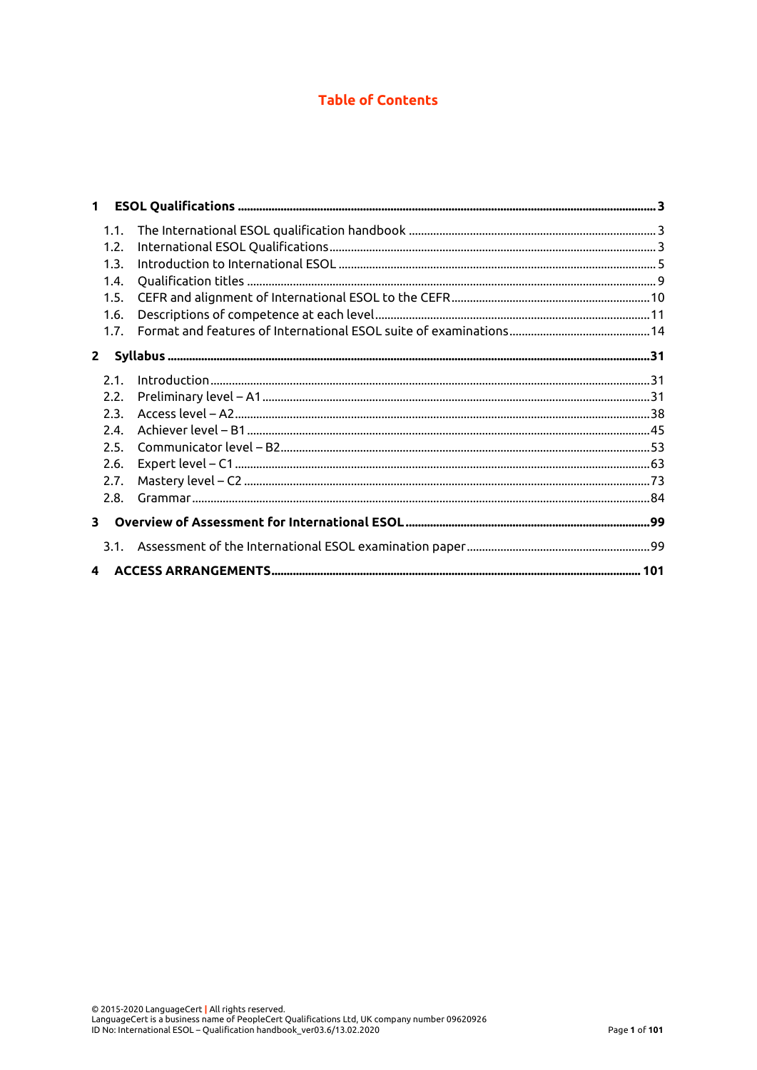# Table of Contents

| | | |
|---|---|---|
| **1** | **ESOL Qualifications** | **3** |
| 1.1. | The International ESOL qualification handbook | 3 |
| 1.2. | International ESOL Qualifications | 3 |
| 1.3. | Introduction to International ESOL | 5 |
| 1.4. | Qualification titles | 9 |
| 1.5. | CEFR and alignment of International ESOL to the CEFR | 10 |
| 1.6. | Descriptions of competence at each level | 11 |
| 1.7. | Format and features of International ESOL suite of examinations | 14 |
| **2** | **Syllabus** | **31** |
| 2.1. | Introduction | 31 |
| 2.2. | Preliminary level – A1 | 31 |
| 2.3. | Access level – A2 | 38 |
| 2.4. | Achiever level – B1 | 45 |
| 2.5. | Communicator level – B2 | 53 |
| 2.6. | Expert level – C1 | 63 |
| 2.7. | Mastery level – C2 | 73 |
| 2.8. | Grammar | 84 |
| **3** | **Overview of Assessment for International ESOL** | **99** |
| 3.1. | Assessment of the International ESOL examination paper | 99 |
| **4** | **ACCESS ARRANGEMENTS** | **101** |

© 2015-2020 LanguageCert | All rights reserved.
LanguageCert is a business name of PeopleCert Qualifications Ltd, UK company number 09620926
ID No: International ESOL – Qualification handbook_ver03.6/13.02.2020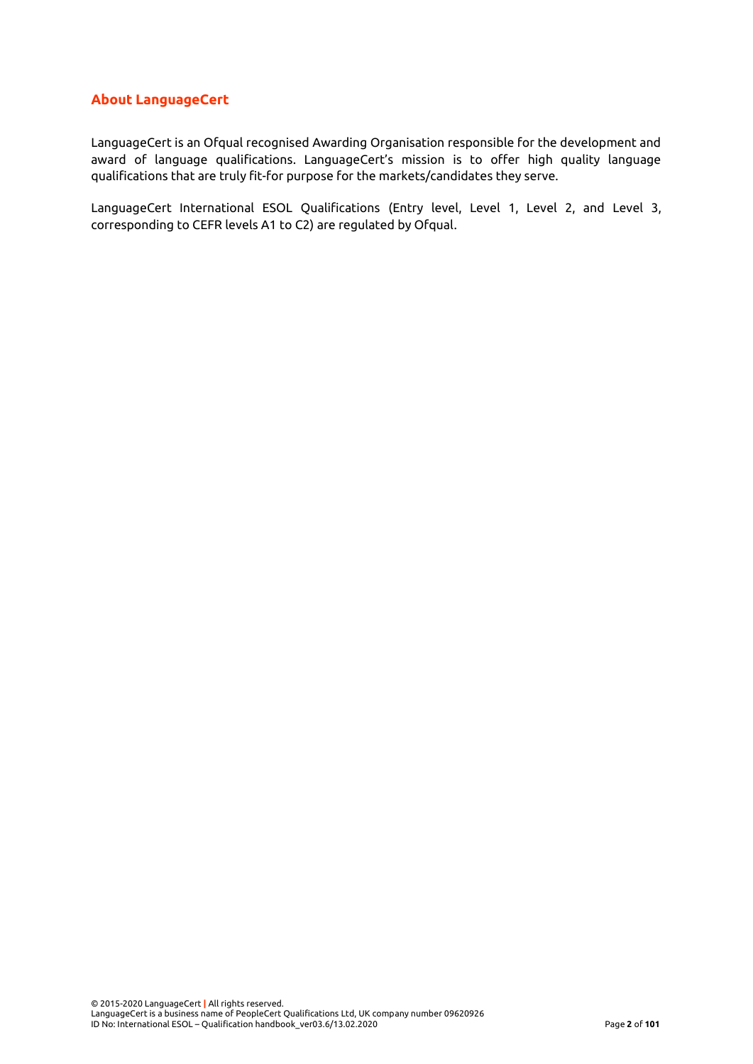## About LanguageCert

LanguageCert is an Ofqual recognised Awarding Organisation responsible for the development and award of language qualifications. LanguageCert's mission is to offer high quality language qualifications that are truly fit-for purpose for the markets/candidates they serve.

LanguageCert International ESOL Qualifications (Entry level, Level 1, Level 2, and Level 3, corresponding to CEFR levels A1 to C2) are regulated by Ofqual.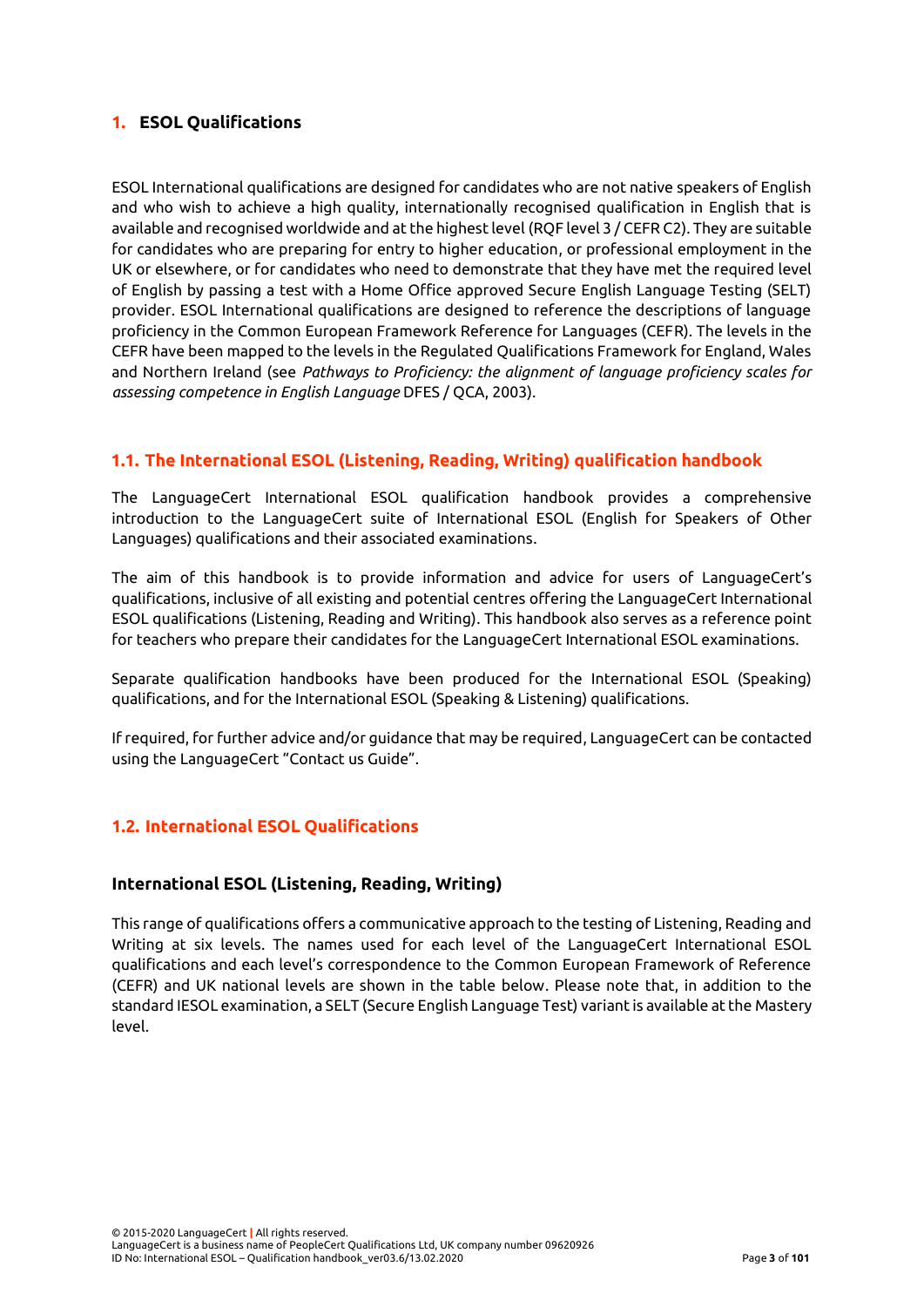# 1. ESOL Qualifications

ESOL International qualifications are designed for candidates who are not native speakers of English and who wish to achieve a high quality, internationally recognised qualification in English that is available and recognised worldwide and at the highest level (RQF level 3 / CEFR C2). They are suitable for candidates who are preparing for entry to higher education, or professional employment in the UK or elsewhere, or for candidates who need to demonstrate that they have met the required level of English by passing a test with a Home Office approved Secure English Language Testing (SELT) provider. ESOL International qualifications are designed to reference the descriptions of language proficiency in the Common European Framework Reference for Languages (CEFR). The levels in the CEFR have been mapped to the levels in the Regulated Qualifications Framework for England, Wales and Northern Ireland (see *Pathways to Proficiency: the alignment of language proficiency scales for assessing competence in English Language* DFES / QCA, 2003).

## 1.1. The International ESOL (Listening, Reading, Writing) qualification handbook

The LanguageCert International ESOL qualification handbook provides a comprehensive introduction to the LanguageCert suite of International ESOL (English for Speakers of Other Languages) qualifications and their associated examinations.

The aim of this handbook is to provide information and advice for users of LanguageCert's qualifications, inclusive of all existing and potential centres offering the LanguageCert International ESOL qualifications (Listening, Reading and Writing). This handbook also serves as a reference point for teachers who prepare their candidates for the LanguageCert International ESOL examinations.

Separate qualification handbooks have been produced for the International ESOL (Speaking) qualifications, and for the International ESOL (Speaking & Listening) qualifications.

If required, for further advice and/or guidance that may be required, LanguageCert can be contacted using the LanguageCert "Contact us Guide".

## 1.2. International ESOL Qualifications

### International ESOL (Listening, Reading, Writing)

This range of qualifications offers a communicative approach to the testing of Listening, Reading and Writing at six levels. The names used for each level of the LanguageCert International ESOL qualifications and each level's correspondence to the Common European Framework of Reference (CEFR) and UK national levels are shown in the table below. Please note that, in addition to the standard IESOL examination, a SELT (Secure English Language Test) variant is available at the Mastery level.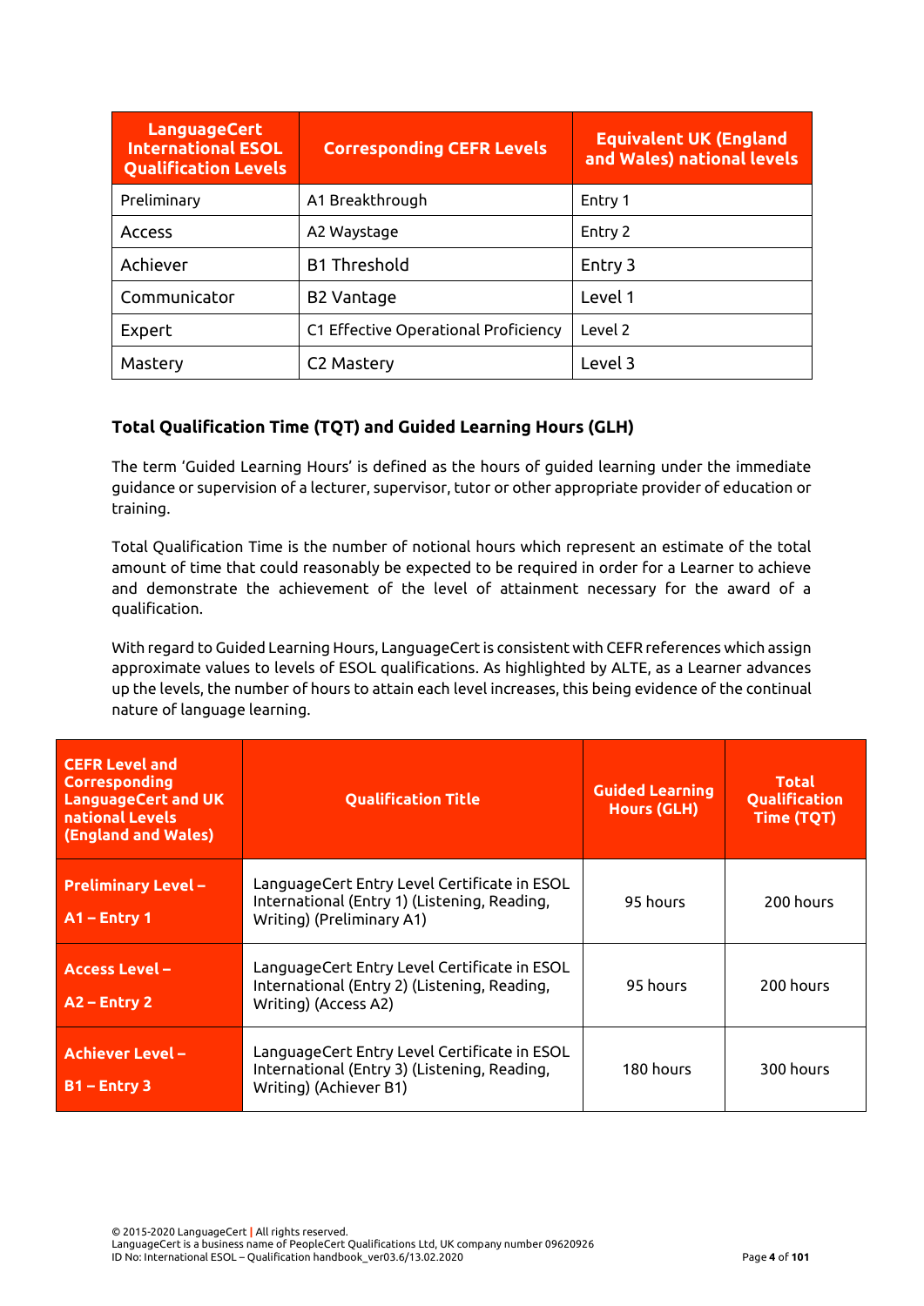| LanguageCert International ESOL Qualification Levels | Corresponding CEFR Levels | Equivalent UK (England and Wales) national levels |
|---|---|---|
| Preliminary | A1 Breakthrough | Entry 1 |
| Access | A2 Waystage | Entry 2 |
| Achiever | B1 Threshold | Entry 3 |
| Communicator | B2 Vantage | Level 1 |
| Expert | C1 Effective Operational Proficiency | Level 2 |
| Mastery | C2 Mastery | Level 3 |

### Total Qualification Time (TQT) and Guided Learning Hours (GLH)

The term 'Guided Learning Hours' is defined as the hours of guided learning under the immediate guidance or supervision of a lecturer, supervisor, tutor or other appropriate provider of education or training.

Total Qualification Time is the number of notional hours which represent an estimate of the total amount of time that could reasonably be expected to be required in order for a Learner to achieve and demonstrate the achievement of the level of attainment necessary for the award of a qualification.

With regard to Guided Learning Hours, LanguageCert is consistent with CEFR references which assign approximate values to levels of ESOL qualifications. As highlighted by ALTE, as a Learner advances up the levels, the number of hours to attain each level increases, this being evidence of the continual nature of language learning.

| CEFR Level and Corresponding LanguageCert and UK national Levels (England and Wales) | Qualification Title | Guided Learning Hours (GLH) | Total Qualification Time (TQT) |
|---|---|---|---|
| **Preliminary Level – A1 – Entry 1** | LanguageCert Entry Level Certificate in ESOL International (Entry 1) (Listening, Reading, Writing) (Preliminary A1) | 95 hours | 200 hours |
| **Access Level – A2 – Entry 2** | LanguageCert Entry Level Certificate in ESOL International (Entry 2) (Listening, Reading, Writing) (Access A2) | 95 hours | 200 hours |
| **Achiever Level – B1 – Entry 3** | LanguageCert Entry Level Certificate in ESOL International (Entry 3) (Listening, Reading, Writing) (Achiever B1) | 180 hours | 300 hours |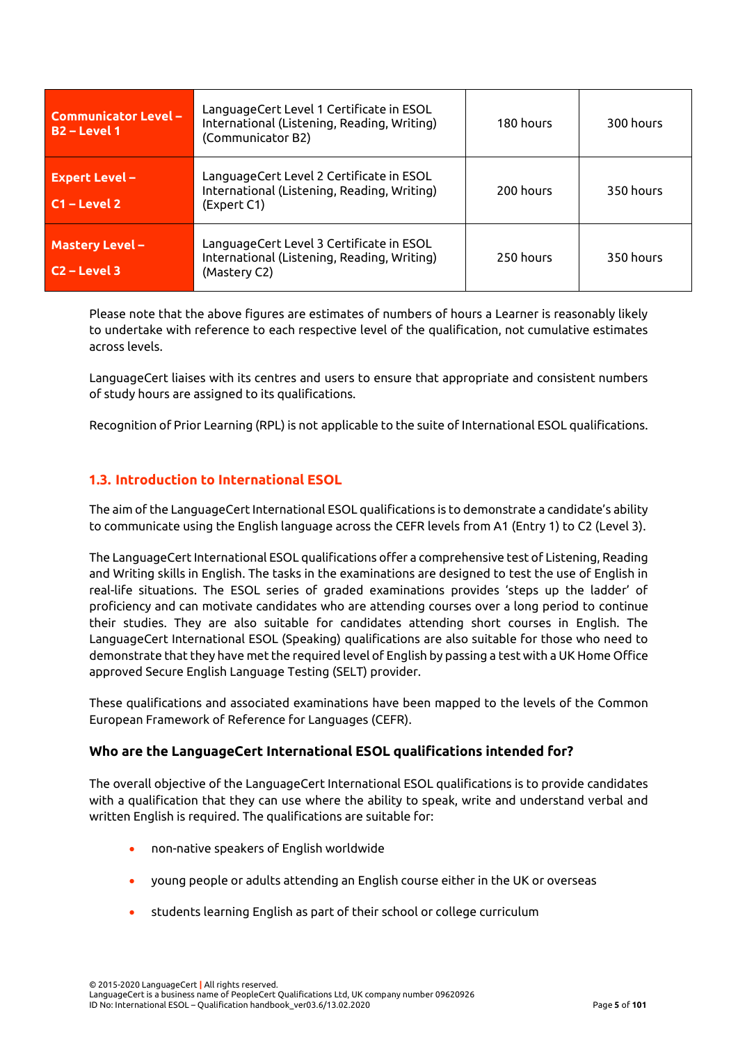| Communicator Level – B2 – Level 1 | LanguageCert Level 1 Certificate in ESOL International (Listening, Reading, Writing) (Communicator B2) | 180 hours | 300 hours |
|---|---|---|---|
| Expert Level – C1 – Level 2 | LanguageCert Level 2 Certificate in ESOL International (Listening, Reading, Writing) (Expert C1) | 200 hours | 350 hours |
| Mastery Level – C2 – Level 3 | LanguageCert Level 3 Certificate in ESOL International (Listening, Reading, Writing) (Mastery C2) | 250 hours | 350 hours |

Please note that the above figures are estimates of numbers of hours a Learner is reasonably likely to undertake with reference to each respective level of the qualification, not cumulative estimates across levels.

LanguageCert liaises with its centres and users to ensure that appropriate and consistent numbers of study hours are assigned to its qualifications.

Recognition of Prior Learning (RPL) is not applicable to the suite of International ESOL qualifications.

## 1.3. Introduction to International ESOL

The aim of the LanguageCert International ESOL qualifications is to demonstrate a candidate's ability to communicate using the English language across the CEFR levels from A1 (Entry 1) to C2 (Level 3).

The LanguageCert International ESOL qualifications offer a comprehensive test of Listening, Reading and Writing skills in English. The tasks in the examinations are designed to test the use of English in real-life situations. The ESOL series of graded examinations provides 'steps up the ladder' of proficiency and can motivate candidates who are attending courses over a long period to continue their studies. They are also suitable for candidates attending short courses in English. The LanguageCert International ESOL (Speaking) qualifications are also suitable for those who need to demonstrate that they have met the required level of English by passing a test with a UK Home Office approved Secure English Language Testing (SELT) provider.

These qualifications and associated examinations have been mapped to the levels of the Common European Framework of Reference for Languages (CEFR).

### Who are the LanguageCert International ESOL qualifications intended for?

The overall objective of the LanguageCert International ESOL qualifications is to provide candidates with a qualification that they can use where the ability to speak, write and understand verbal and written English is required. The qualifications are suitable for:

- non-native speakers of English worldwide
- young people or adults attending an English course either in the UK or overseas
- students learning English as part of their school or college curriculum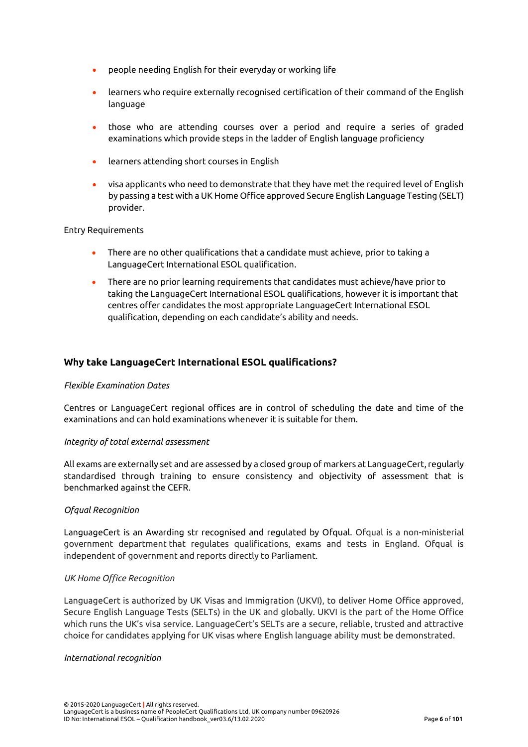- people needing English for their everyday or working life
- learners who require externally recognised certification of their command of the English language
- those who are attending courses over a period and require a series of graded examinations which provide steps in the ladder of English language proficiency
- learners attending short courses in English
- visa applicants who need to demonstrate that they have met the required level of English by passing a test with a UK Home Office approved Secure English Language Testing (SELT) provider.

Entry Requirements

- There are no other qualifications that a candidate must achieve, prior to taking a LanguageCert International ESOL qualification.
- There are no prior learning requirements that candidates must achieve/have prior to taking the LanguageCert International ESOL qualifications, however it is important that centres offer candidates the most appropriate LanguageCert International ESOL qualification, depending on each candidate's ability and needs.

## Why take LanguageCert International ESOL qualifications?

*Flexible Examination Dates*

Centres or LanguageCert regional offices are in control of scheduling the date and time of the examinations and can hold examinations whenever it is suitable for them.

*Integrity of total external assessment*

All exams are externally set and are assessed by a closed group of markers at LanguageCert, regularly standardised through training to ensure consistency and objectivity of assessment that is benchmarked against the CEFR.

*Ofqual Recognition*

LanguageCert is an Awarding str recognised and regulated by Ofqual. Ofqual is a non-ministerial government department that regulates qualifications, exams and tests in England. Ofqual is independent of government and reports directly to Parliament.

*UK Home Office Recognition*

LanguageCert is authorized by UK Visas and Immigration (UKVI), to deliver Home Office approved, Secure English Language Tests (SELTs) in the UK and globally. UKVI is the part of the Home Office which runs the UK's visa service. LanguageCert's SELTs are a secure, reliable, trusted and attractive choice for candidates applying for UK visas where English language ability must be demonstrated.

*International recognition*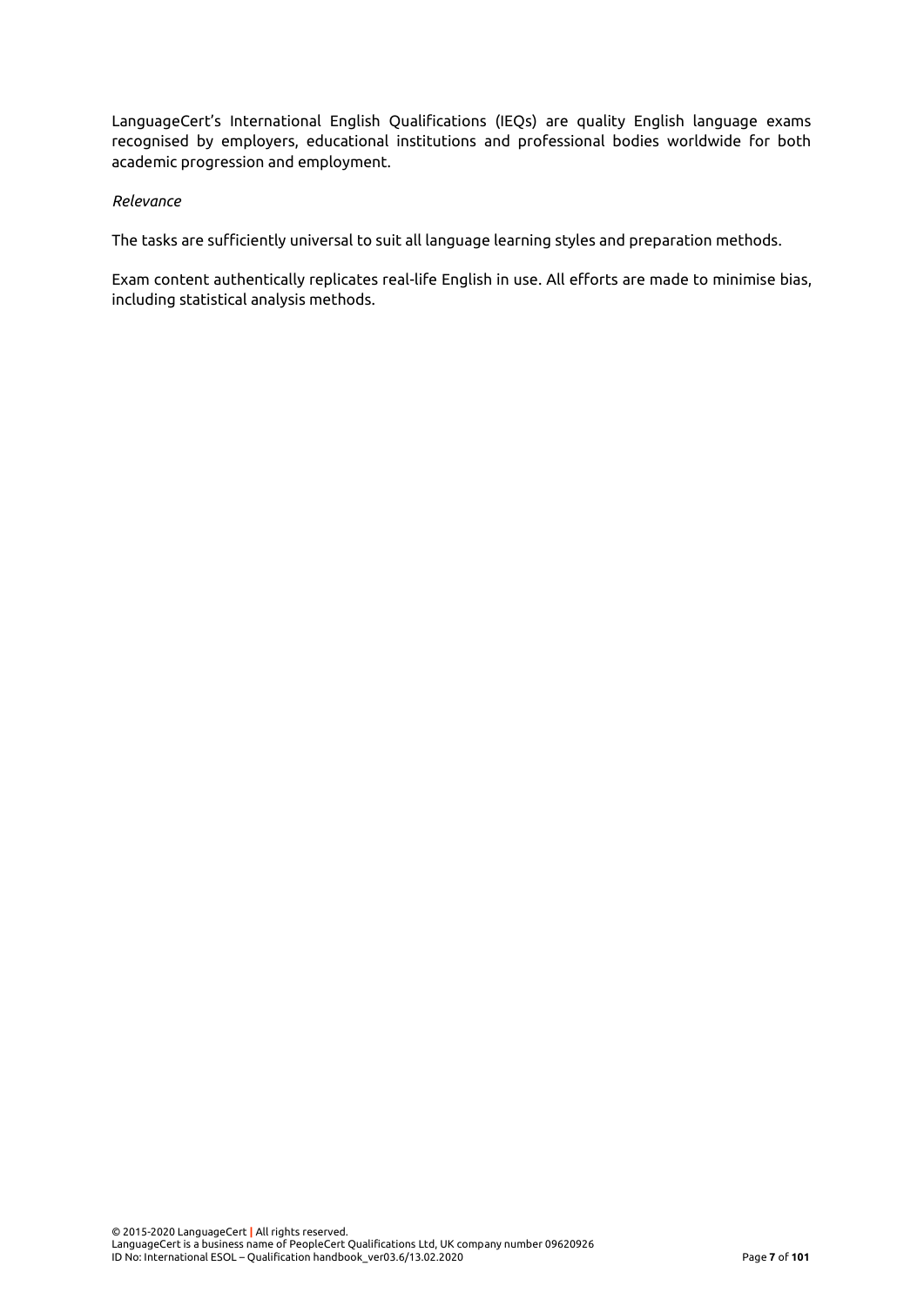LanguageCert's International English Qualifications (IEQs) are quality English language exams recognised by employers, educational institutions and professional bodies worldwide for both academic progression and employment.

*Relevance*

The tasks are sufficiently universal to suit all language learning styles and preparation methods.

Exam content authentically replicates real-life English in use. All efforts are made to minimise bias, including statistical analysis methods.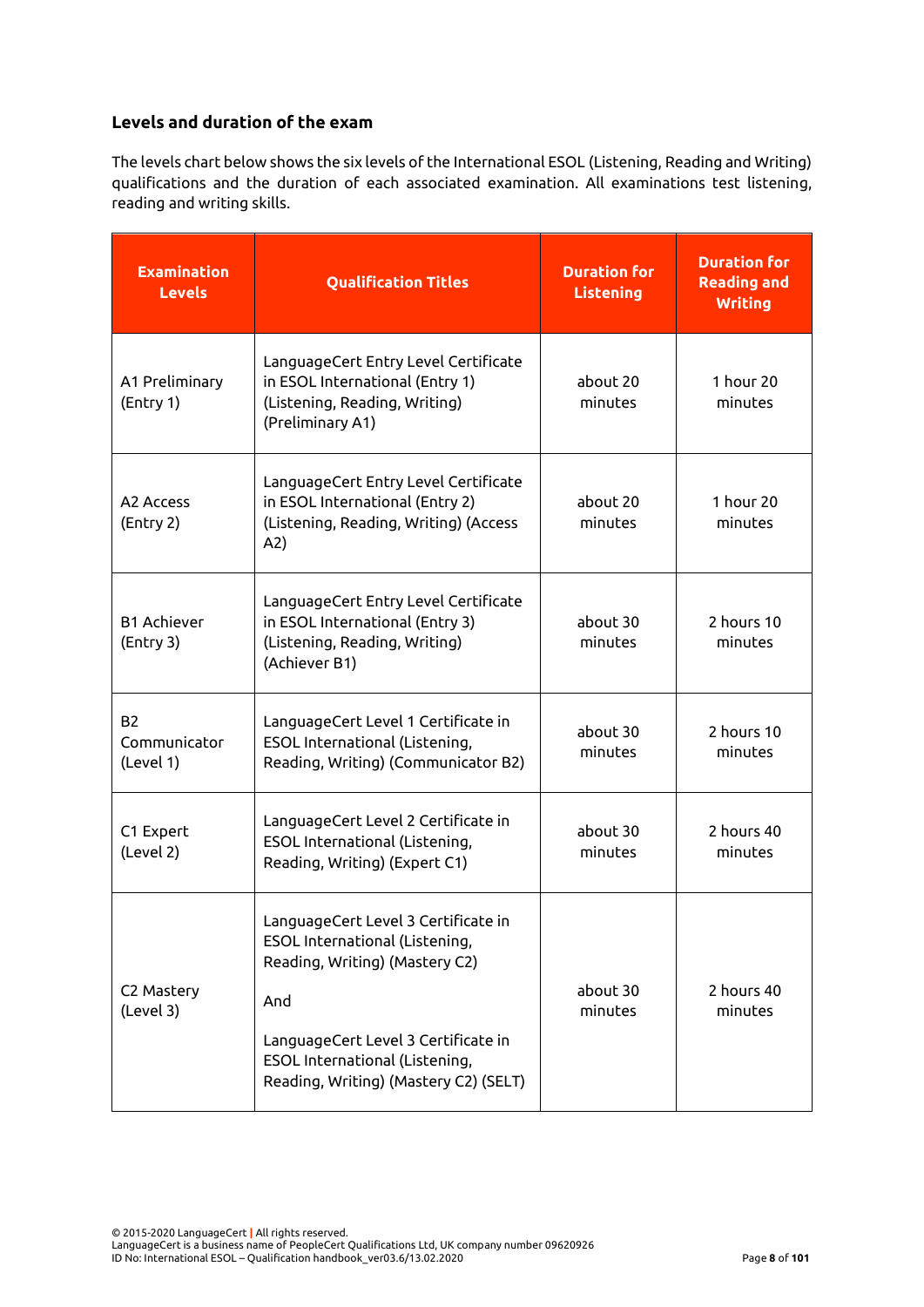### Levels and duration of the exam

The levels chart below shows the six levels of the International ESOL (Listening, Reading and Writing) qualifications and the duration of each associated examination. All examinations test listening, reading and writing skills.

| Examination Levels | Qualification Titles | Duration for Listening | Duration for Reading and Writing |
|---|---|---|---|
| A1 Preliminary (Entry 1) | LanguageCert Entry Level Certificate in ESOL International (Entry 1) (Listening, Reading, Writing) (Preliminary A1) | about 20 minutes | 1 hour 20 minutes |
| A2 Access (Entry 2) | LanguageCert Entry Level Certificate in ESOL International (Entry 2) (Listening, Reading, Writing) (Access A2) | about 20 minutes | 1 hour 20 minutes |
| B1 Achiever (Entry 3) | LanguageCert Entry Level Certificate in ESOL International (Entry 3) (Listening, Reading, Writing) (Achiever B1) | about 30 minutes | 2 hours 10 minutes |
| B2 Communicator (Level 1) | LanguageCert Level 1 Certificate in ESOL International (Listening, Reading, Writing) (Communicator B2) | about 30 minutes | 2 hours 10 minutes |
| C1 Expert (Level 2) | LanguageCert Level 2 Certificate in ESOL International (Listening, Reading, Writing) (Expert C1) | about 30 minutes | 2 hours 40 minutes |
| C2 Mastery (Level 3) | LanguageCert Level 3 Certificate in ESOL International (Listening, Reading, Writing) (Mastery C2) And LanguageCert Level 3 Certificate in ESOL International (Listening, Reading, Writing) (Mastery C2) (SELT) | about 30 minutes | 2 hours 40 minutes |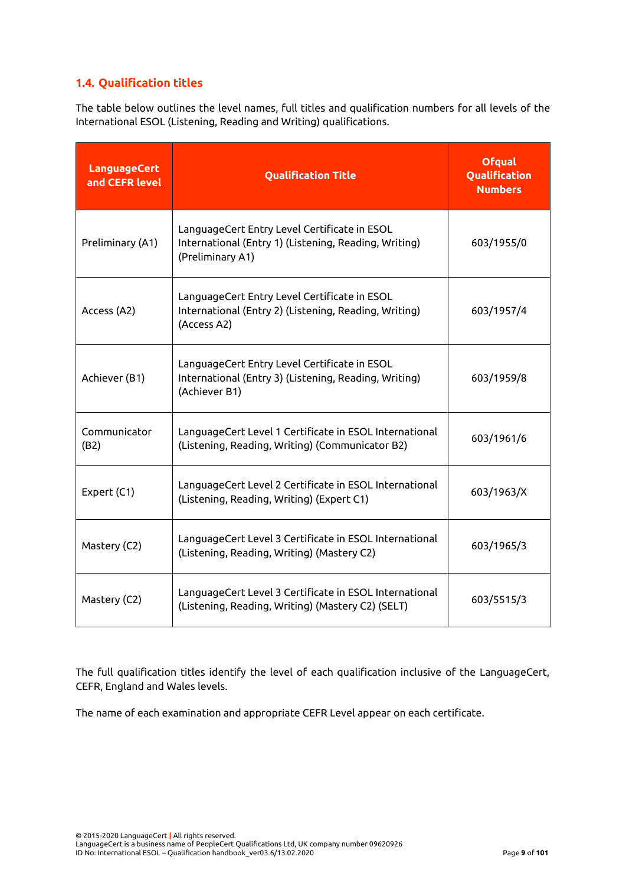### 1.4. Qualification titles

The table below outlines the level names, full titles and qualification numbers for all levels of the International ESOL (Listening, Reading and Writing) qualifications.

| LanguageCert and CEFR level | Qualification Title | Ofqual Qualification Numbers |
|---|---|---|
| Preliminary (A1) | LanguageCert Entry Level Certificate in ESOL International (Entry 1) (Listening, Reading, Writing) (Preliminary A1) | 603/1955/0 |
| Access (A2) | LanguageCert Entry Level Certificate in ESOL International (Entry 2) (Listening, Reading, Writing) (Access A2) | 603/1957/4 |
| Achiever (B1) | LanguageCert Entry Level Certificate in ESOL International (Entry 3) (Listening, Reading, Writing) (Achiever B1) | 603/1959/8 |
| Communicator (B2) | LanguageCert Level 1 Certificate in ESOL International (Listening, Reading, Writing) (Communicator B2) | 603/1961/6 |
| Expert (C1) | LanguageCert Level 2 Certificate in ESOL International (Listening, Reading, Writing) (Expert C1) | 603/1963/X |
| Mastery (C2) | LanguageCert Level 3 Certificate in ESOL International (Listening, Reading, Writing) (Mastery C2) | 603/1965/3 |
| Mastery (C2) | LanguageCert Level 3 Certificate in ESOL International (Listening, Reading, Writing) (Mastery C2) (SELT) | 603/5515/3 |

The full qualification titles identify the level of each qualification inclusive of the LanguageCert, CEFR, England and Wales levels.

The name of each examination and appropriate CEFR Level appear on each certificate.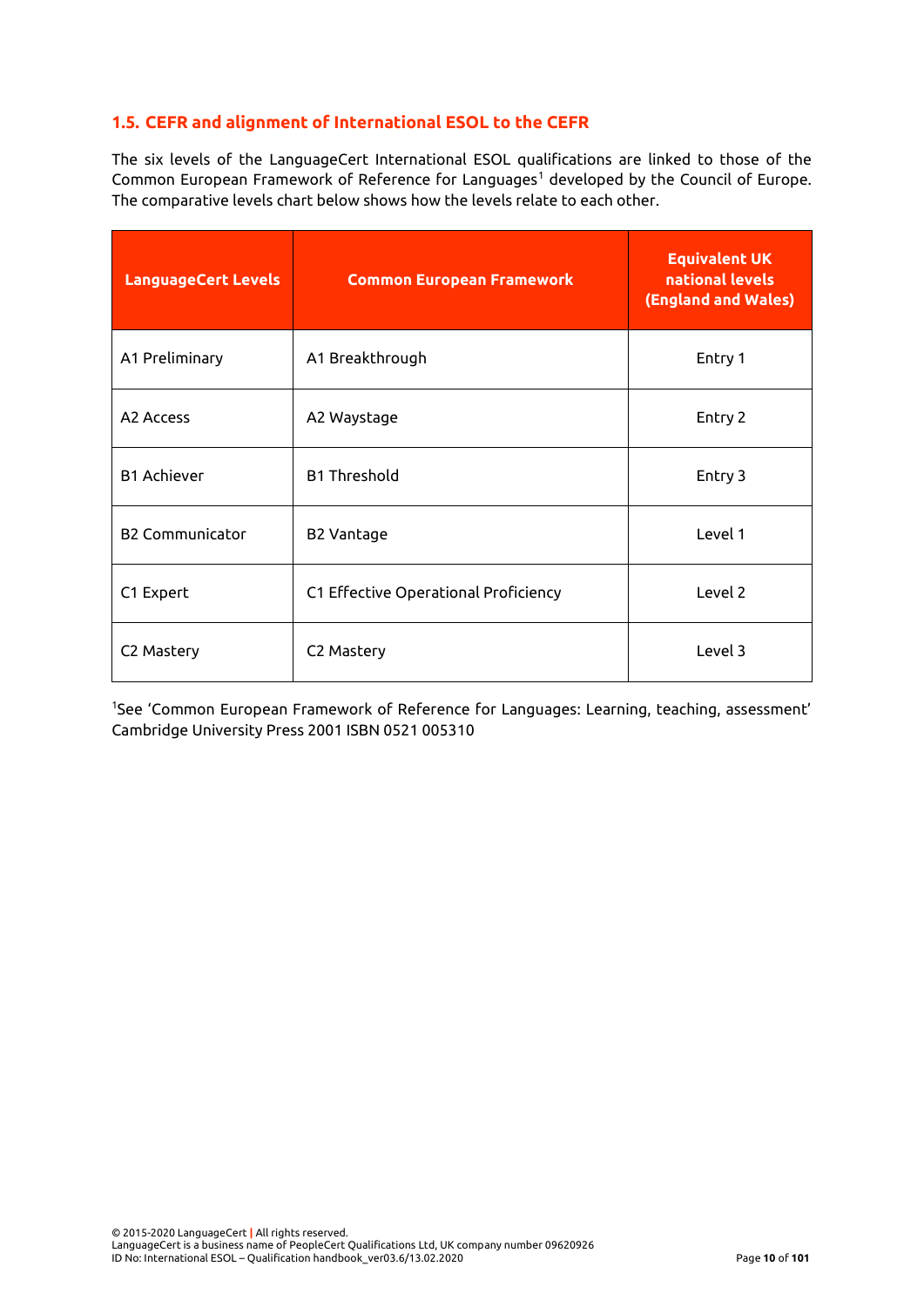## 1.5. CEFR and alignment of International ESOL to the CEFR

The six levels of the LanguageCert International ESOL qualifications are linked to those of the Common European Framework of Reference for Languages[1] developed by the Council of Europe. The comparative levels chart below shows how the levels relate to each other.

| LanguageCert Levels | Common European Framework | Equivalent UK national levels (England and Wales) |
|---|---|---|
| A1 Preliminary | A1 Breakthrough | Entry 1 |
| A2 Access | A2 Waystage | Entry 2 |
| B1 Achiever | B1 Threshold | Entry 3 |
| B2 Communicator | B2 Vantage | Level 1 |
| C1 Expert | C1 Effective Operational Proficiency | Level 2 |
| C2 Mastery | C2 Mastery | Level 3 |

[1]See 'Common European Framework of Reference for Languages: Learning, teaching, assessment' Cambridge University Press 2001 ISBN 0521 005310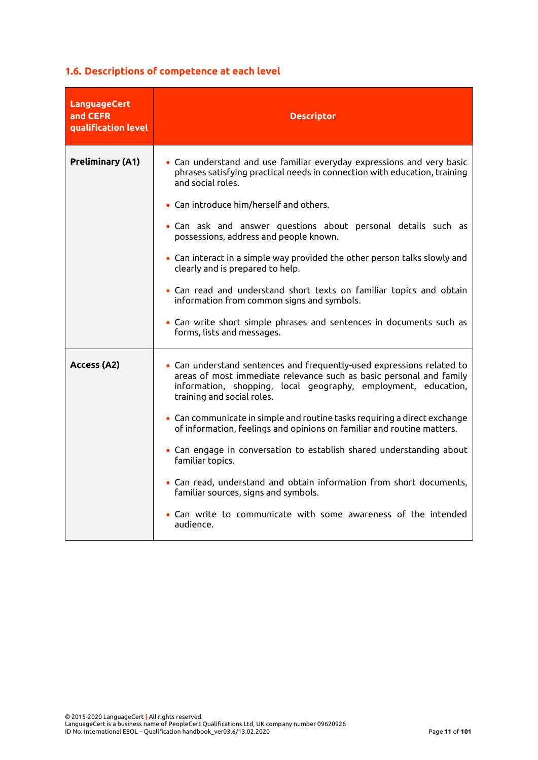## 1.6. Descriptions of competence at each level

| LanguageCert and CEFR qualification level | Descriptor |
|---|---|
| **Preliminary (A1)** | • Can understand and use familiar everyday expressions and very basic phrases satisfying practical needs in connection with education, training and social roles.<br><br>• Can introduce him/herself and others.<br><br>• Can ask and answer questions about personal details such as possessions, address and people known.<br><br>• Can interact in a simple way provided the other person talks slowly and clearly and is prepared to help.<br><br>• Can read and understand short texts on familiar topics and obtain information from common signs and symbols.<br><br>• Can write short simple phrases and sentences in documents such as forms, lists and messages. |
| **Access (A2)** | • Can understand sentences and frequently-used expressions related to areas of most immediate relevance such as basic personal and family information, shopping, local geography, employment, education, training and social roles.<br><br>• Can communicate in simple and routine tasks requiring a direct exchange of information, feelings and opinions on familiar and routine matters.<br><br>• Can engage in conversation to establish shared understanding about familiar topics.<br><br>• Can read, understand and obtain information from short documents, familiar sources, signs and symbols.<br><br>• Can write to communicate with some awareness of the intended audience. |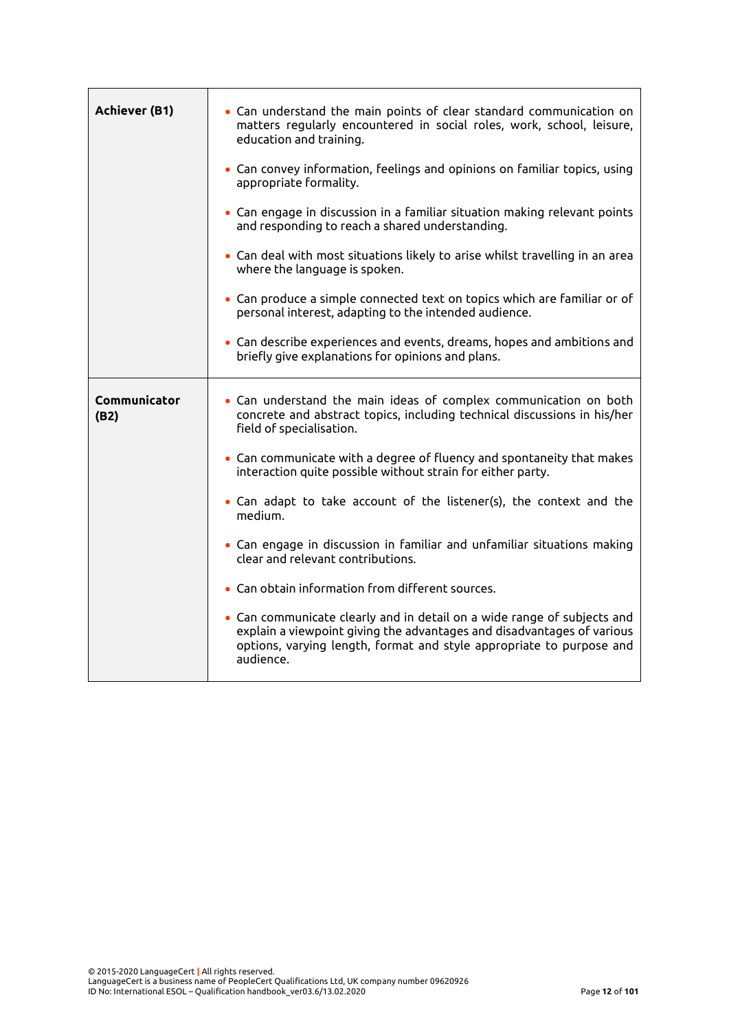| | |
|---|---|
| **Achiever (B1)** | • Can understand the main points of clear standard communication on matters regularly encountered in social roles, work, school, leisure, education and training.<br><br>• Can convey information, feelings and opinions on familiar topics, using appropriate formality.<br><br>• Can engage in discussion in a familiar situation making relevant points and responding to reach a shared understanding.<br><br>• Can deal with most situations likely to arise whilst travelling in an area where the language is spoken.<br><br>• Can produce a simple connected text on topics which are familiar or of personal interest, adapting to the intended audience.<br><br>• Can describe experiences and events, dreams, hopes and ambitions and briefly give explanations for opinions and plans. |
| **Communicator (B2)** | • Can understand the main ideas of complex communication on both concrete and abstract topics, including technical discussions in his/her field of specialisation.<br><br>• Can communicate with a degree of fluency and spontaneity that makes interaction quite possible without strain for either party.<br><br>• Can adapt to take account of the listener(s), the context and the medium.<br><br>• Can engage in discussion in familiar and unfamiliar situations making clear and relevant contributions.<br><br>• Can obtain information from different sources.<br><br>• Can communicate clearly and in detail on a wide range of subjects and explain a viewpoint giving the advantages and disadvantages of various options, varying length, format and style appropriate to purpose and audience. |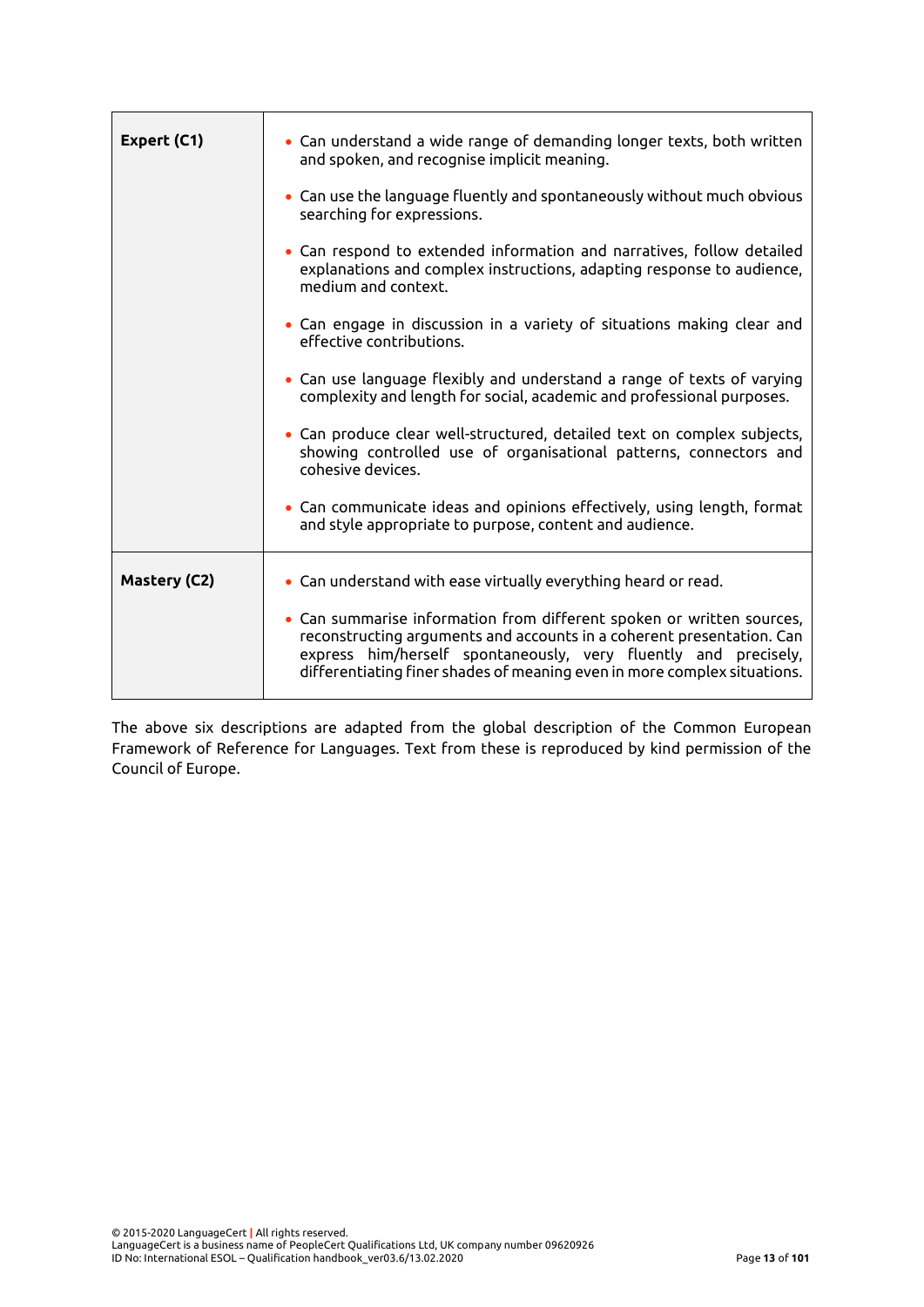| | |
|---|---|
| **Expert (C1)** | • Can understand a wide range of demanding longer texts, both written and spoken, and recognise implicit meaning.<br>• Can use the language fluently and spontaneously without much obvious searching for expressions.<br>• Can respond to extended information and narratives, follow detailed explanations and complex instructions, adapting response to audience, medium and context.<br>• Can engage in discussion in a variety of situations making clear and effective contributions.<br>• Can use language flexibly and understand a range of texts of varying complexity and length for social, academic and professional purposes.<br>• Can produce clear well-structured, detailed text on complex subjects, showing controlled use of organisational patterns, connectors and cohesive devices.<br>• Can communicate ideas and opinions effectively, using length, format and style appropriate to purpose, content and audience. |
| **Mastery (C2)** | • Can understand with ease virtually everything heard or read.<br>• Can summarise information from different spoken or written sources, reconstructing arguments and accounts in a coherent presentation. Can express him/herself spontaneously, very fluently and precisely, differentiating finer shades of meaning even in more complex situations. |

The above six descriptions are adapted from the global description of the Common European Framework of Reference for Languages. Text from these is reproduced by kind permission of the Council of Europe.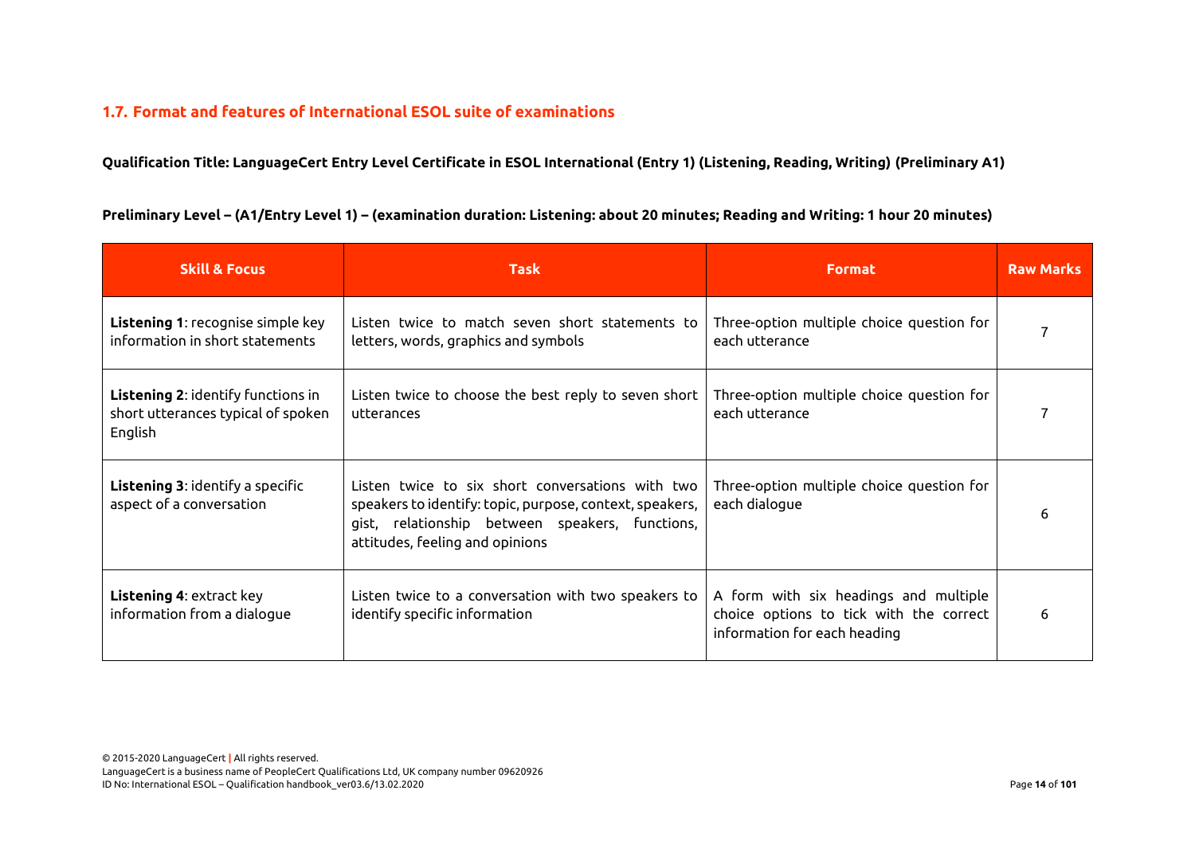## 1.7. Format and features of International ESOL suite of examinations

**Qualification Title: LanguageCert Entry Level Certificate in ESOL International (Entry 1) (Listening, Reading, Writing) (Preliminary A1)**

**Preliminary Level – (A1/Entry Level 1) – (examination duration: Listening: about 20 minutes; Reading and Writing: 1 hour 20 minutes)**

| Skill & Focus | Task | Format | Raw Marks |
|---|---|---|---|
| **Listening 1**: recognise simple key information in short statements | Listen twice to match seven short statements to letters, words, graphics and symbols | Three-option multiple choice question for each utterance | 7 |
| **Listening 2**: identify functions in short utterances typical of spoken English | Listen twice to choose the best reply to seven short utterances | Three-option multiple choice question for each utterance | 7 |
| **Listening 3**: identify a specific aspect of a conversation | Listen twice to six short conversations with two speakers to identify: topic, purpose, context, speakers, gist, relationship between speakers, functions, attitudes, feeling and opinions | Three-option multiple choice question for each dialogue | 6 |
| **Listening 4**: extract key information from a dialogue | Listen twice to a conversation with two speakers to identify specific information | A form with six headings and multiple choice options to tick with the correct information for each heading | 6 |

© 2015-2020 LanguageCert | All rights reserved.
LanguageCert is a business name of PeopleCert Qualifications Ltd, UK company number 09620926
ID No: International ESOL – Qualification handbook_ver03.6/13.02.2020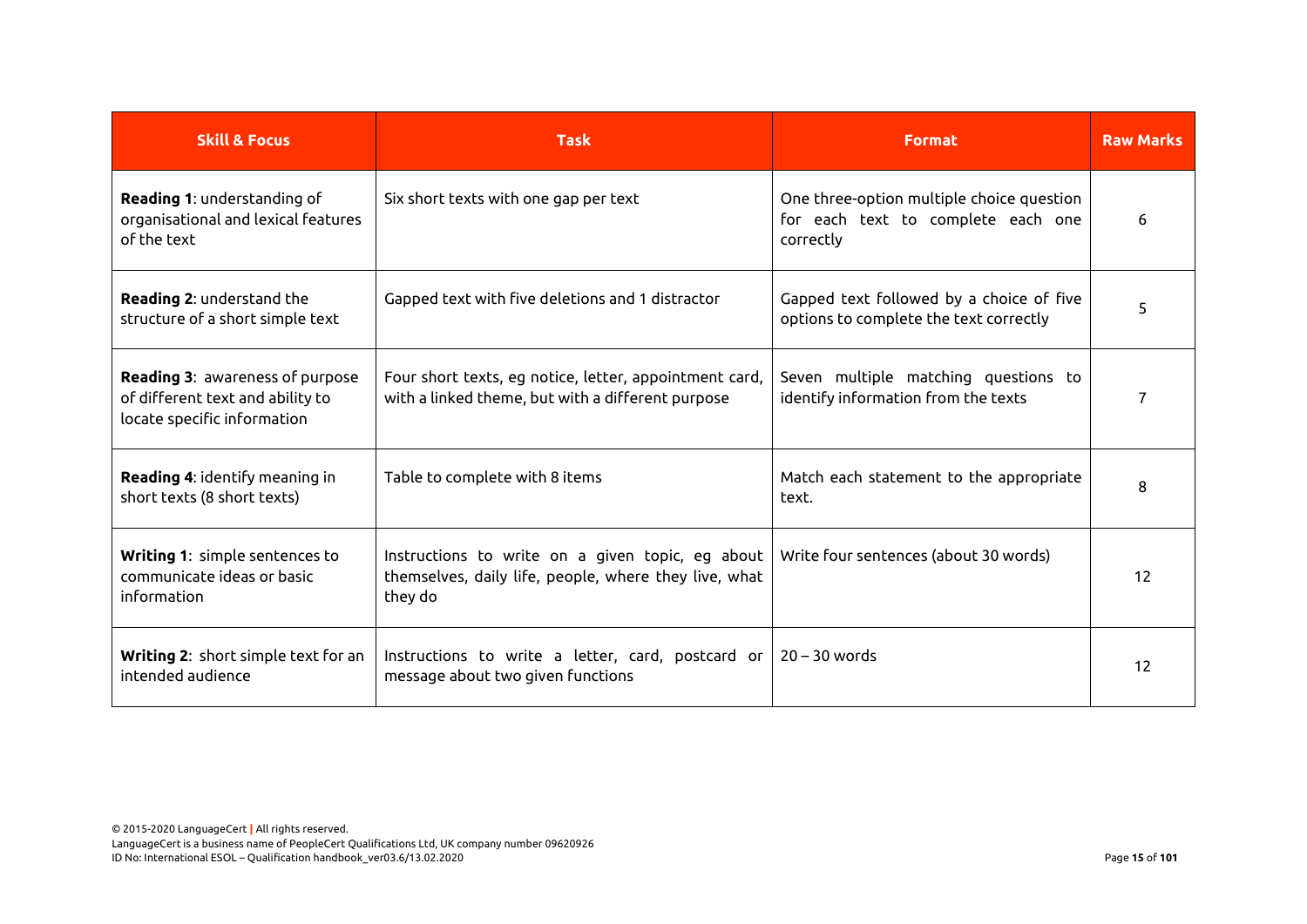| Skill & Focus | Task | Format | Raw Marks |
|---|---|---|---|
| **Reading 1**: understanding of organisational and lexical features of the text | Six short texts with one gap per text | One three-option multiple choice question for each text to complete each one correctly | 6 |
| **Reading 2**: understand the structure of a short simple text | Gapped text with five deletions and 1 distractor | Gapped text followed by a choice of five options to complete the text correctly | 5 |
| **Reading 3**: awareness of purpose of different text and ability to locate specific information | Four short texts, eg notice, letter, appointment card, with a linked theme, but with a different purpose | Seven multiple matching questions to identify information from the texts | 7 |
| **Reading 4**: identify meaning in short texts (8 short texts) | Table to complete with 8 items | Match each statement to the appropriate text. | 8 |
| **Writing 1**: simple sentences to communicate ideas or basic information | Instructions to write on a given topic, eg about themselves, daily life, people, where they live, what they do | Write four sentences (about 30 words) | 12 |
| **Writing 2**: short simple text for an intended audience | Instructions to write a letter, card, postcard or message about two given functions | 20 – 30 words | 12 |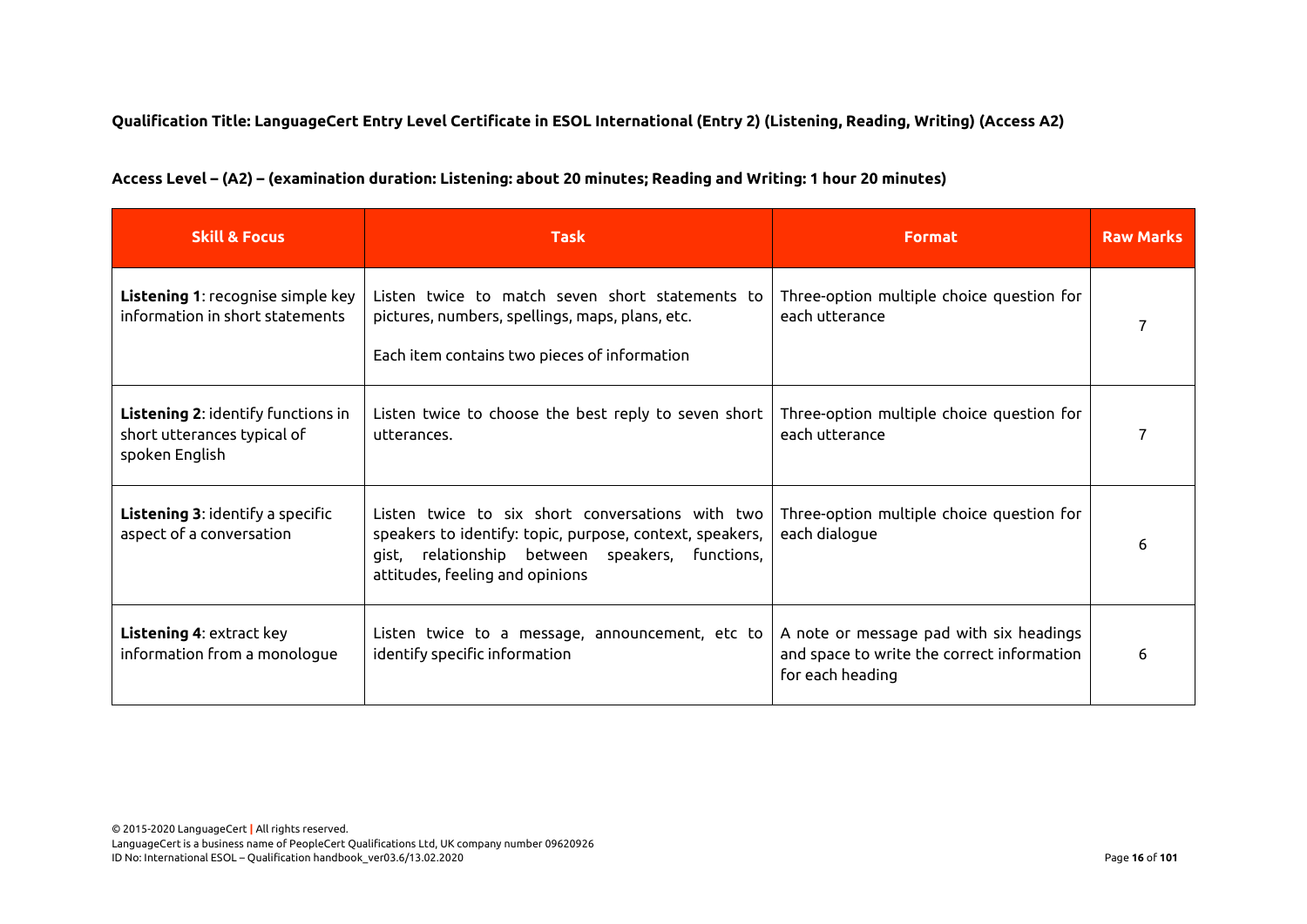**Qualification Title: LanguageCert Entry Level Certificate in ESOL International (Entry 2) (Listening, Reading, Writing) (Access A2)**

**Access Level – (A2) – (examination duration: Listening: about 20 minutes; Reading and Writing: 1 hour 20 minutes)**

| Skill & Focus | Task | Format | Raw Marks |
|---|---|---|---|
| **Listening 1**: recognise simple key information in short statements | Listen twice to match seven short statements to pictures, numbers, spellings, maps, plans, etc.<br><br>Each item contains two pieces of information | Three-option multiple choice question for each utterance | 7 |
| **Listening 2**: identify functions in short utterances typical of spoken English | Listen twice to choose the best reply to seven short utterances. | Three-option multiple choice question for each utterance | 7 |
| **Listening 3**: identify a specific aspect of a conversation | Listen twice to six short conversations with two speakers to identify: topic, purpose, context, speakers, gist, relationship between speakers, functions, attitudes, feeling and opinions | Three-option multiple choice question for each dialogue | 6 |
| **Listening 4**: extract key information from a monologue | Listen twice to a message, announcement, etc to identify specific information | A note or message pad with six headings and space to write the correct information for each heading | 6 |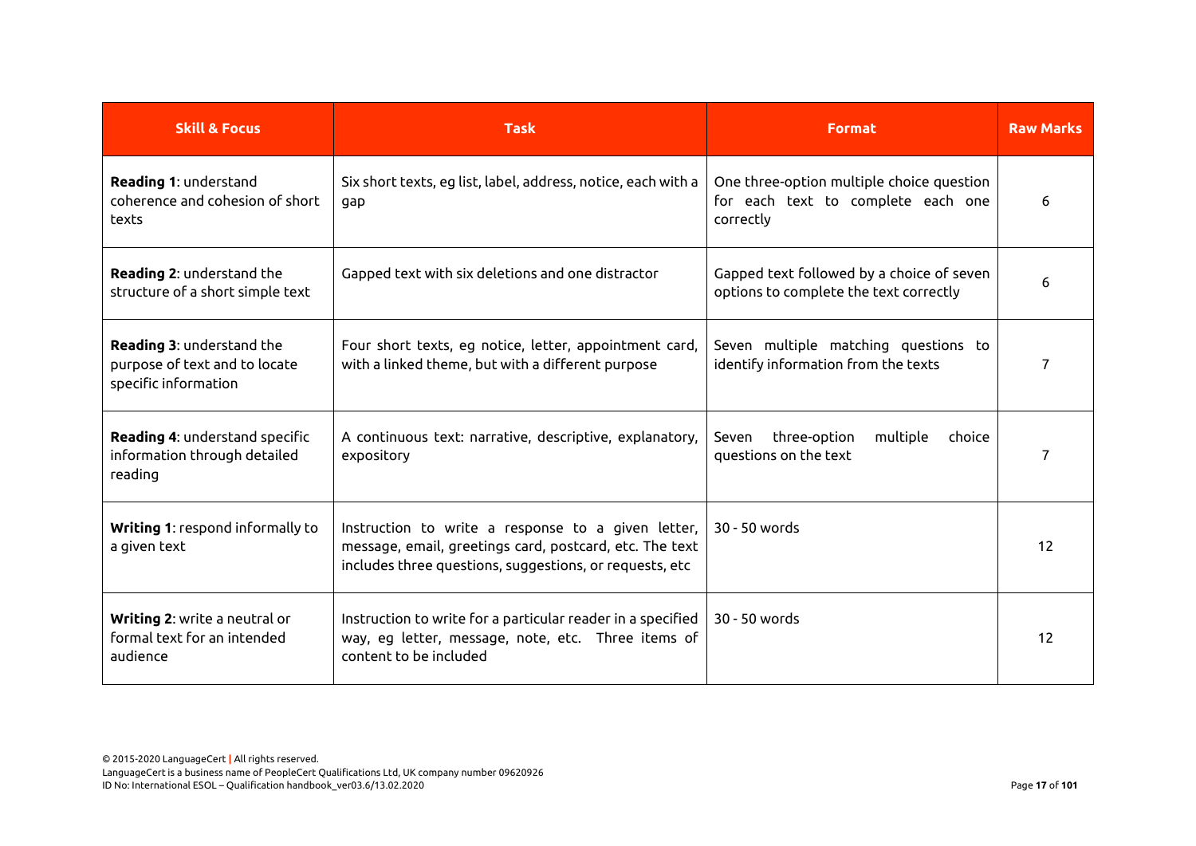| Skill & Focus | Task | Format | Raw Marks |
|---|---|---|---|
| **Reading 1**: understand coherence and cohesion of short texts | Six short texts, eg list, label, address, notice, each with a gap | One three-option multiple choice question for each text to complete each one correctly | 6 |
| **Reading 2**: understand the structure of a short simple text | Gapped text with six deletions and one distractor | Gapped text followed by a choice of seven options to complete the text correctly | 6 |
| **Reading 3**: understand the purpose of text and to locate specific information | Four short texts, eg notice, letter, appointment card, with a linked theme, but with a different purpose | Seven multiple matching questions to identify information from the texts | 7 |
| **Reading 4**: understand specific information through detailed reading | A continuous text: narrative, descriptive, explanatory, expository | Seven three-option multiple choice questions on the text | 7 |
| **Writing 1**: respond informally to a given text | Instruction to write a response to a given letter, message, email, greetings card, postcard, etc. The text includes three questions, suggestions, or requests, etc | 30 - 50 words | 12 |
| **Writing 2**: write a neutral or formal text for an intended audience | Instruction to write for a particular reader in a specified way, eg letter, message, note, etc. Three items of content to be included | 30 - 50 words | 12 |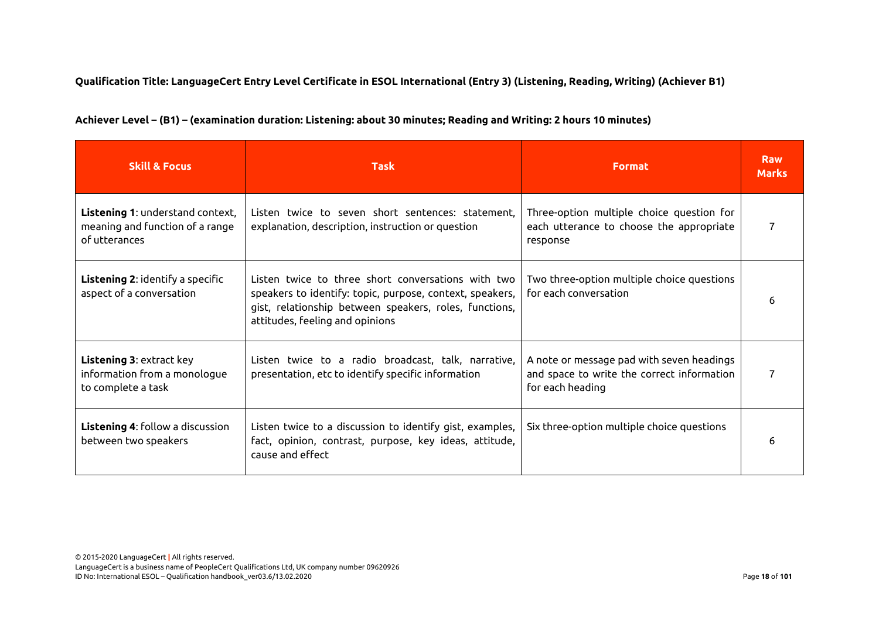**Qualification Title: LanguageCert Entry Level Certificate in ESOL International (Entry 3) (Listening, Reading, Writing) (Achiever B1)**

**Achiever Level – (B1) – (examination duration: Listening: about 30 minutes; Reading and Writing: 2 hours 10 minutes)**

| Skill & Focus | Task | Format | Raw Marks |
|---|---|---|---|
| **Listening 1**: understand context, meaning and function of a range of utterances | Listen twice to seven short sentences: statement, explanation, description, instruction or question | Three-option multiple choice question for each utterance to choose the appropriate response | 7 |
| **Listening 2**: identify a specific aspect of a conversation | Listen twice to three short conversations with two speakers to identify: topic, purpose, context, speakers, gist, relationship between speakers, roles, functions, attitudes, feeling and opinions | Two three-option multiple choice questions for each conversation | 6 |
| **Listening 3**: extract key information from a monologue to complete a task | Listen twice to a radio broadcast, talk, narrative, presentation, etc to identify specific information | A note or message pad with seven headings and space to write the correct information for each heading | 7 |
| **Listening 4**: follow a discussion between two speakers | Listen twice to a discussion to identify gist, examples, fact, opinion, contrast, purpose, key ideas, attitude, cause and effect | Six three-option multiple choice questions | 6 |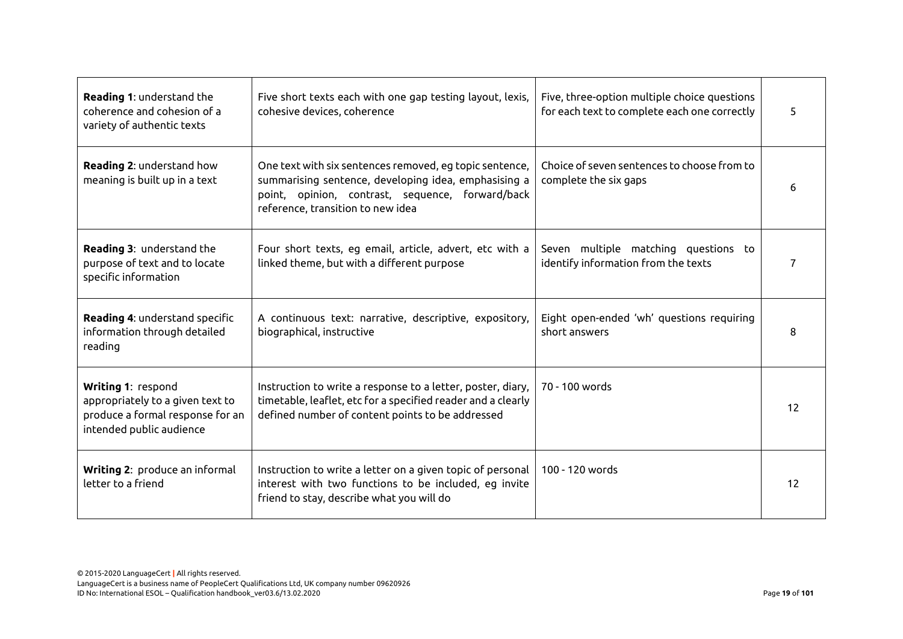| | | | |
|---|---|---|---|
| **Reading 1**: understand the coherence and cohesion of a variety of authentic texts | Five short texts each with one gap testing layout, lexis, cohesive devices, coherence | Five, three-option multiple choice questions for each text to complete each one correctly | 5 |
| **Reading 2**: understand how meaning is built up in a text | One text with six sentences removed, eg topic sentence, summarising sentence, developing idea, emphasising a point, opinion, contrast, sequence, forward/back reference, transition to new idea | Choice of seven sentences to choose from to complete the six gaps | 6 |
| **Reading 3**: understand the purpose of text and to locate specific information | Four short texts, eg email, article, advert, etc with a linked theme, but with a different purpose | Seven multiple matching questions to identify information from the texts | 7 |
| **Reading 4**: understand specific information through detailed reading | A continuous text: narrative, descriptive, expository, biographical, instructive | Eight open-ended 'wh' questions requiring short answers | 8 |
| **Writing 1**: respond appropriately to a given text to produce a formal response for an intended public audience | Instruction to write a response to a letter, poster, diary, timetable, leaflet, etc for a specified reader and a clearly defined number of content points to be addressed | 70 - 100 words | 12 |
| **Writing 2**: produce an informal letter to a friend | Instruction to write a letter on a given topic of personal interest with two functions to be included, eg invite friend to stay, describe what you will do | 100 - 120 words | 12 |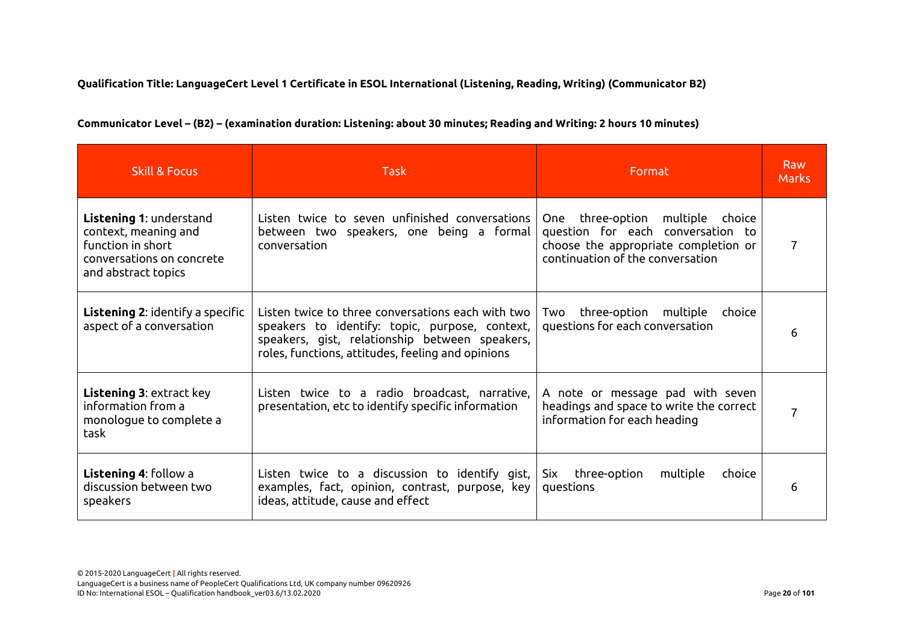**Qualification Title: LanguageCert Level 1 Certificate in ESOL International (Listening, Reading, Writing) (Communicator B2)**

**Communicator Level – (B2) – (examination duration: Listening: about 30 minutes; Reading and Writing: 2 hours 10 minutes)**

| Skill & Focus | Task | Format | Raw Marks |
|---|---|---|---|
| **Listening 1**: understand context, meaning and function in short conversations on concrete and abstract topics | Listen twice to seven unfinished conversations between two speakers, one being a formal conversation | One three-option multiple choice question for each conversation to choose the appropriate completion or continuation of the conversation | 7 |
| **Listening 2**: identify a specific aspect of a conversation | Listen twice to three conversations each with two speakers to identify: topic, purpose, context, speakers, gist, relationship between speakers, roles, functions, attitudes, feeling and opinions | Two three-option multiple choice questions for each conversation | 6 |
| **Listening 3**: extract key information from a monologue to complete a task | Listen twice to a radio broadcast, narrative, presentation, etc to identify specific information | A note or message pad with seven headings and space to write the correct information for each heading | 7 |
| **Listening 4**: follow a discussion between two speakers | Listen twice to a discussion to identify gist, examples, fact, opinion, contrast, purpose, key ideas, attitude, cause and effect | Six three-option multiple choice questions | 6 |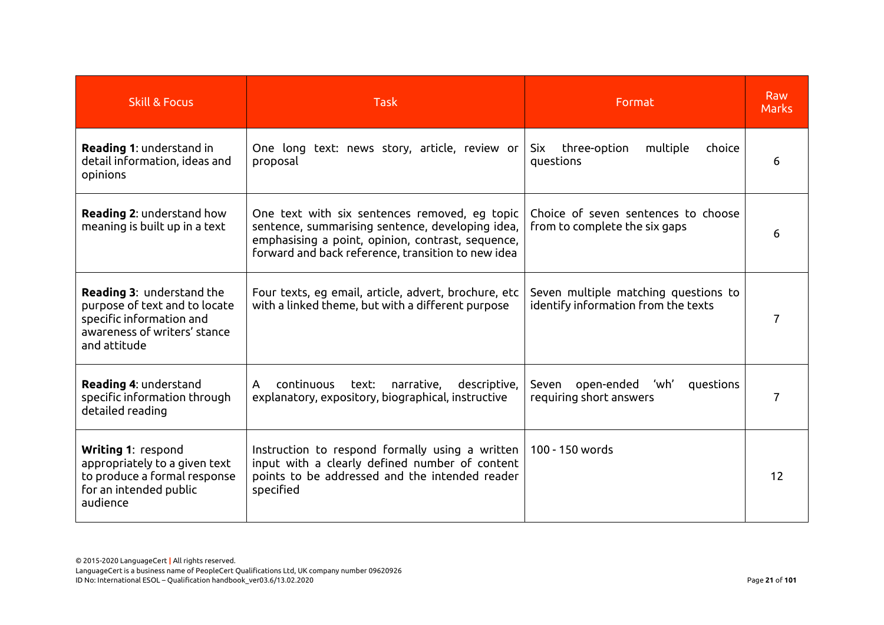| Skill & Focus | Task | Format | Raw Marks |
|---|---|---|---|
| **Reading 1**: understand in detail information, ideas and opinions | One long text: news story, article, review or proposal | Six three-option multiple choice questions | 6 |
| **Reading 2**: understand how meaning is built up in a text | One text with six sentences removed, eg topic sentence, summarising sentence, developing idea, emphasising a point, opinion, contrast, sequence, forward and back reference, transition to new idea | Choice of seven sentences to choose from to complete the six gaps | 6 |
| **Reading 3**: understand the purpose of text and to locate specific information and awareness of writers' stance and attitude | Four texts, eg email, article, advert, brochure, etc with a linked theme, but with a different purpose | Seven multiple matching questions to identify information from the texts | 7 |
| **Reading 4**: understand specific information through detailed reading | A continuous text: narrative, descriptive, explanatory, expository, biographical, instructive | Seven open-ended 'wh' questions requiring short answers | 7 |
| **Writing 1**: respond appropriately to a given text to produce a formal response for an intended public audience | Instruction to respond formally using a written input with a clearly defined number of content points to be addressed and the intended reader specified | 100 - 150 words | 12 |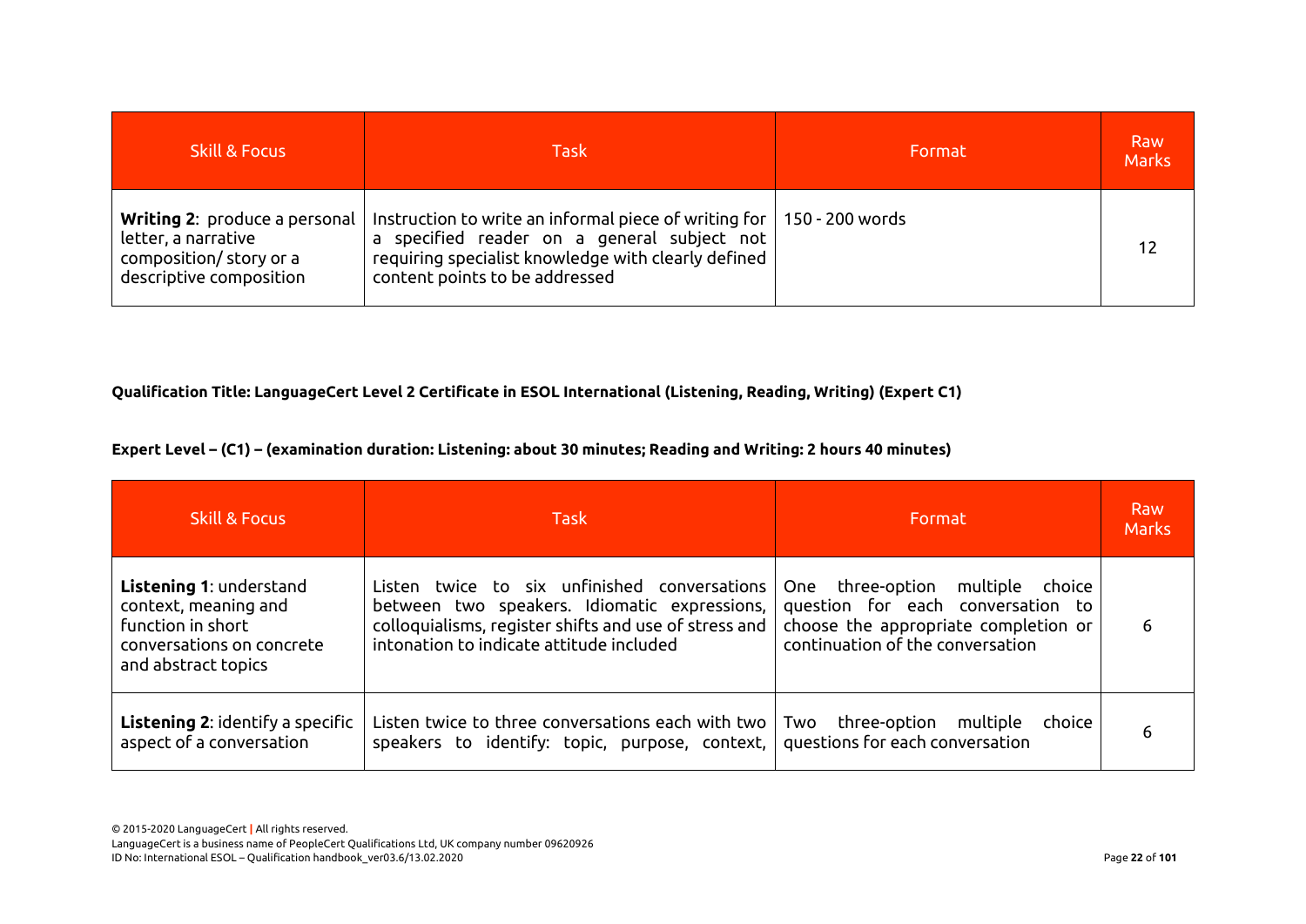| Skill & Focus | Task | Format | Raw Marks |
|---|---|---|---|
| **Writing 2**: produce a personal letter, a narrative composition/ story or a descriptive composition | Instruction to write an informal piece of writing for a specified reader on a general subject not requiring specialist knowledge with clearly defined content points to be addressed | 150 - 200 words | 12 |

**Qualification Title: LanguageCert Level 2 Certificate in ESOL International (Listening, Reading, Writing) (Expert C1)**

**Expert Level – (C1) – (examination duration: Listening: about 30 minutes; Reading and Writing: 2 hours 40 minutes)**

| Skill & Focus | Task | Format | Raw Marks |
|---|---|---|---|
| **Listening 1**: understand context, meaning and function in short conversations on concrete and abstract topics | Listen twice to six unfinished conversations between two speakers. Idiomatic expressions, colloquialisms, register shifts and use of stress and intonation to indicate attitude included | One three-option multiple choice question for each conversation to choose the appropriate completion or continuation of the conversation | 6 |
| **Listening 2**: identify a specific aspect of a conversation | Listen twice to three conversations each with two speakers to identify: topic, purpose, context, | Two three-option multiple choice questions for each conversation | 6 |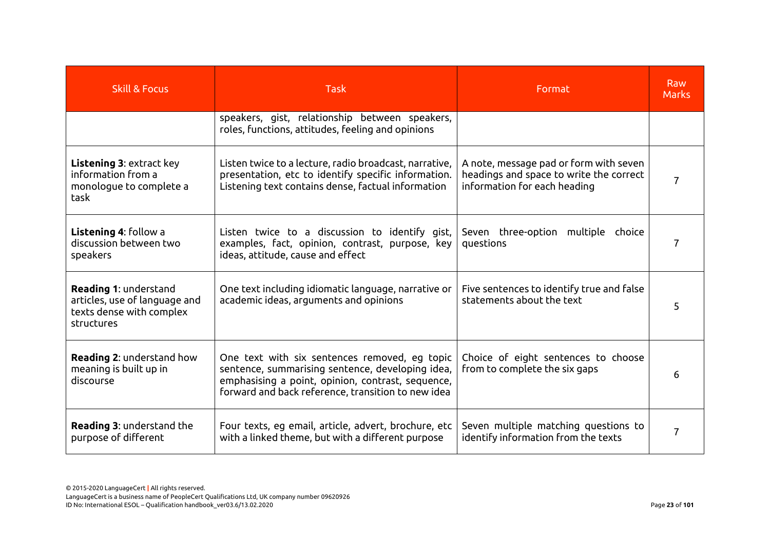| Skill & Focus | Task | Format | Raw Marks |
|---|---|---|---|
| | speakers, gist, relationship between speakers, roles, functions, attitudes, feeling and opinions | | |
| **Listening 3**: extract key information from a monologue to complete a task | Listen twice to a lecture, radio broadcast, narrative, presentation, etc to identify specific information. Listening text contains dense, factual information | A note, message pad or form with seven headings and space to write the correct information for each heading | 7 |
| **Listening 4**: follow a discussion between two speakers | Listen twice to a discussion to identify gist, examples, fact, opinion, contrast, purpose, key ideas, attitude, cause and effect | Seven three-option multiple choice questions | 7 |
| **Reading 1**: understand articles, use of language and texts dense with complex structures | One text including idiomatic language, narrative or academic ideas, arguments and opinions | Five sentences to identify true and false statements about the text | 5 |
| **Reading 2**: understand how meaning is built up in discourse | One text with six sentences removed, eg topic sentence, summarising sentence, developing idea, emphasising a point, opinion, contrast, sequence, forward and back reference, transition to new idea | Choice of eight sentences to choose from to complete the six gaps | 6 |
| **Reading 3**: understand the purpose of different | Four texts, eg email, article, advert, brochure, etc with a linked theme, but with a different purpose | Seven multiple matching questions to identify information from the texts | 7 |

© 2015-2020 LanguageCert | All rights reserved.
LanguageCert is a business name of PeopleCert Qualifications Ltd, UK company number 09620926
ID No: International ESOL – Qualification handbook_ver03.6/13.02.2020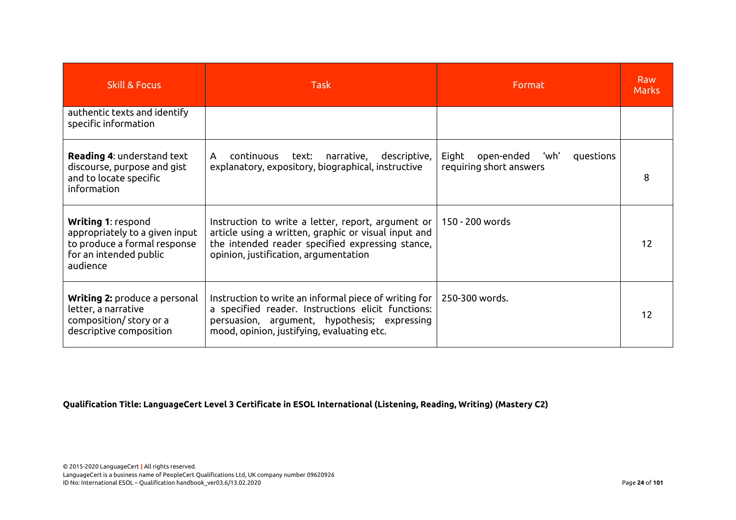| Skill & Focus | Task | Format | Raw Marks |
|---|---|---|---|
| authentic texts and identify specific information | | | |
| **Reading 4**: understand text discourse, purpose and gist and to locate specific information | A continuous text: narrative, descriptive, explanatory, expository, biographical, instructive | Eight open-ended 'wh' questions requiring short answers | 8 |
| **Writing 1**: respond appropriately to a given input to produce a formal response for an intended public audience | Instruction to write a letter, report, argument or article using a written, graphic or visual input and the intended reader specified expressing stance, opinion, justification, argumentation | 150 - 200 words | 12 |
| **Writing 2:** produce a personal letter, a narrative composition/ story or a descriptive composition | Instruction to write an informal piece of writing for a specified reader. Instructions elicit functions: persuasion, argument, hypothesis; expressing mood, opinion, justifying, evaluating etc. | 250-300 words. | 12 |

**Qualification Title: LanguageCert Level 3 Certificate in ESOL International (Listening, Reading, Writing) (Mastery C2)**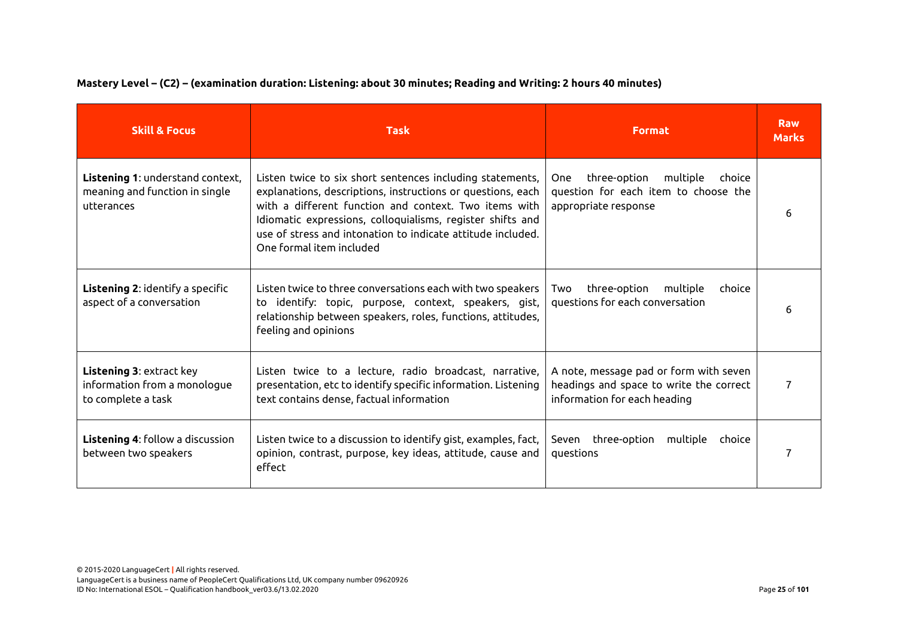**Mastery Level – (C2) – (examination duration: Listening: about 30 minutes; Reading and Writing: 2 hours 40 minutes)**

| Skill & Focus | Task | Format | Raw Marks |
| --- | --- | --- | --- |
| **Listening 1**: understand context, meaning and function in single utterances | Listen twice to six short sentences including statements, explanations, descriptions, instructions or questions, each with a different function and context. Two items with Idiomatic expressions, colloquialisms, register shifts and use of stress and intonation to indicate attitude included. One formal item included | One three-option multiple choice question for each item to choose the appropriate response | 6 |
| **Listening 2**: identify a specific aspect of a conversation | Listen twice to three conversations each with two speakers to identify: topic, purpose, context, speakers, gist, relationship between speakers, roles, functions, attitudes, feeling and opinions | Two three-option multiple choice questions for each conversation | 6 |
| **Listening 3**: extract key information from a monologue to complete a task | Listen twice to a lecture, radio broadcast, narrative, presentation, etc to identify specific information. Listening text contains dense, factual information | A note, message pad or form with seven headings and space to write the correct information for each heading | 7 |
| **Listening 4**: follow a discussion between two speakers | Listen twice to a discussion to identify gist, examples, fact, opinion, contrast, purpose, key ideas, attitude, cause and effect | Seven three-option multiple choice questions | 7 |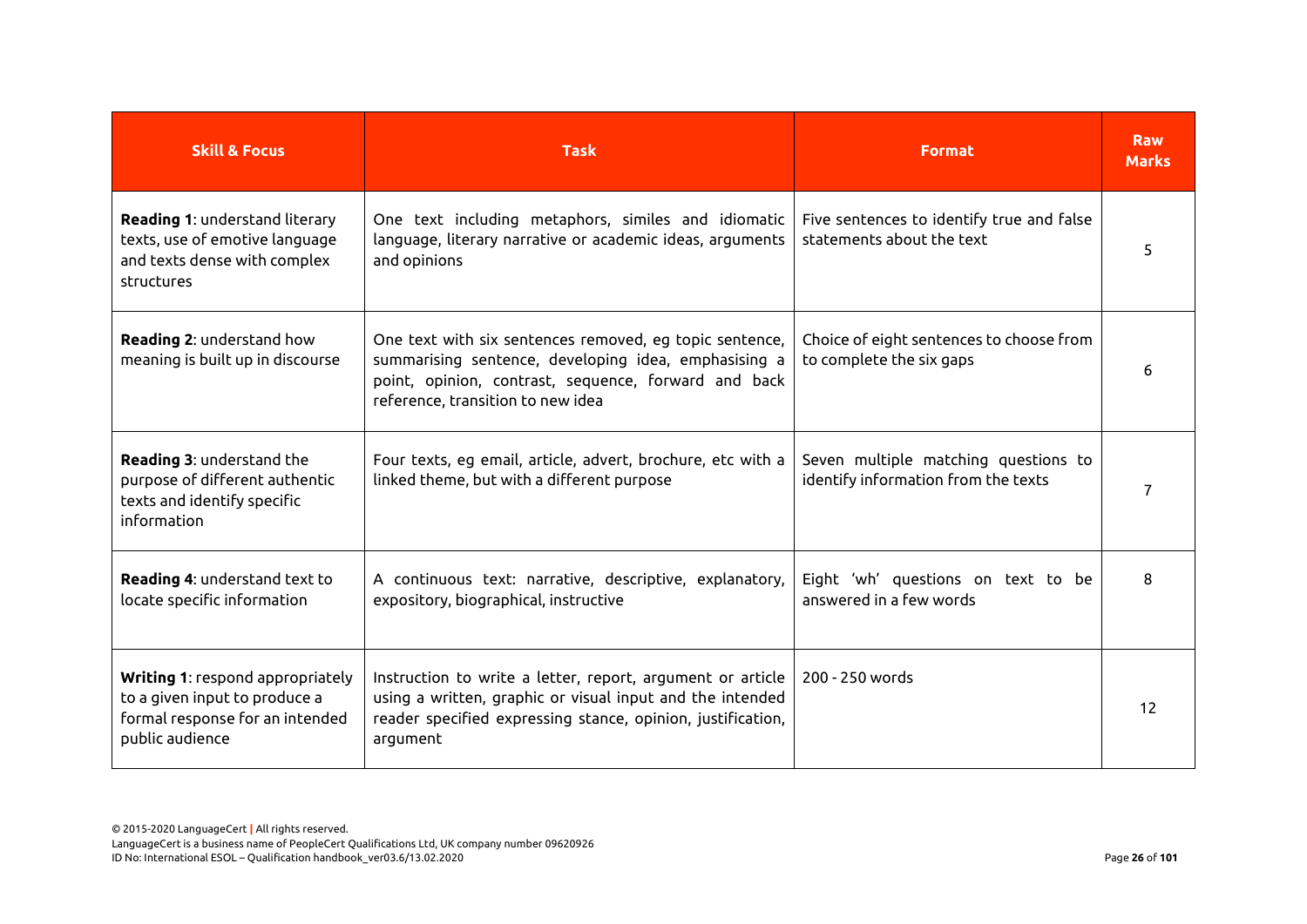| Skill & Focus | Task | Format | Raw Marks |
|---|---|---|---|
| **Reading 1**: understand literary texts, use of emotive language and texts dense with complex structures | One text including metaphors, similes and idiomatic language, literary narrative or academic ideas, arguments and opinions | Five sentences to identify true and false statements about the text | 5 |
| **Reading 2**: understand how meaning is built up in discourse | One text with six sentences removed, eg topic sentence, summarising sentence, developing idea, emphasising a point, opinion, contrast, sequence, forward and back reference, transition to new idea | Choice of eight sentences to choose from to complete the six gaps | 6 |
| **Reading 3**: understand the purpose of different authentic texts and identify specific information | Four texts, eg email, article, advert, brochure, etc with a linked theme, but with a different purpose | Seven multiple matching questions to identify information from the texts | 7 |
| **Reading 4**: understand text to locate specific information | A continuous text: narrative, descriptive, explanatory, expository, biographical, instructive | Eight 'wh' questions on text to be answered in a few words | 8 |
| **Writing 1**: respond appropriately to a given input to produce a formal response for an intended public audience | Instruction to write a letter, report, argument or article using a written, graphic or visual input and the intended reader specified expressing stance, opinion, justification, argument | 200 - 250 words | 12 |

© 2015-2020 LanguageCert | All rights reserved.
LanguageCert is a business name of PeopleCert Qualifications Ltd, UK company number 09620926
ID No: International ESOL – Qualification handbook_ver03.6/13.02.2020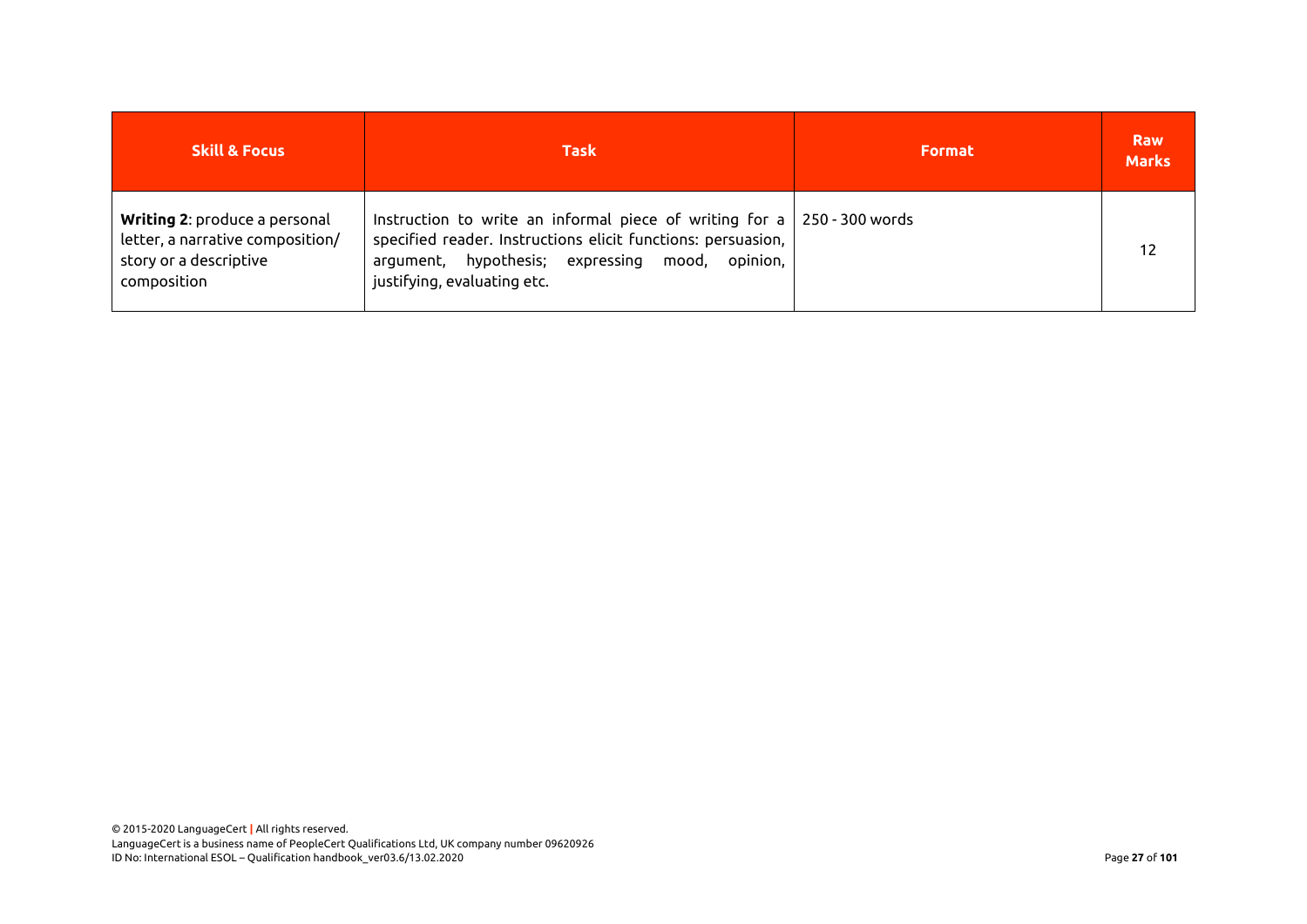| Skill & Focus | Task | Format | Raw Marks |
| --- | --- | --- | --- |
| **Writing 2**: produce a personal letter, a narrative composition/ story or a descriptive composition | Instruction to write an informal piece of writing for a specified reader. Instructions elicit functions: persuasion, argument, hypothesis; expressing mood, opinion, justifying, evaluating etc. | 250 - 300 words | 12 |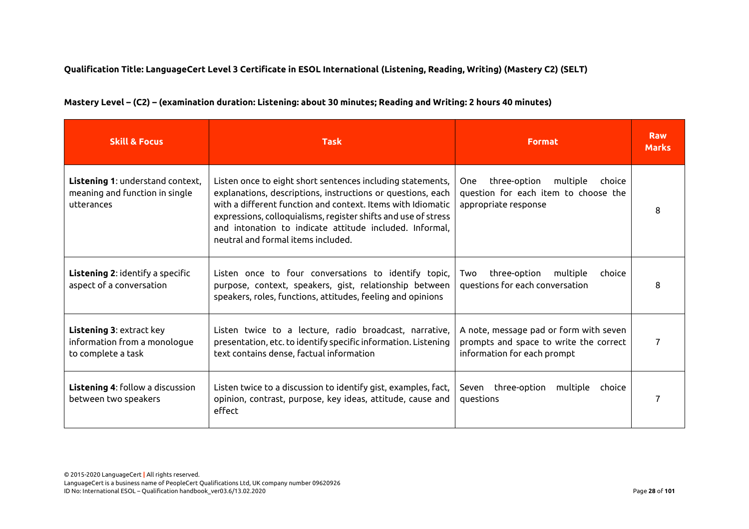**Qualification Title: LanguageCert Level 3 Certificate in ESOL International (Listening, Reading, Writing) (Mastery C2) (SELT)**

**Mastery Level – (C2) – (examination duration: Listening: about 30 minutes; Reading and Writing: 2 hours 40 minutes)**

| Skill & Focus | Task | Format | Raw Marks |
|---|---|---|---|
| **Listening 1**: understand context, meaning and function in single utterances | Listen once to eight short sentences including statements, explanations, descriptions, instructions or questions, each with a different function and context. Items with Idiomatic expressions, colloquialisms, register shifts and use of stress and intonation to indicate attitude included. Informal, neutral and formal items included. | One three-option multiple choice question for each item to choose the appropriate response | 8 |
| **Listening 2**: identify a specific aspect of a conversation | Listen once to four conversations to identify topic, purpose, context, speakers, gist, relationship between speakers, roles, functions, attitudes, feeling and opinions | Two three-option multiple choice questions for each conversation | 8 |
| **Listening 3**: extract key information from a monologue to complete a task | Listen twice to a lecture, radio broadcast, narrative, presentation, etc. to identify specific information. Listening text contains dense, factual information | A note, message pad or form with seven prompts and space to write the correct information for each prompt | 7 |
| **Listening 4**: follow a discussion between two speakers | Listen twice to a discussion to identify gist, examples, fact, opinion, contrast, purpose, key ideas, attitude, cause and effect | Seven three-option multiple choice questions | 7 |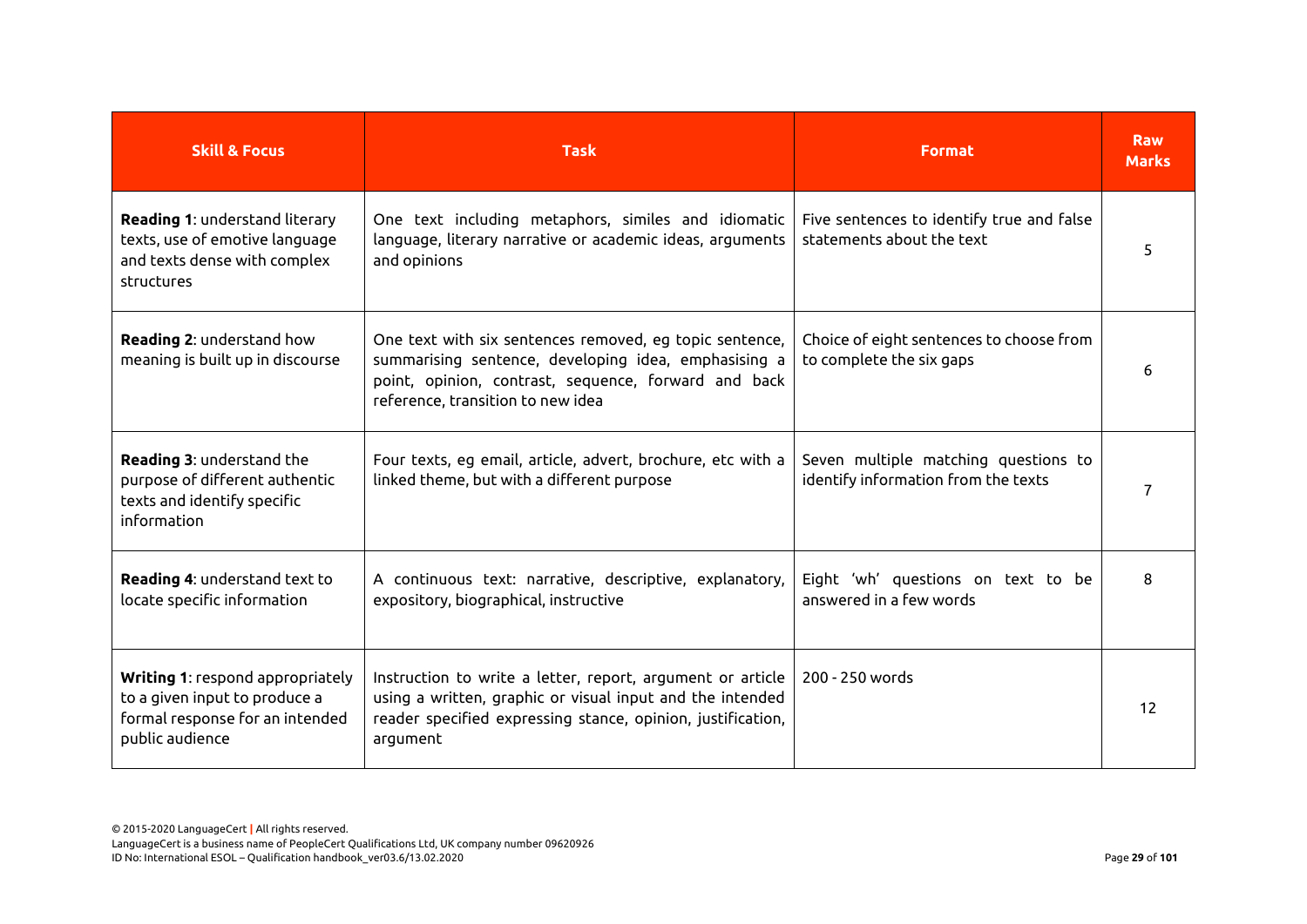| Skill & Focus | Task | Format | Raw Marks |
| --- | --- | --- | --- |
| **Reading 1**: understand literary texts, use of emotive language and texts dense with complex structures | One text including metaphors, similes and idiomatic language, literary narrative or academic ideas, arguments and opinions | Five sentences to identify true and false statements about the text | 5 |
| **Reading 2**: understand how meaning is built up in discourse | One text with six sentences removed, eg topic sentence, summarising sentence, developing idea, emphasising a point, opinion, contrast, sequence, forward and back reference, transition to new idea | Choice of eight sentences to choose from to complete the six gaps | 6 |
| **Reading 3**: understand the purpose of different authentic texts and identify specific information | Four texts, eg email, article, advert, brochure, etc with a linked theme, but with a different purpose | Seven multiple matching questions to identify information from the texts | 7 |
| **Reading 4**: understand text to locate specific information | A continuous text: narrative, descriptive, explanatory, expository, biographical, instructive | Eight 'wh' questions on text to be answered in a few words | 8 |
| **Writing 1**: respond appropriately to a given input to produce a formal response for an intended public audience | Instruction to write a letter, report, argument or article using a written, graphic or visual input and the intended reader specified expressing stance, opinion, justification, argument | 200 - 250 words | 12 |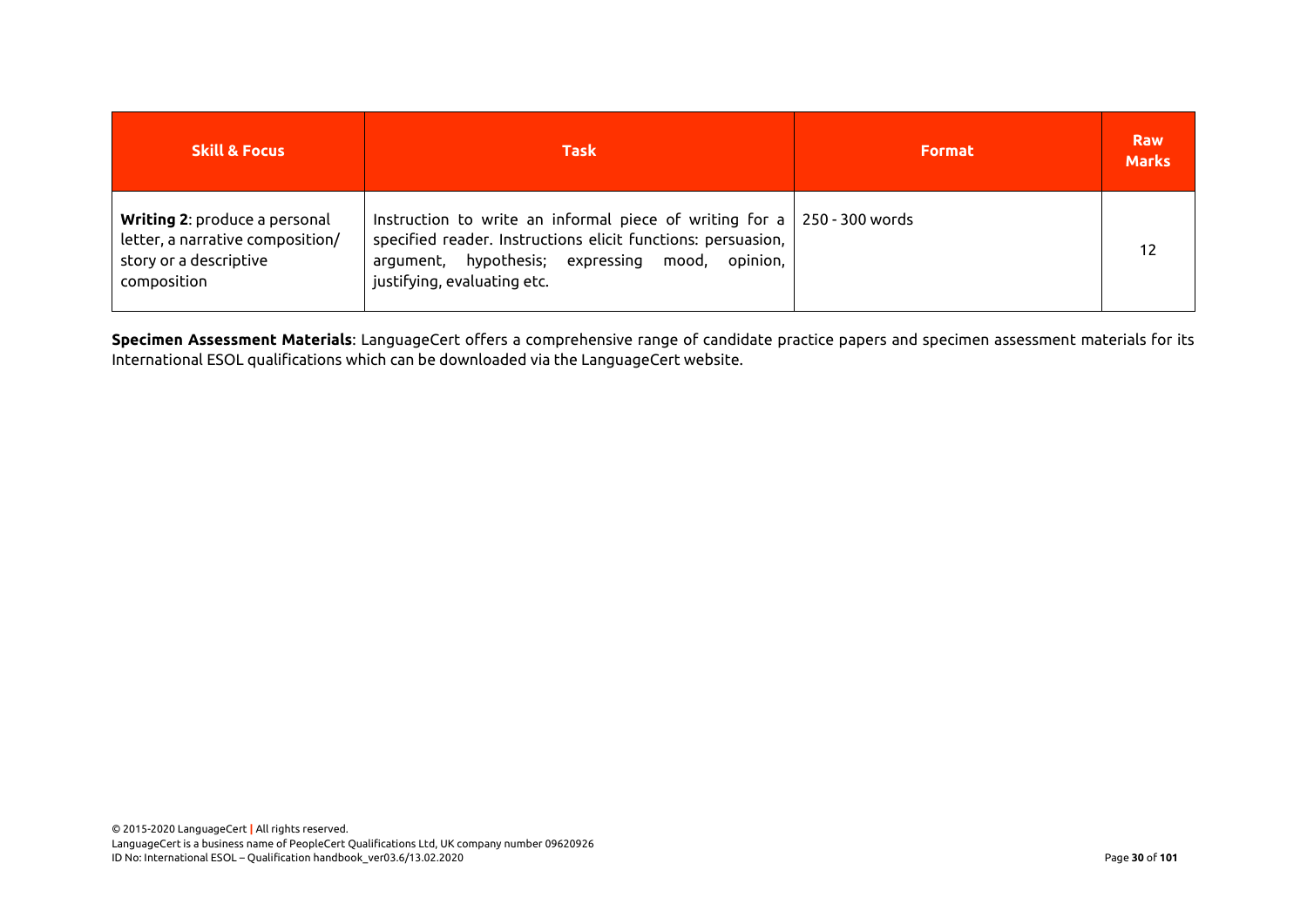| Skill & Focus | Task | Format | Raw Marks |
|---|---|---|---|
| **Writing 2**: produce a personal letter, a narrative composition/ story or a descriptive composition | Instruction to write an informal piece of writing for a specified reader. Instructions elicit functions: persuasion, argument, hypothesis; expressing mood, opinion, justifying, evaluating etc. | 250 - 300 words | 12 |

**Specimen Assessment Materials**: LanguageCert offers a comprehensive range of candidate practice papers and specimen assessment materials for its International ESOL qualifications which can be downloaded via the LanguageCert website.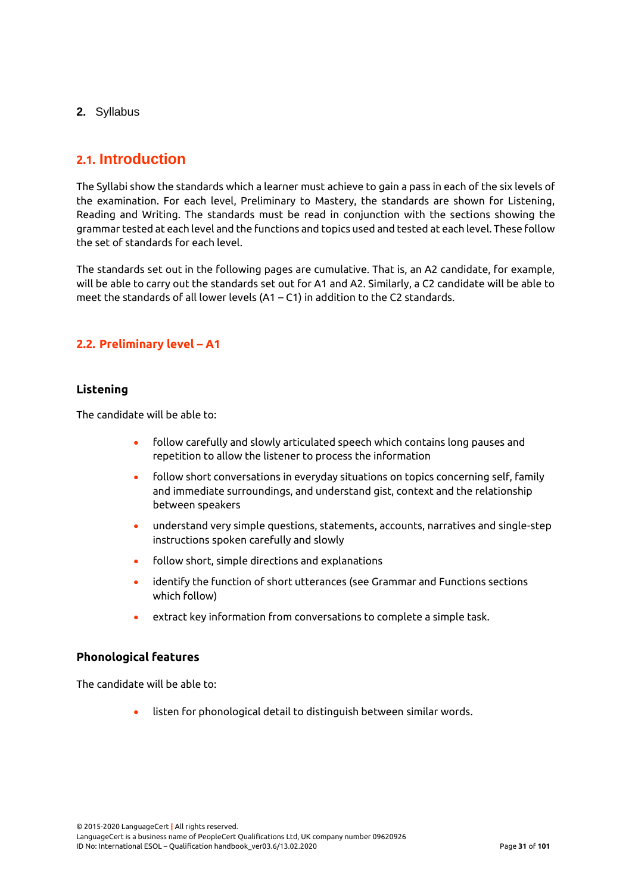# 2. Syllabus

## 2.1. Introduction

The Syllabi show the standards which a learner must achieve to gain a pass in each of the six levels of the examination. For each level, Preliminary to Mastery, the standards are shown for Listening, Reading and Writing. The standards must be read in conjunction with the sections showing the grammar tested at each level and the functions and topics used and tested at each level. These follow the set of standards for each level.

The standards set out in the following pages are cumulative. That is, an A2 candidate, for example, will be able to carry out the standards set out for A1 and A2. Similarly, a C2 candidate will be able to meet the standards of all lower levels (A1 – C1) in addition to the C2 standards.

## 2.2. Preliminary level – A1

### Listening

The candidate will be able to:

- follow carefully and slowly articulated speech which contains long pauses and repetition to allow the listener to process the information
- follow short conversations in everyday situations on topics concerning self, family and immediate surroundings, and understand gist, context and the relationship between speakers
- understand very simple questions, statements, accounts, narratives and single-step instructions spoken carefully and slowly
- follow short, simple directions and explanations
- identify the function of short utterances (see Grammar and Functions sections which follow)
- extract key information from conversations to complete a simple task.

### Phonological features

The candidate will be able to:

- listen for phonological detail to distinguish between similar words.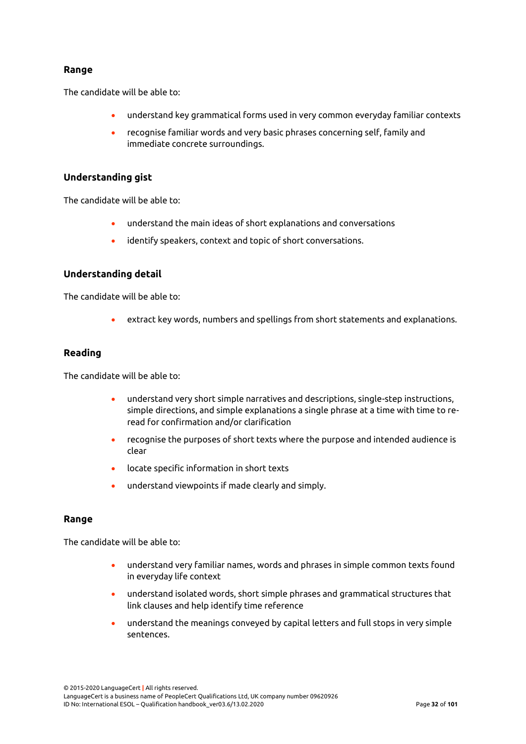### Range

The candidate will be able to:

- understand key grammatical forms used in very common everyday familiar contexts
- recognise familiar words and very basic phrases concerning self, family and immediate concrete surroundings.

### Understanding gist

The candidate will be able to:

- understand the main ideas of short explanations and conversations
- identify speakers, context and topic of short conversations.

### Understanding detail

The candidate will be able to:

- extract key words, numbers and spellings from short statements and explanations.

### Reading

The candidate will be able to:

- understand very short simple narratives and descriptions, single-step instructions, simple directions, and simple explanations a single phrase at a time with time to re-read for confirmation and/or clarification
- recognise the purposes of short texts where the purpose and intended audience is clear
- locate specific information in short texts
- understand viewpoints if made clearly and simply.

### Range

The candidate will be able to:

- understand very familiar names, words and phrases in simple common texts found in everyday life context
- understand isolated words, short simple phrases and grammatical structures that link clauses and help identify time reference
- understand the meanings conveyed by capital letters and full stops in very simple sentences.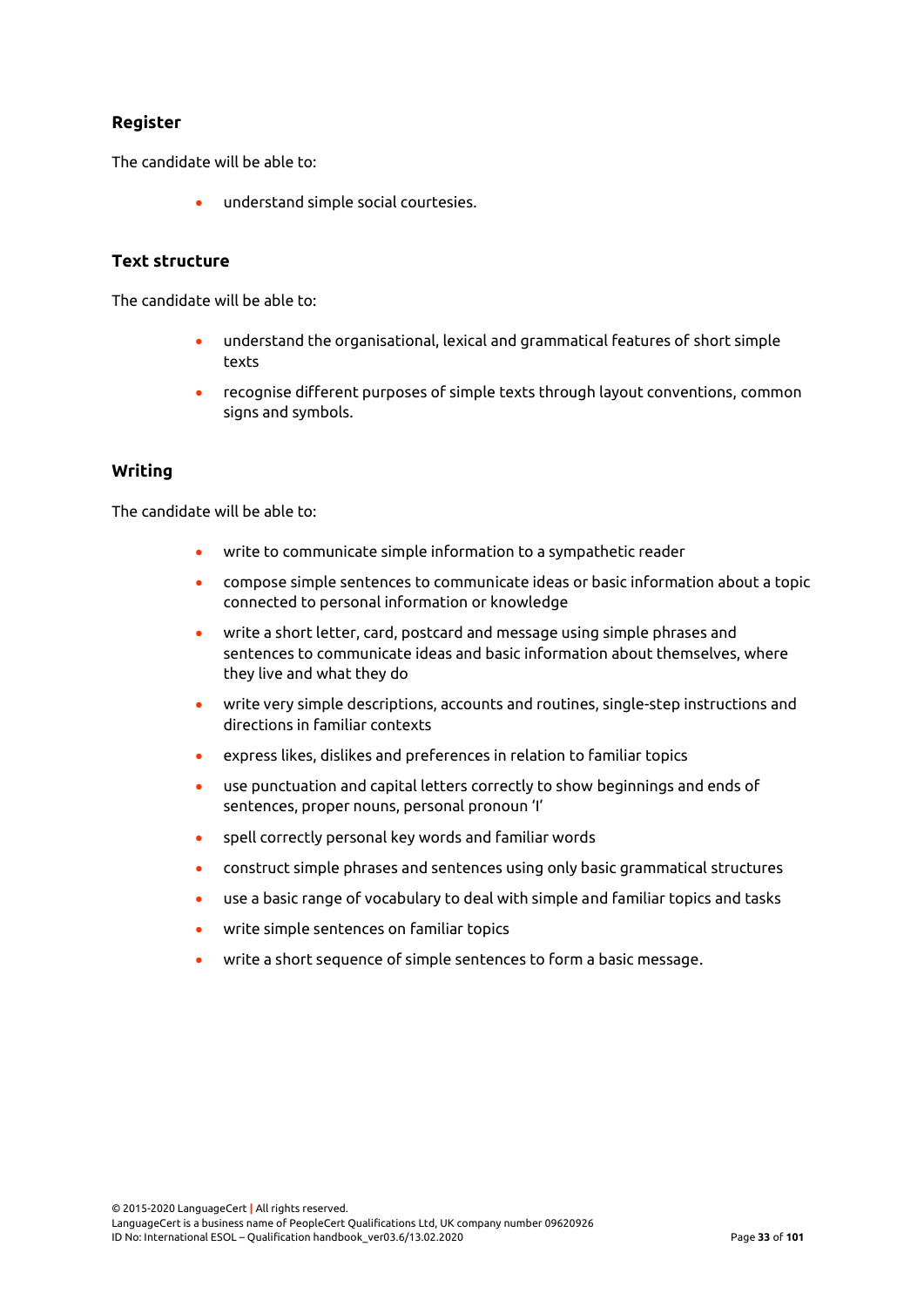### Register

The candidate will be able to:

- understand simple social courtesies.

### Text structure

The candidate will be able to:

- understand the organisational, lexical and grammatical features of short simple texts
- recognise different purposes of simple texts through layout conventions, common signs and symbols.

### Writing

The candidate will be able to:

- write to communicate simple information to a sympathetic reader
- compose simple sentences to communicate ideas or basic information about a topic connected to personal information or knowledge
- write a short letter, card, postcard and message using simple phrases and sentences to communicate ideas and basic information about themselves, where they live and what they do
- write very simple descriptions, accounts and routines, single-step instructions and directions in familiar contexts
- express likes, dislikes and preferences in relation to familiar topics
- use punctuation and capital letters correctly to show beginnings and ends of sentences, proper nouns, personal pronoun 'I'
- spell correctly personal key words and familiar words
- construct simple phrases and sentences using only basic grammatical structures
- use a basic range of vocabulary to deal with simple and familiar topics and tasks
- write simple sentences on familiar topics
- write a short sequence of simple sentences to form a basic message.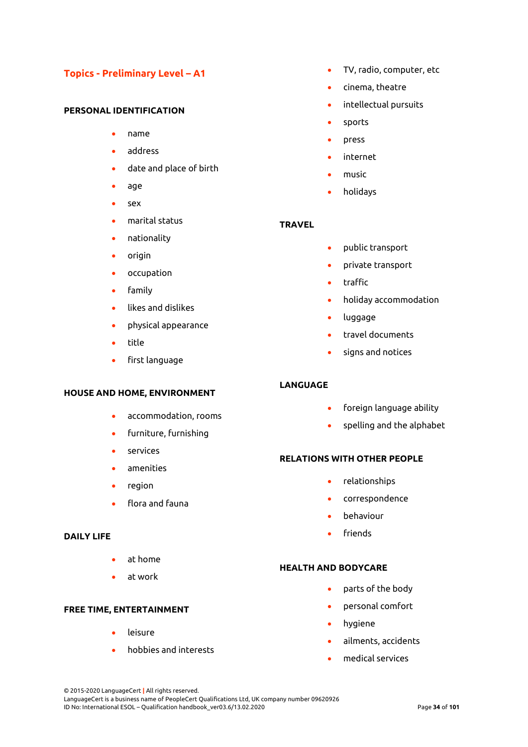## Topics - Preliminary Level – A1

### PERSONAL IDENTIFICATION

- name
- address
- date and place of birth
- age
- sex
- marital status
- nationality
- origin
- occupation
- family
- likes and dislikes
- physical appearance
- title
- first language

### HOUSE AND HOME, ENVIRONMENT

- accommodation, rooms
- furniture, furnishing
- services
- amenities
- region
- flora and fauna

### DAILY LIFE

- at home
- at work

### FREE TIME, ENTERTAINMENT

- leisure
- hobbies and interests
- TV, radio, computer, etc
- cinema, theatre
- intellectual pursuits
- sports
- press
- internet
- music
- holidays

### TRAVEL

- public transport
- private transport
- traffic
- holiday accommodation
- luggage
- travel documents
- signs and notices

### LANGUAGE

- foreign language ability
- spelling and the alphabet

### RELATIONS WITH OTHER PEOPLE

- relationships
- correspondence
- behaviour
- friends

### HEALTH AND BODYCARE

- parts of the body
- personal comfort
- hygiene
- ailments, accidents
- medical services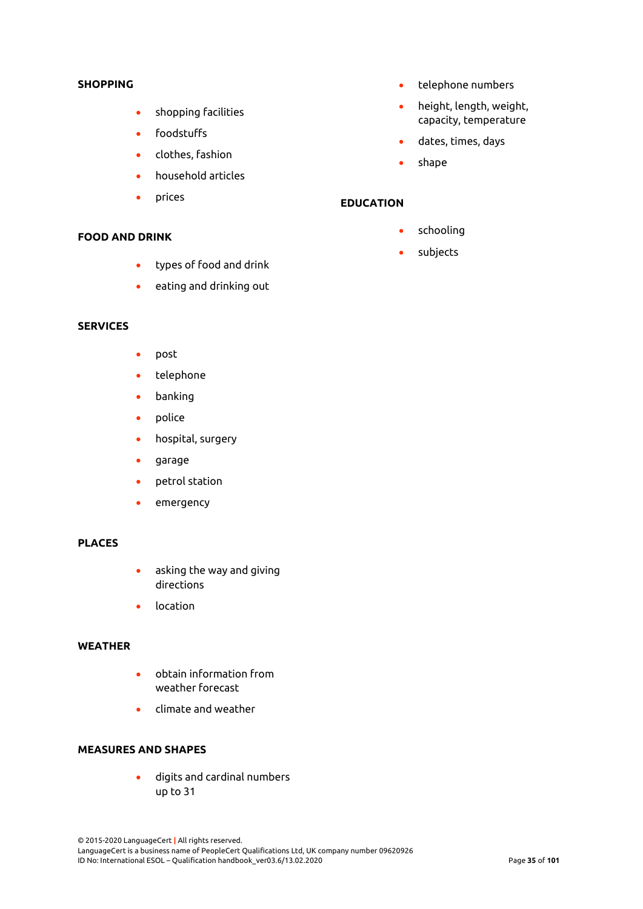**SHOPPING**

- shopping facilities
- foodstuffs
- clothes, fashion
- household articles
- prices

**FOOD AND DRINK**

- types of food and drink
- eating and drinking out

**SERVICES**

- post
- telephone
- banking
- police
- hospital, surgery
- garage
- petrol station
- emergency

**PLACES**

- asking the way and giving directions
- location

**WEATHER**

- obtain information from weather forecast
- climate and weather

**MEASURES AND SHAPES**

- digits and cardinal numbers up to 31
- telephone numbers
- height, length, weight, capacity, temperature
- dates, times, days
- shape

**EDUCATION**

- schooling
- subjects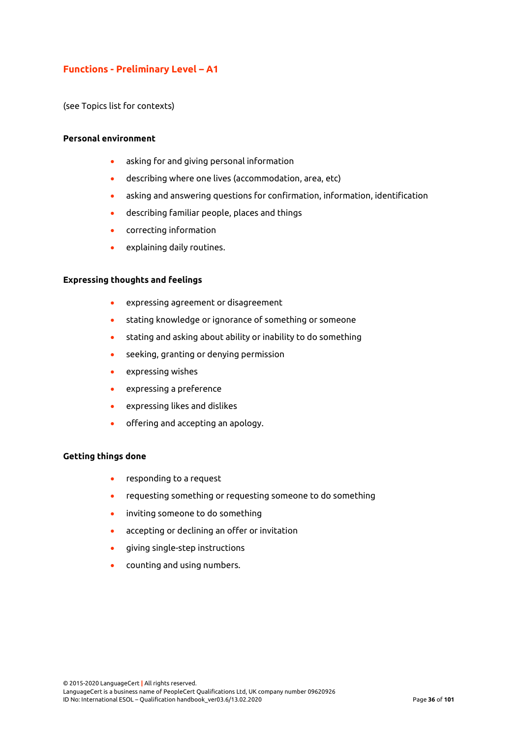## Functions - Preliminary Level – A1

(see Topics list for contexts)

**Personal environment**

- asking for and giving personal information
- describing where one lives (accommodation, area, etc)
- asking and answering questions for confirmation, information, identification
- describing familiar people, places and things
- correcting information
- explaining daily routines.

**Expressing thoughts and feelings**

- expressing agreement or disagreement
- stating knowledge or ignorance of something or someone
- stating and asking about ability or inability to do something
- seeking, granting or denying permission
- expressing wishes
- expressing a preference
- expressing likes and dislikes
- offering and accepting an apology.

**Getting things done**

- responding to a request
- requesting something or requesting someone to do something
- inviting someone to do something
- accepting or declining an offer or invitation
- giving single-step instructions
- counting and using numbers.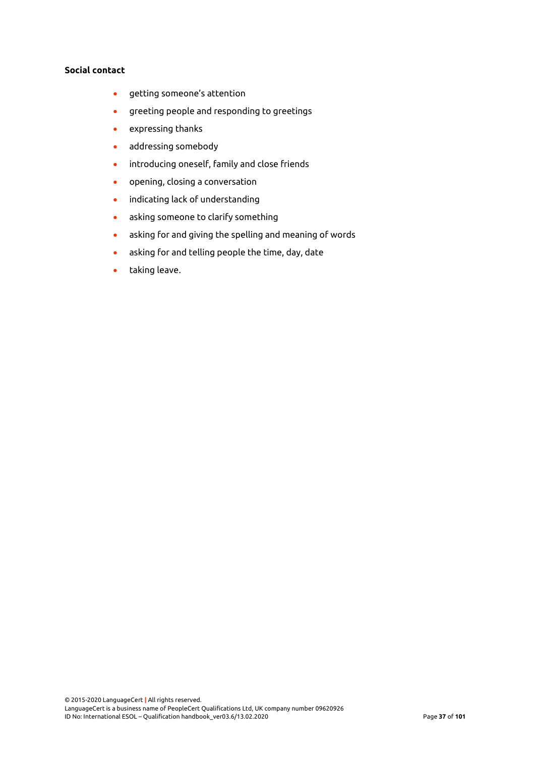**Social contact**

- getting someone's attention
- greeting people and responding to greetings
- expressing thanks
- addressing somebody
- introducing oneself, family and close friends
- opening, closing a conversation
- indicating lack of understanding
- asking someone to clarify something
- asking for and giving the spelling and meaning of words
- asking for and telling people the time, day, date
- taking leave.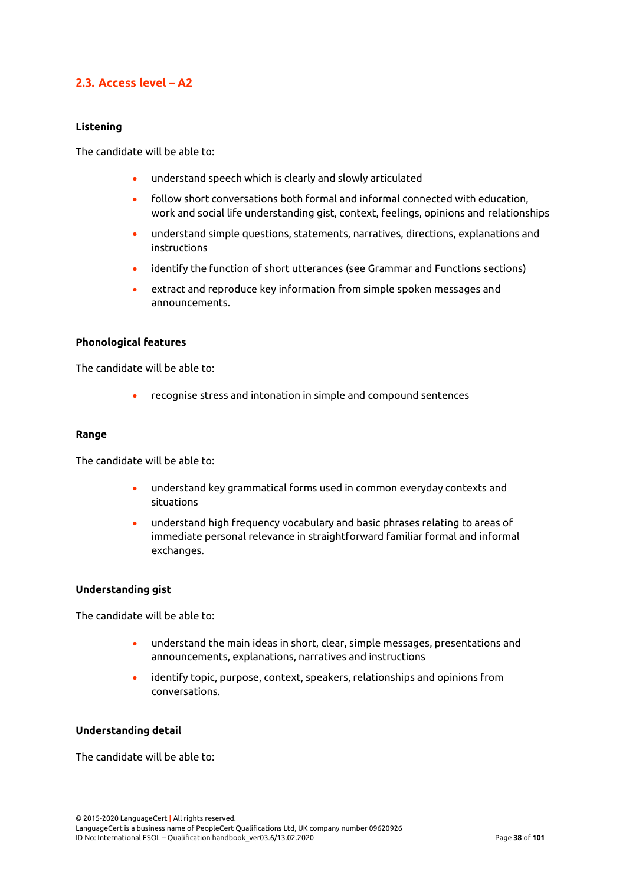## 2.3. Access level – A2

**Listening**

The candidate will be able to:

- understand speech which is clearly and slowly articulated
- follow short conversations both formal and informal connected with education, work and social life understanding gist, context, feelings, opinions and relationships
- understand simple questions, statements, narratives, directions, explanations and instructions
- identify the function of short utterances (see Grammar and Functions sections)
- extract and reproduce key information from simple spoken messages and announcements.

**Phonological features**

The candidate will be able to:

- recognise stress and intonation in simple and compound sentences

**Range**

The candidate will be able to:

- understand key grammatical forms used in common everyday contexts and situations
- understand high frequency vocabulary and basic phrases relating to areas of immediate personal relevance in straightforward familiar formal and informal exchanges.

**Understanding gist**

The candidate will be able to:

- understand the main ideas in short, clear, simple messages, presentations and announcements, explanations, narratives and instructions
- identify topic, purpose, context, speakers, relationships and opinions from conversations.

**Understanding detail**

The candidate will be able to: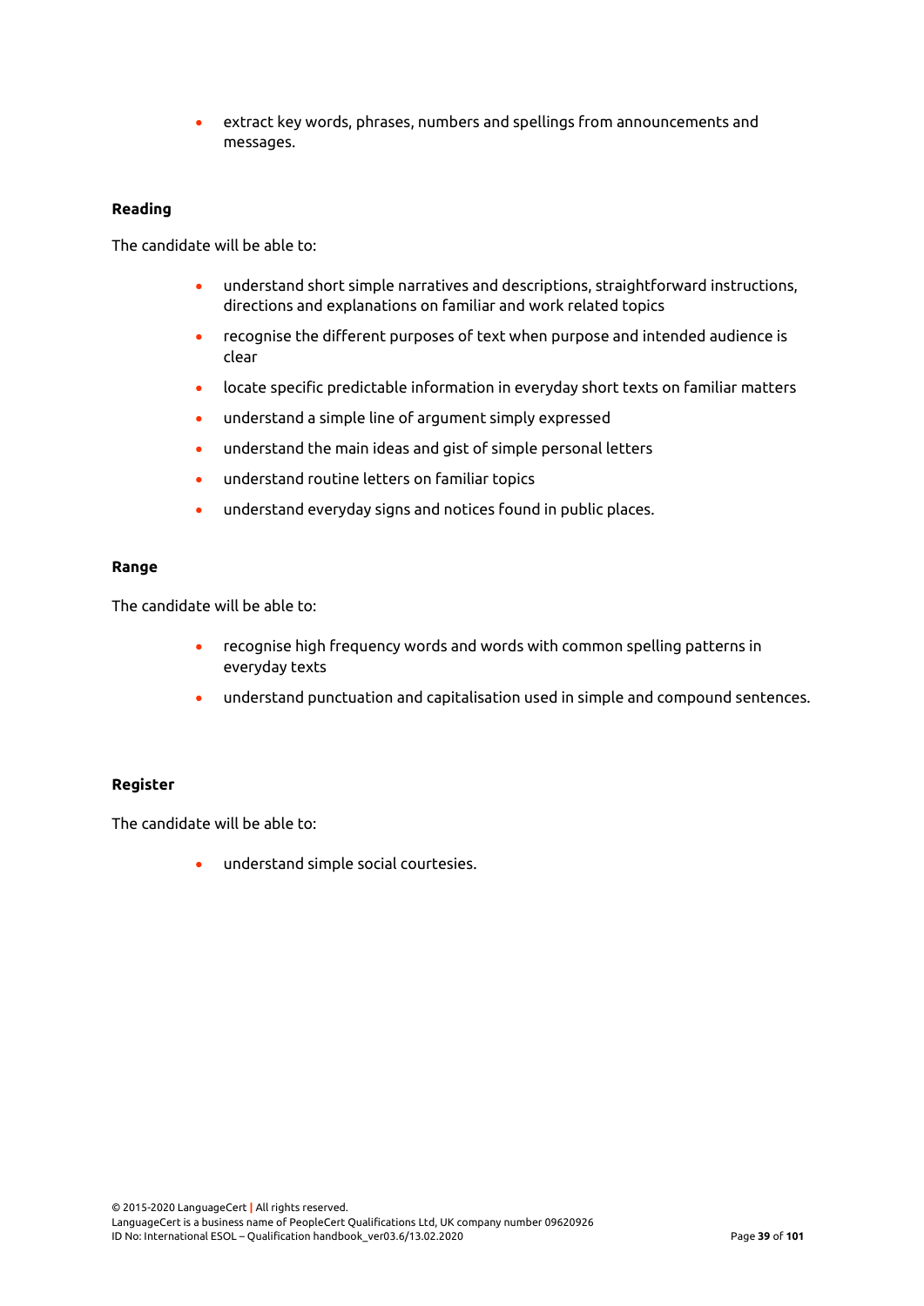- extract key words, phrases, numbers and spellings from announcements and messages.

**Reading**

The candidate will be able to:

- understand short simple narratives and descriptions, straightforward instructions, directions and explanations on familiar and work related topics
- recognise the different purposes of text when purpose and intended audience is clear
- locate specific predictable information in everyday short texts on familiar matters
- understand a simple line of argument simply expressed
- understand the main ideas and gist of simple personal letters
- understand routine letters on familiar topics
- understand everyday signs and notices found in public places.

**Range**

The candidate will be able to:

- recognise high frequency words and words with common spelling patterns in everyday texts
- understand punctuation and capitalisation used in simple and compound sentences.

**Register**

The candidate will be able to:

- understand simple social courtesies.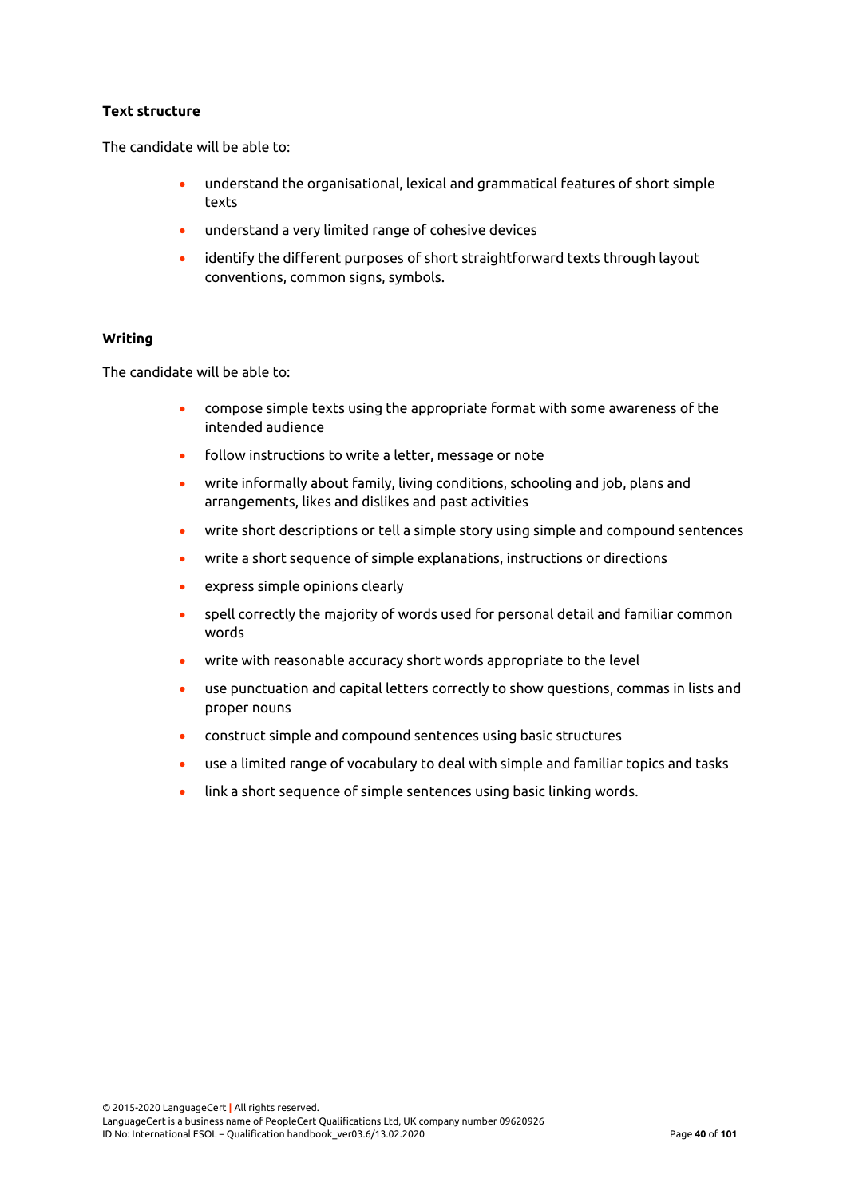**Text structure**

The candidate will be able to:

- understand the organisational, lexical and grammatical features of short simple texts
- understand a very limited range of cohesive devices
- identify the different purposes of short straightforward texts through layout conventions, common signs, symbols.

**Writing**

The candidate will be able to:

- compose simple texts using the appropriate format with some awareness of the intended audience
- follow instructions to write a letter, message or note
- write informally about family, living conditions, schooling and job, plans and arrangements, likes and dislikes and past activities
- write short descriptions or tell a simple story using simple and compound sentences
- write a short sequence of simple explanations, instructions or directions
- express simple opinions clearly
- spell correctly the majority of words used for personal detail and familiar common words
- write with reasonable accuracy short words appropriate to the level
- use punctuation and capital letters correctly to show questions, commas in lists and proper nouns
- construct simple and compound sentences using basic structures
- use a limited range of vocabulary to deal with simple and familiar topics and tasks
- link a short sequence of simple sentences using basic linking words.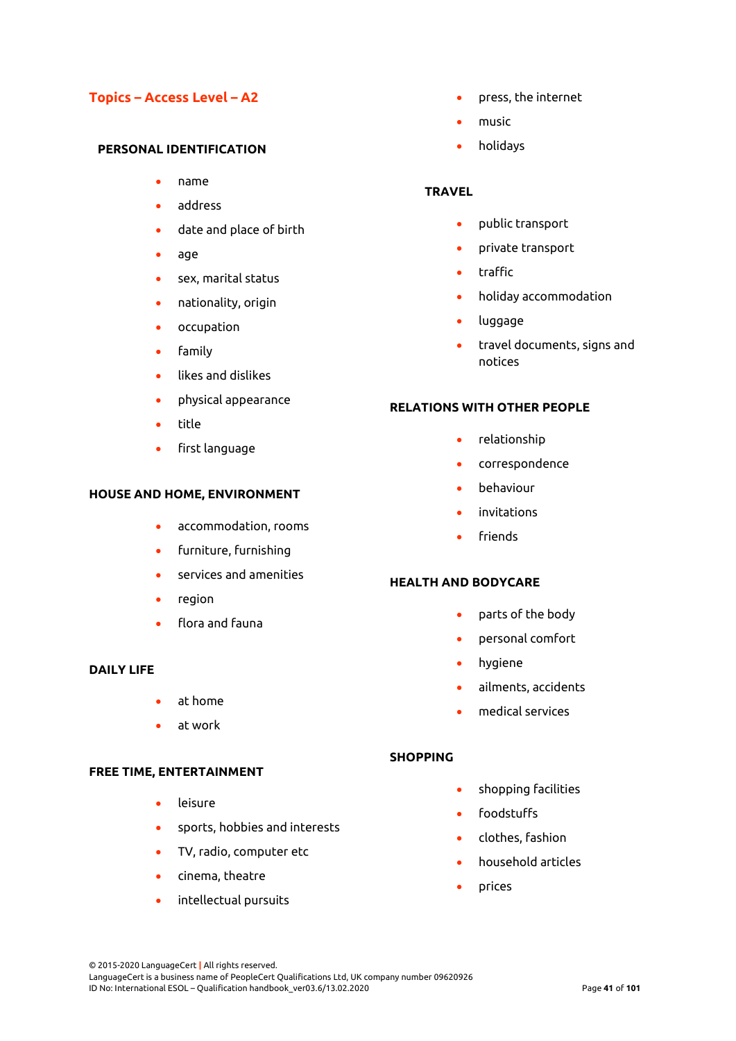## Topics – Access Level – A2

### PERSONAL IDENTIFICATION

- name
- address
- date and place of birth
- age
- sex, marital status
- nationality, origin
- occupation
- family
- likes and dislikes
- physical appearance
- title
- first language

### HOUSE AND HOME, ENVIRONMENT

- accommodation, rooms
- furniture, furnishing
- services and amenities
- region
- flora and fauna

### DAILY LIFE

- at home
- at work

### FREE TIME, ENTERTAINMENT

- leisure
- sports, hobbies and interests
- TV, radio, computer etc
- cinema, theatre
- intellectual pursuits
- press, the internet
- music
- holidays

### TRAVEL

- public transport
- private transport
- traffic
- holiday accommodation
- luggage
- travel documents, signs and notices

### RELATIONS WITH OTHER PEOPLE

- relationship
- correspondence
- behaviour
- invitations
- friends

### HEALTH AND BODYCARE

- parts of the body
- personal comfort
- hygiene
- ailments, accidents
- medical services

### SHOPPING

- shopping facilities
- foodstuffs
- clothes, fashion
- household articles
- prices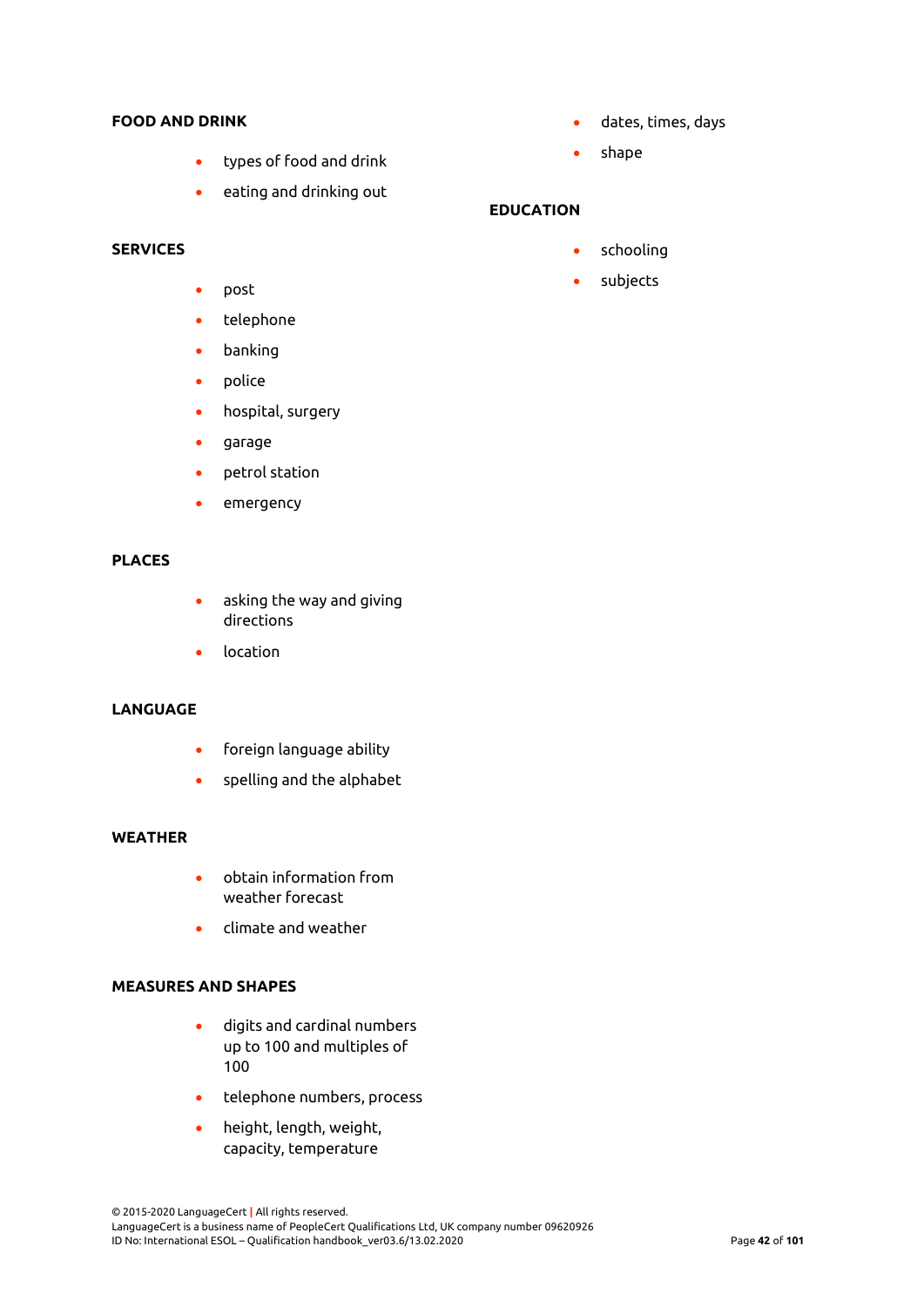**FOOD AND DRINK**

- types of food and drink
- eating and drinking out

**SERVICES**

- post
- telephone
- banking
- police
- hospital, surgery
- garage
- petrol station
- emergency

**PLACES**

- asking the way and giving directions
- location

**LANGUAGE**

- foreign language ability
- spelling and the alphabet

**WEATHER**

- obtain information from weather forecast
- climate and weather

**MEASURES AND SHAPES**

- digits and cardinal numbers up to 100 and multiples of 100
- telephone numbers, process
- height, length, weight, capacity, temperature
- dates, times, days
- shape

**EDUCATION**

- schooling
- subjects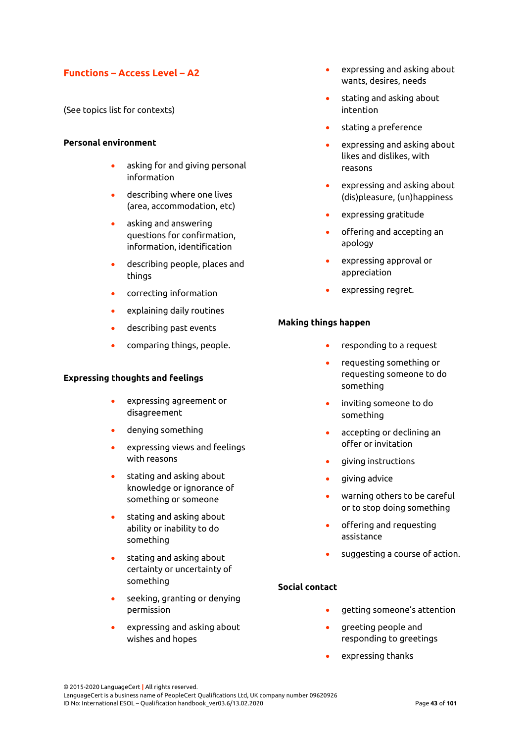## Functions – Access Level – A2

(See topics list for contexts)

**Personal environment**

- asking for and giving personal information
- describing where one lives (area, accommodation, etc)
- asking and answering questions for confirmation, information, identification
- describing people, places and things
- correcting information
- explaining daily routines
- describing past events
- comparing things, people.

**Expressing thoughts and feelings**

- expressing agreement or disagreement
- denying something
- expressing views and feelings with reasons
- stating and asking about knowledge or ignorance of something or someone
- stating and asking about ability or inability to do something
- stating and asking about certainty or uncertainty of something
- seeking, granting or denying permission
- expressing and asking about wishes and hopes
- expressing and asking about wants, desires, needs
- stating and asking about intention
- stating a preference
- expressing and asking about likes and dislikes, with reasons
- expressing and asking about (dis)pleasure, (un)happiness
- expressing gratitude
- offering and accepting an apology
- expressing approval or appreciation
- expressing regret.

**Making things happen**

- responding to a request
- requesting something or requesting someone to do something
- inviting someone to do something
- accepting or declining an offer or invitation
- giving instructions
- giving advice
- warning others to be careful or to stop doing something
- offering and requesting assistance
- suggesting a course of action.

**Social contact**

- getting someone's attention
- greeting people and responding to greetings
- expressing thanks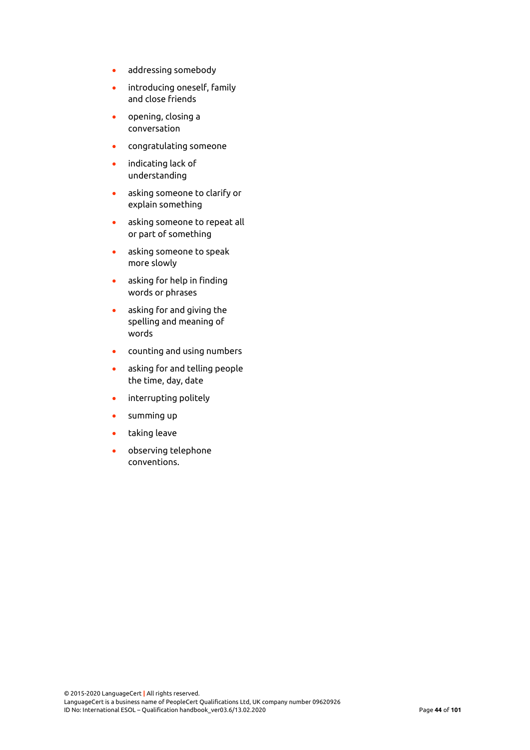- addressing somebody
- introducing oneself, family and close friends
- opening, closing a conversation
- congratulating someone
- indicating lack of understanding
- asking someone to clarify or explain something
- asking someone to repeat all or part of something
- asking someone to speak more slowly
- asking for help in finding words or phrases
- asking for and giving the spelling and meaning of words
- counting and using numbers
- asking for and telling people the time, day, date
- interrupting politely
- summing up
- taking leave
- observing telephone conventions.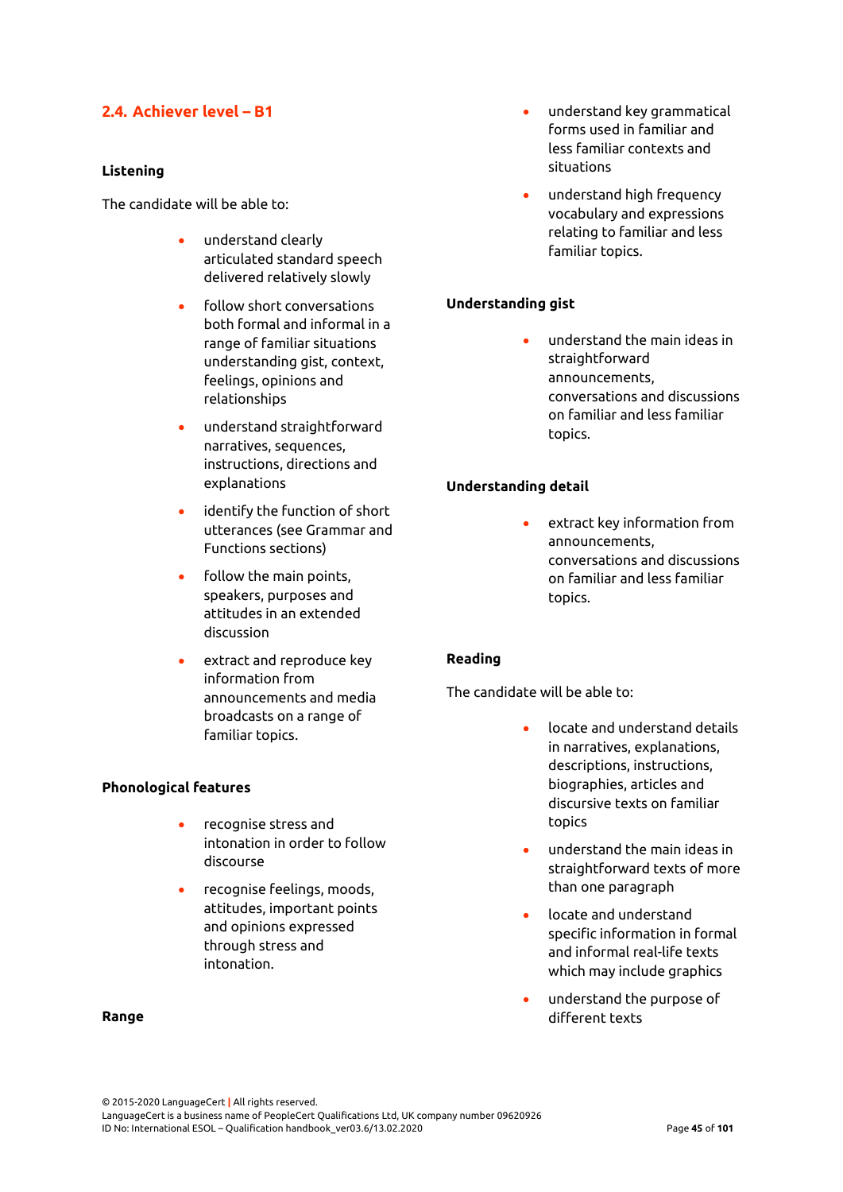## 2.4. Achiever level – B1

### Listening

The candidate will be able to:

- understand clearly articulated standard speech delivered relatively slowly
- follow short conversations both formal and informal in a range of familiar situations understanding gist, context, feelings, opinions and relationships
- understand straightforward narratives, sequences, instructions, directions and explanations
- identify the function of short utterances (see Grammar and Functions sections)
- follow the main points, speakers, purposes and attitudes in an extended discussion
- extract and reproduce key information from announcements and media broadcasts on a range of familiar topics.

### Phonological features

- recognise stress and intonation in order to follow discourse
- recognise feelings, moods, attitudes, important points and opinions expressed through stress and intonation.

### Range

- understand key grammatical forms used in familiar and less familiar contexts and situations
- understand high frequency vocabulary and expressions relating to familiar and less familiar topics.

### Understanding gist

- understand the main ideas in straightforward announcements, conversations and discussions on familiar and less familiar topics.

### Understanding detail

- extract key information from announcements, conversations and discussions on familiar and less familiar topics.

### Reading

The candidate will be able to:

- locate and understand details in narratives, explanations, descriptions, instructions, biographies, articles and discursive texts on familiar topics
- understand the main ideas in straightforward texts of more than one paragraph
- locate and understand specific information in formal and informal real-life texts which may include graphics
- understand the purpose of different texts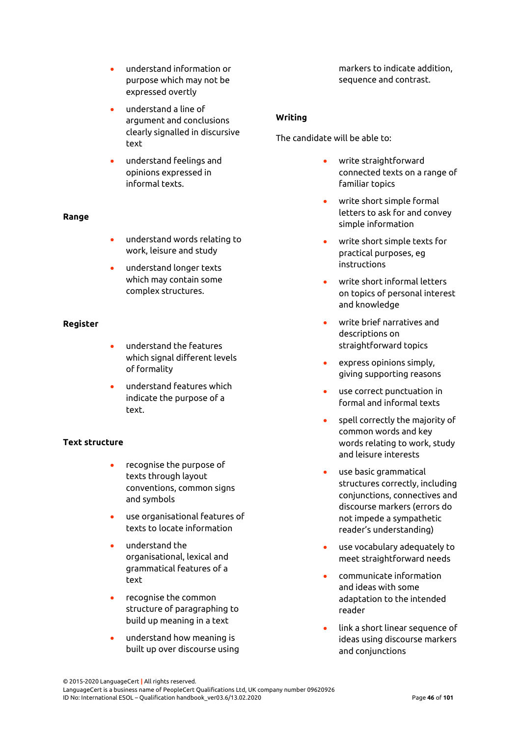- understand information or purpose which may not be expressed overtly
- understand a line of argument and conclusions clearly signalled in discursive text
- understand feelings and opinions expressed in informal texts.

**Range**

- understand words relating to work, leisure and study
- understand longer texts which may contain some complex structures.

**Register**

- understand the features which signal different levels of formality
- understand features which indicate the purpose of a text.

**Text structure**

- recognise the purpose of texts through layout conventions, common signs and symbols
- use organisational features of texts to locate information
- understand the organisational, lexical and grammatical features of a text
- recognise the common structure of paragraphing to build up meaning in a text
- understand how meaning is built up over discourse using markers to indicate addition, sequence and contrast.

**Writing**

The candidate will be able to:

- write straightforward connected texts on a range of familiar topics
- write short simple formal letters to ask for and convey simple information
- write short simple texts for practical purposes, eg instructions
- write short informal letters on topics of personal interest and knowledge
- write brief narratives and descriptions on straightforward topics
- express opinions simply, giving supporting reasons
- use correct punctuation in formal and informal texts
- spell correctly the majority of common words and key words relating to work, study and leisure interests
- use basic grammatical structures correctly, including conjunctions, connectives and discourse markers (errors do not impede a sympathetic reader's understanding)
- use vocabulary adequately to meet straightforward needs
- communicate information and ideas with some adaptation to the intended reader
- link a short linear sequence of ideas using discourse markers and conjunctions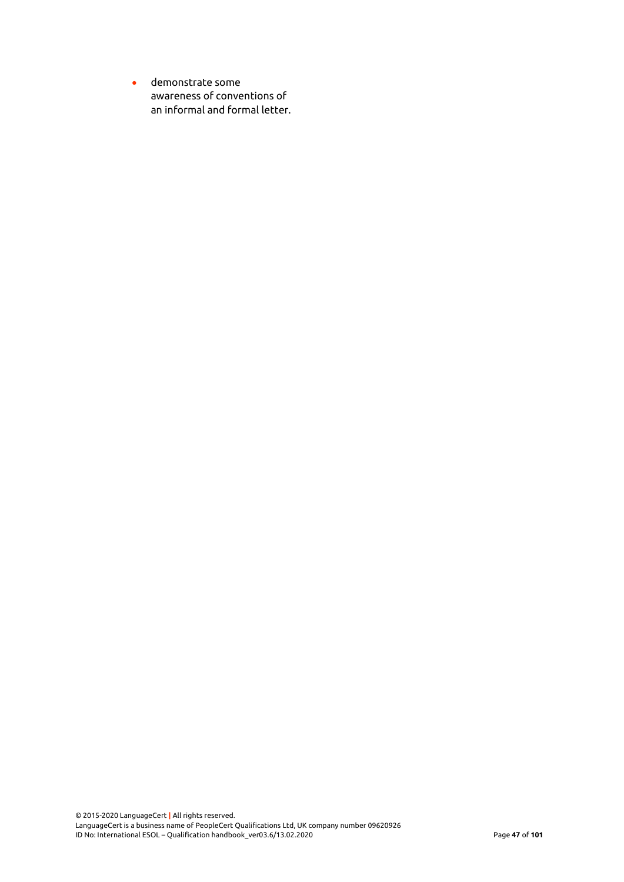- demonstrate some awareness of conventions of an informal and formal letter.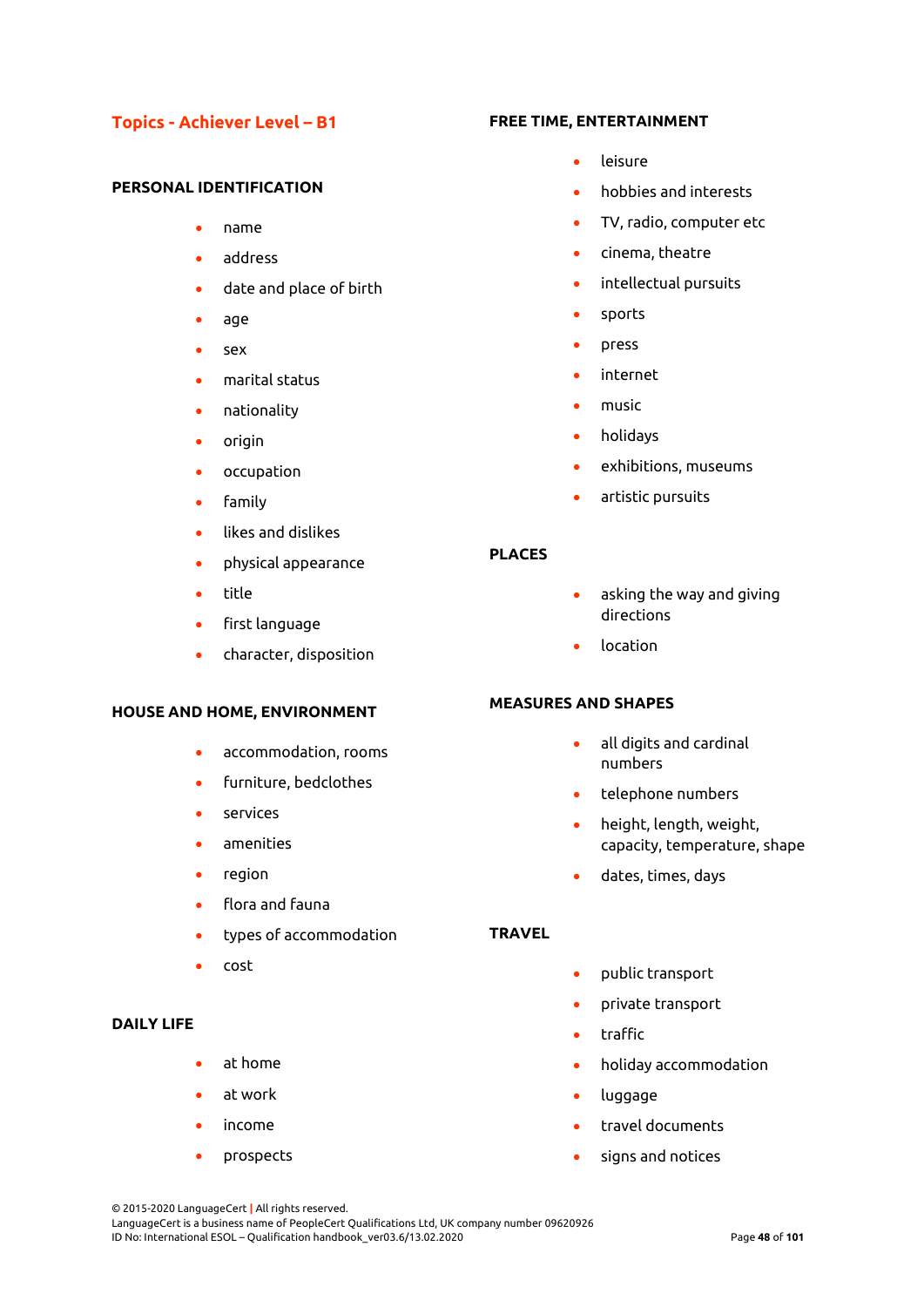## Topics - Achiever Level – B1

### PERSONAL IDENTIFICATION

- name
- address
- date and place of birth
- age
- sex
- marital status
- nationality
- origin
- occupation
- family
- likes and dislikes
- physical appearance
- title
- first language
- character, disposition

### HOUSE AND HOME, ENVIRONMENT

- accommodation, rooms
- furniture, bedclothes
- services
- amenities
- region
- flora and fauna
- types of accommodation
- cost

### DAILY LIFE

- at home
- at work
- income
- prospects

### FREE TIME, ENTERTAINMENT

- leisure
- hobbies and interests
- TV, radio, computer etc
- cinema, theatre
- intellectual pursuits
- sports
- press
- internet
- music
- holidays
- exhibitions, museums
- artistic pursuits

### PLACES

- asking the way and giving directions
- location

### MEASURES AND SHAPES

- all digits and cardinal numbers
- telephone numbers
- height, length, weight, capacity, temperature, shape
- dates, times, days

### TRAVEL

- public transport
- private transport
- traffic
- holiday accommodation
- luggage
- travel documents
- signs and notices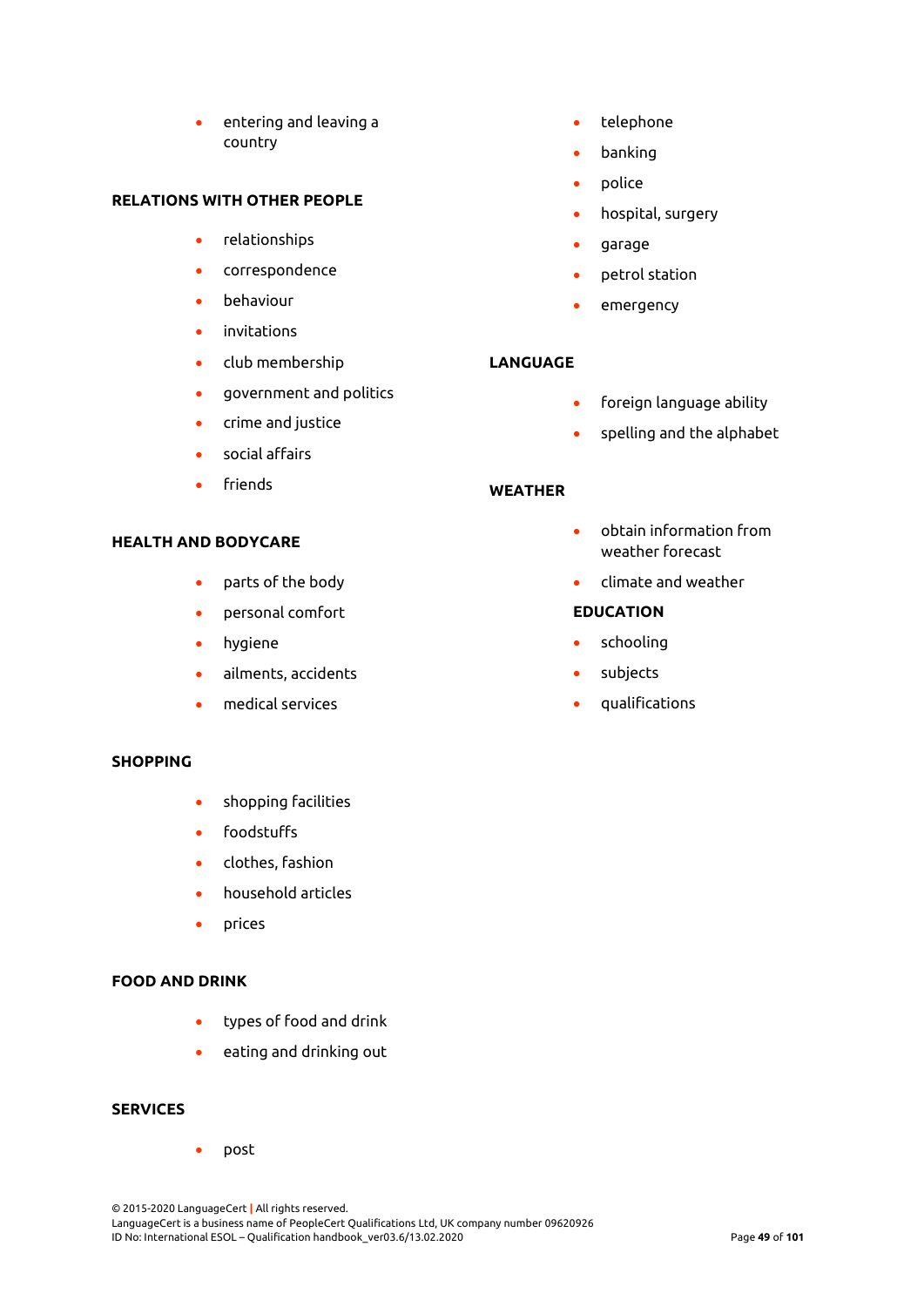- entering and leaving a country

**RELATIONS WITH OTHER PEOPLE**

- relationships
- correspondence
- behaviour
- invitations
- club membership
- government and politics
- crime and justice
- social affairs
- friends

**HEALTH AND BODYCARE**

- parts of the body
- personal comfort
- hygiene
- ailments, accidents
- medical services

**SHOPPING**

- shopping facilities
- foodstuffs
- clothes, fashion
- household articles
- prices

**FOOD AND DRINK**

- types of food and drink
- eating and drinking out

**SERVICES**

- post
- telephone
- banking
- police
- hospital, surgery
- garage
- petrol station
- emergency

**LANGUAGE**

- foreign language ability
- spelling and the alphabet

**WEATHER**

- obtain information from weather forecast
- climate and weather

**EDUCATION**

- schooling
- subjects
- qualifications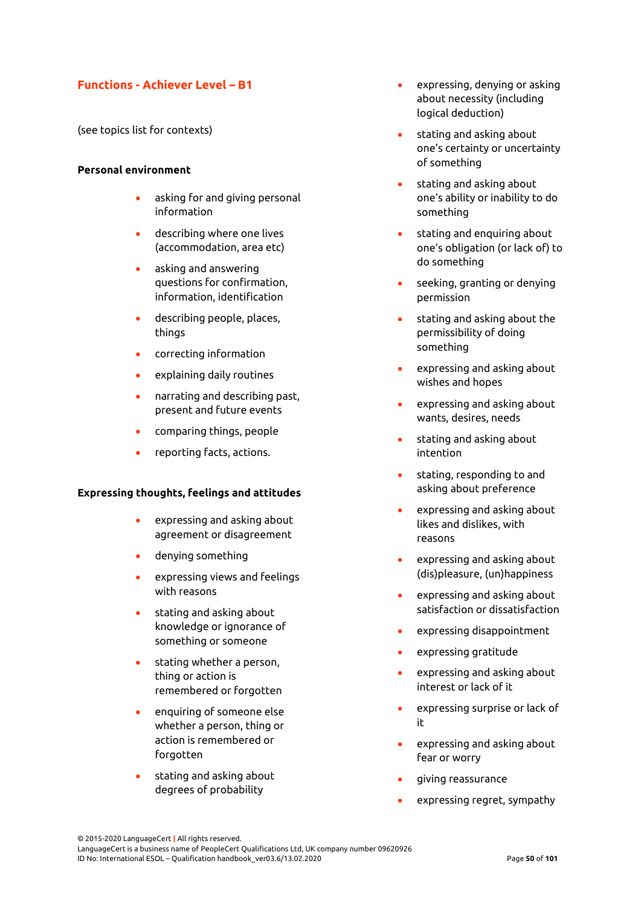## Functions - Achiever Level – B1

(see topics list for contexts)

**Personal environment**

- asking for and giving personal information
- describing where one lives (accommodation, area etc)
- asking and answering questions for confirmation, information, identification
- describing people, places, things
- correcting information
- explaining daily routines
- narrating and describing past, present and future events
- comparing things, people
- reporting facts, actions.

**Expressing thoughts, feelings and attitudes**

- expressing and asking about agreement or disagreement
- denying something
- expressing views and feelings with reasons
- stating and asking about knowledge or ignorance of something or someone
- stating whether a person, thing or action is remembered or forgotten
- enquiring of someone else whether a person, thing or action is remembered or forgotten
- stating and asking about degrees of probability
- expressing, denying or asking about necessity (including logical deduction)
- stating and asking about one's certainty or uncertainty of something
- stating and asking about one's ability or inability to do something
- stating and enquiring about one's obligation (or lack of) to do something
- seeking, granting or denying permission
- stating and asking about the permissibility of doing something
- expressing and asking about wishes and hopes
- expressing and asking about wants, desires, needs
- stating and asking about intention
- stating, responding to and asking about preference
- expressing and asking about likes and dislikes, with reasons
- expressing and asking about (dis)pleasure, (un)happiness
- expressing and asking about satisfaction or dissatisfaction
- expressing disappointment
- expressing gratitude
- expressing and asking about interest or lack of it
- expressing surprise or lack of it
- expressing and asking about fear or worry
- giving reassurance
- expressing regret, sympathy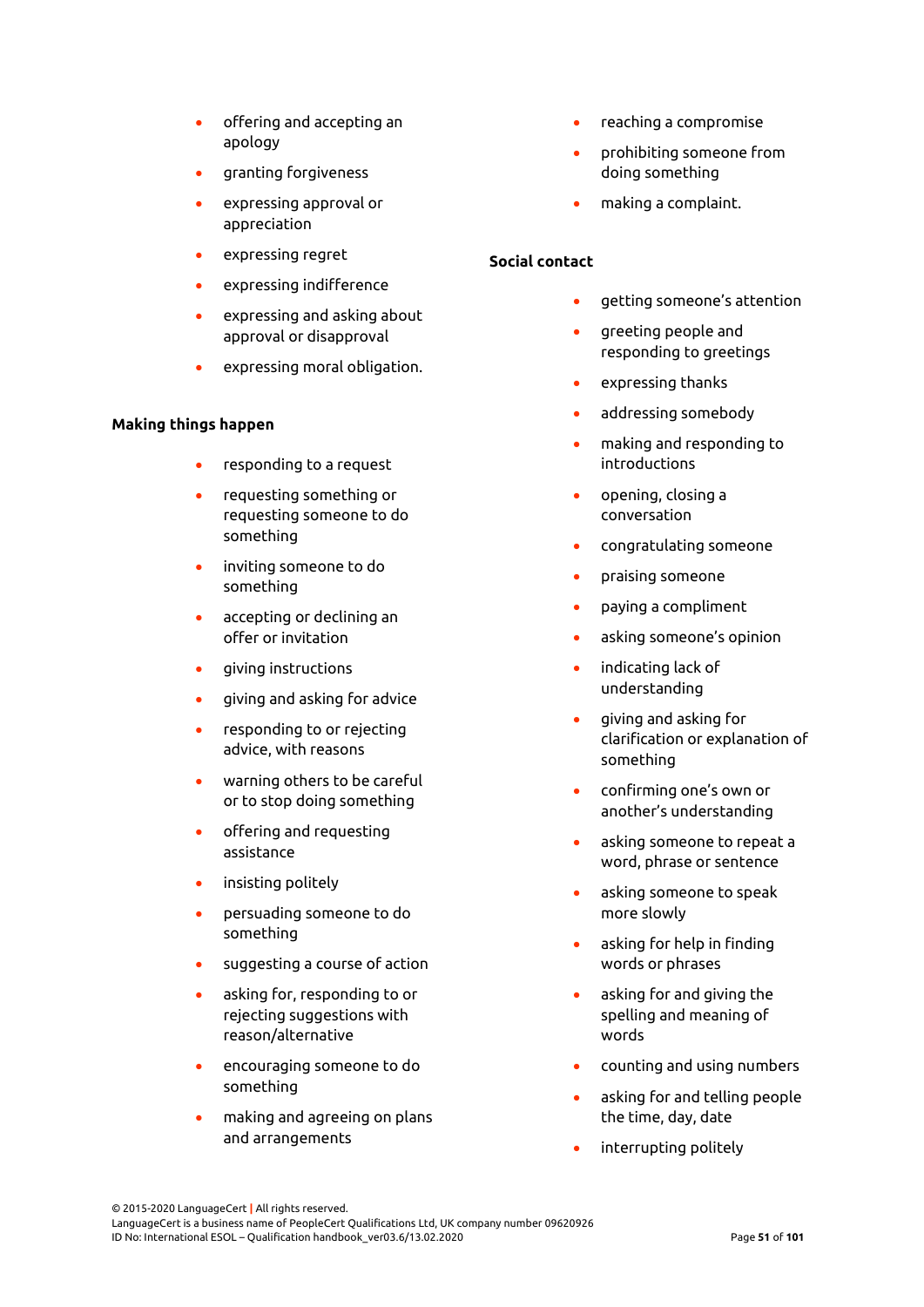- offering and accepting an apology
- granting forgiveness
- expressing approval or appreciation
- expressing regret
- expressing indifference
- expressing and asking about approval or disapproval
- expressing moral obligation.

**Making things happen**

- responding to a request
- requesting something or requesting someone to do something
- inviting someone to do something
- accepting or declining an offer or invitation
- giving instructions
- giving and asking for advice
- responding to or rejecting advice, with reasons
- warning others to be careful or to stop doing something
- offering and requesting assistance
- insisting politely
- persuading someone to do something
- suggesting a course of action
- asking for, responding to or rejecting suggestions with reason/alternative
- encouraging someone to do something
- making and agreeing on plans and arrangements
- reaching a compromise
- prohibiting someone from doing something
- making a complaint.

**Social contact**

- getting someone's attention
- greeting people and responding to greetings
- expressing thanks
- addressing somebody
- making and responding to introductions
- opening, closing a conversation
- congratulating someone
- praising someone
- paying a compliment
- asking someone's opinion
- indicating lack of understanding
- giving and asking for clarification or explanation of something
- confirming one's own or another's understanding
- asking someone to repeat a word, phrase or sentence
- asking someone to speak more slowly
- asking for help in finding words or phrases
- asking for and giving the spelling and meaning of words
- counting and using numbers
- asking for and telling people the time, day, date
- interrupting politely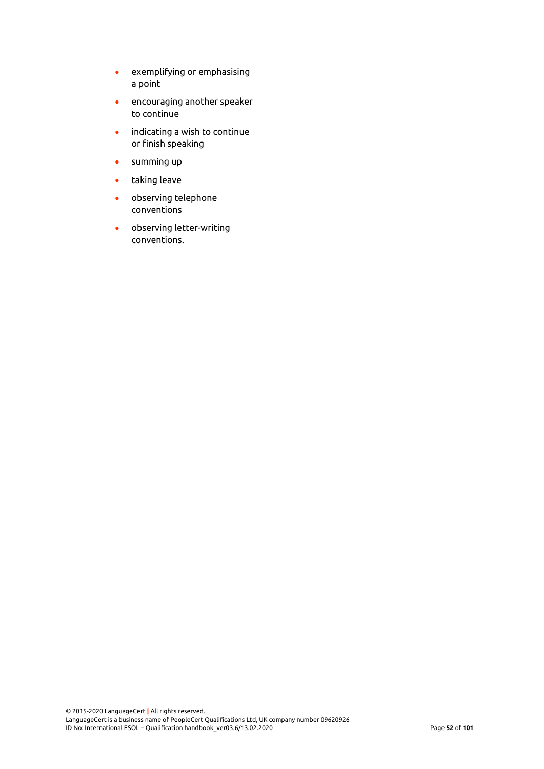- exemplifying or emphasising a point
- encouraging another speaker to continue
- indicating a wish to continue or finish speaking
- summing up
- taking leave
- observing telephone conventions
- observing letter-writing conventions.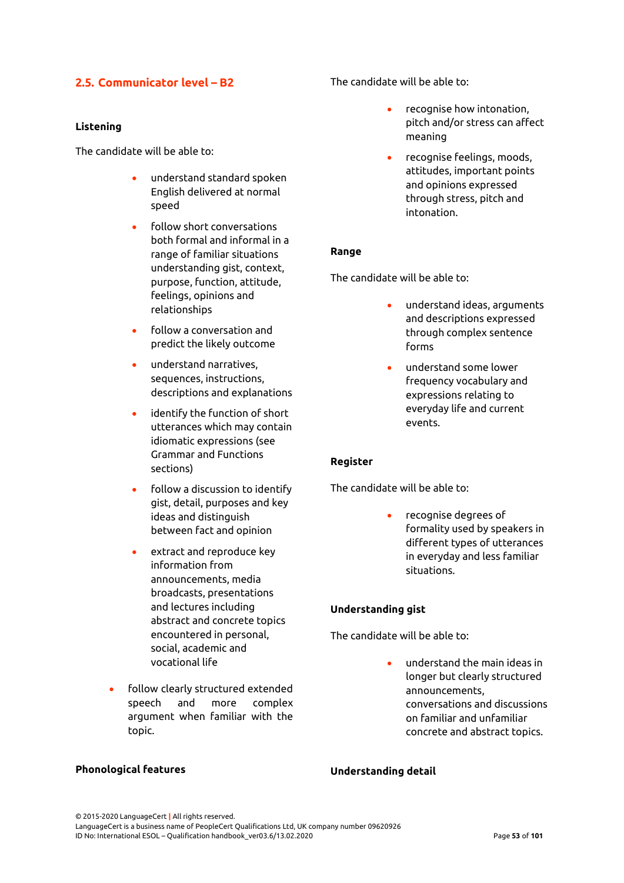## 2.5. Communicator level – B2

### Listening

The candidate will be able to:

- understand standard spoken English delivered at normal speed
- follow short conversations both formal and informal in a range of familiar situations understanding gist, context, purpose, function, attitude, feelings, opinions and relationships
- follow a conversation and predict the likely outcome
- understand narratives, sequences, instructions, descriptions and explanations
- identify the function of short utterances which may contain idiomatic expressions (see Grammar and Functions sections)
- follow a discussion to identify gist, detail, purposes and key ideas and distinguish between fact and opinion
- extract and reproduce key information from announcements, media broadcasts, presentations and lectures including abstract and concrete topics encountered in personal, social, academic and vocational life
- follow clearly structured extended speech and more complex argument when familiar with the topic.

### Phonological features

The candidate will be able to:

- recognise how intonation, pitch and/or stress can affect meaning
- recognise feelings, moods, attitudes, important points and opinions expressed through stress, pitch and intonation.

### Range

The candidate will be able to:

- understand ideas, arguments and descriptions expressed through complex sentence forms
- understand some lower frequency vocabulary and expressions relating to everyday life and current events.

### Register

The candidate will be able to:

- recognise degrees of formality used by speakers in different types of utterances in everyday and less familiar situations.

### Understanding gist

The candidate will be able to:

- understand the main ideas in longer but clearly structured announcements, conversations and discussions on familiar and unfamiliar concrete and abstract topics.

### Understanding detail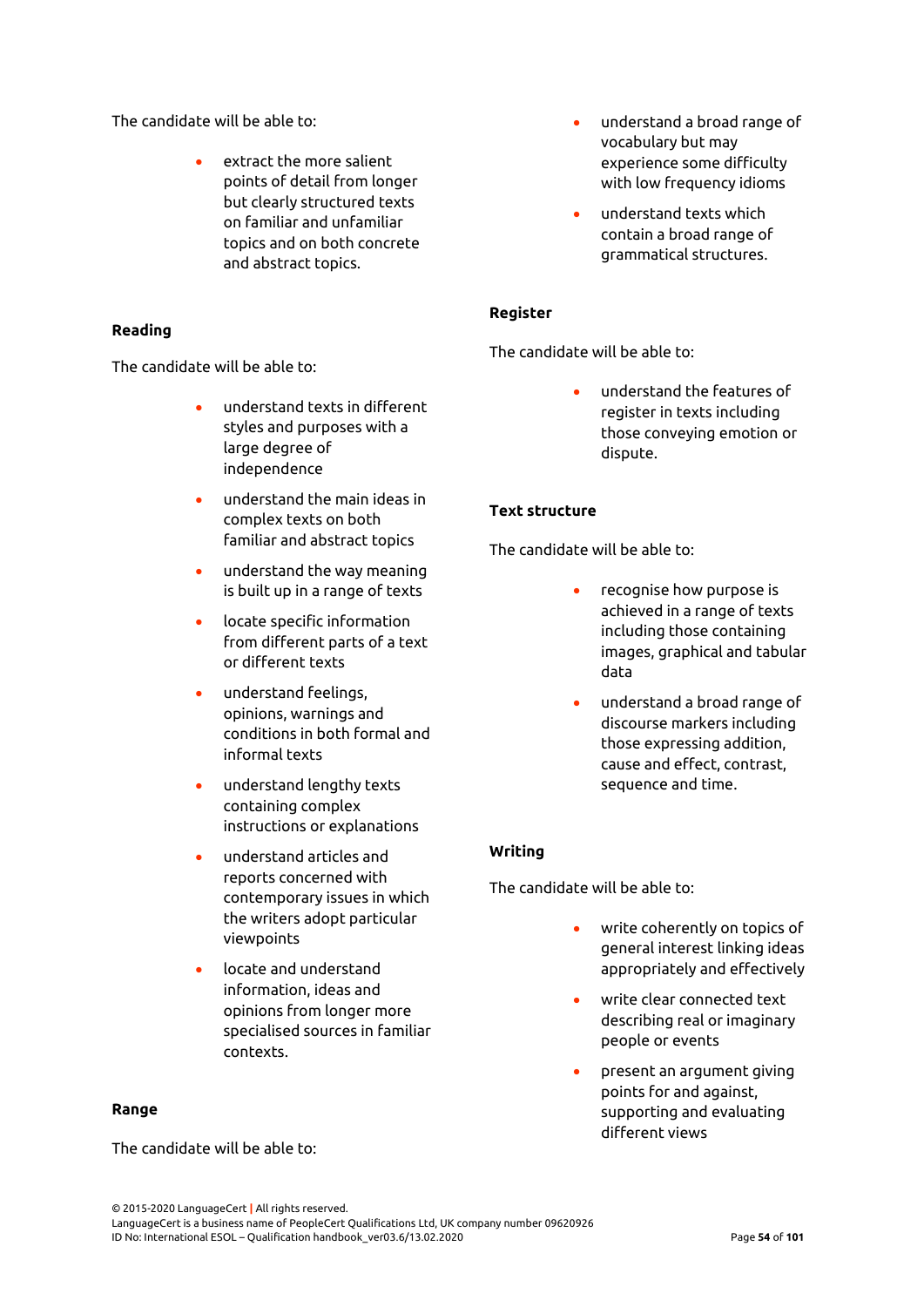The candidate will be able to:

- extract the more salient points of detail from longer but clearly structured texts on familiar and unfamiliar topics and on both concrete and abstract topics.

**Reading**

The candidate will be able to:

- understand texts in different styles and purposes with a large degree of independence
- understand the main ideas in complex texts on both familiar and abstract topics
- understand the way meaning is built up in a range of texts
- locate specific information from different parts of a text or different texts
- understand feelings, opinions, warnings and conditions in both formal and informal texts
- understand lengthy texts containing complex instructions or explanations
- understand articles and reports concerned with contemporary issues in which the writers adopt particular viewpoints
- locate and understand information, ideas and opinions from longer more specialised sources in familiar contexts.

**Range**

The candidate will be able to:

- understand a broad range of vocabulary but may experience some difficulty with low frequency idioms
- understand texts which contain a broad range of grammatical structures.

**Register**

The candidate will be able to:

- understand the features of register in texts including those conveying emotion or dispute.

**Text structure**

The candidate will be able to:

- recognise how purpose is achieved in a range of texts including those containing images, graphical and tabular data
- understand a broad range of discourse markers including those expressing addition, cause and effect, contrast, sequence and time.

**Writing**

The candidate will be able to:

- write coherently on topics of general interest linking ideas appropriately and effectively
- write clear connected text describing real or imaginary people or events
- present an argument giving points for and against, supporting and evaluating different views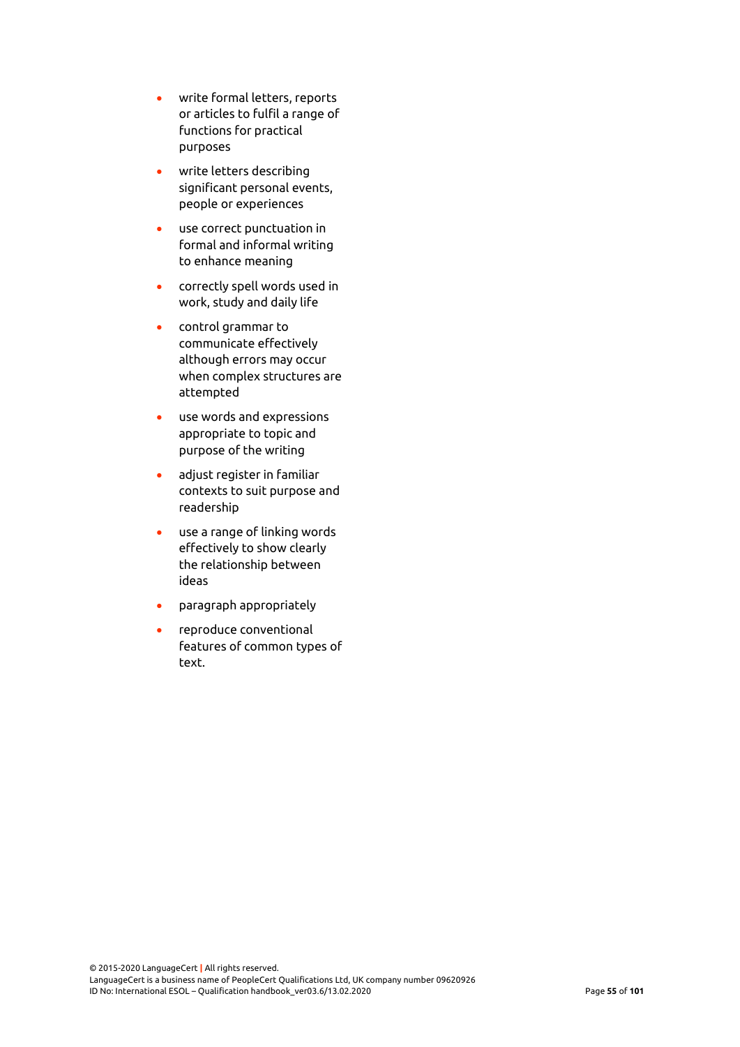- write formal letters, reports or articles to fulfil a range of functions for practical purposes
- write letters describing significant personal events, people or experiences
- use correct punctuation in formal and informal writing to enhance meaning
- correctly spell words used in work, study and daily life
- control grammar to communicate effectively although errors may occur when complex structures are attempted
- use words and expressions appropriate to topic and purpose of the writing
- adjust register in familiar contexts to suit purpose and readership
- use a range of linking words effectively to show clearly the relationship between ideas
- paragraph appropriately
- reproduce conventional features of common types of text.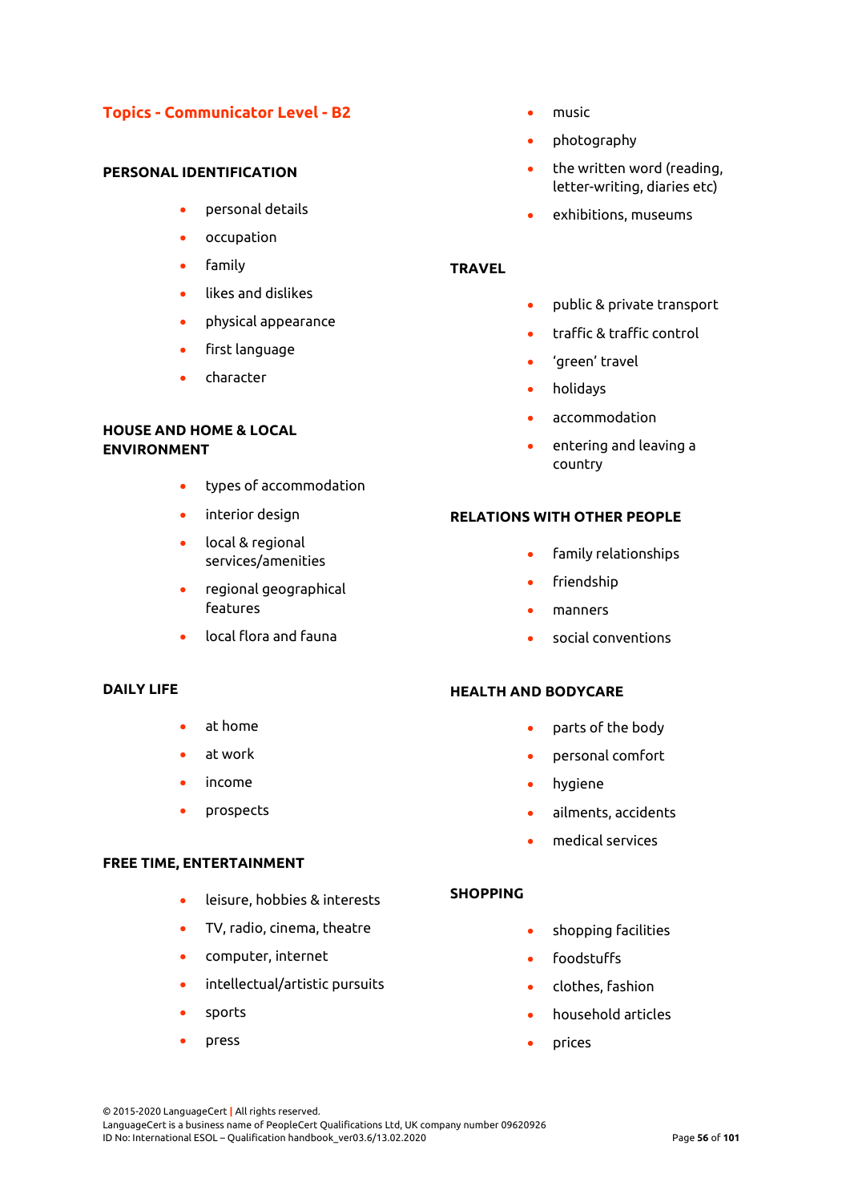## Topics - Communicator Level - B2

### PERSONAL IDENTIFICATION

- personal details
- occupation
- family
- likes and dislikes
- physical appearance
- first language
- character

### HOUSE AND HOME & LOCAL ENVIRONMENT

- types of accommodation
- interior design
- local & regional services/amenities
- regional geographical features
- local flora and fauna

### DAILY LIFE

- at home
- at work
- income
- prospects

### FREE TIME, ENTERTAINMENT

- leisure, hobbies & interests
- TV, radio, cinema, theatre
- computer, internet
- intellectual/artistic pursuits
- sports
- press
- music
- photography
- the written word (reading, letter-writing, diaries etc)
- exhibitions, museums

### TRAVEL

- public & private transport
- traffic & traffic control
- 'green' travel
- holidays
- accommodation
- entering and leaving a country

### RELATIONS WITH OTHER PEOPLE

- family relationships
- friendship
- manners
- social conventions

### HEALTH AND BODYCARE

- parts of the body
- personal comfort
- hygiene
- ailments, accidents
- medical services

### SHOPPING

- shopping facilities
- foodstuffs
- clothes, fashion
- household articles
- prices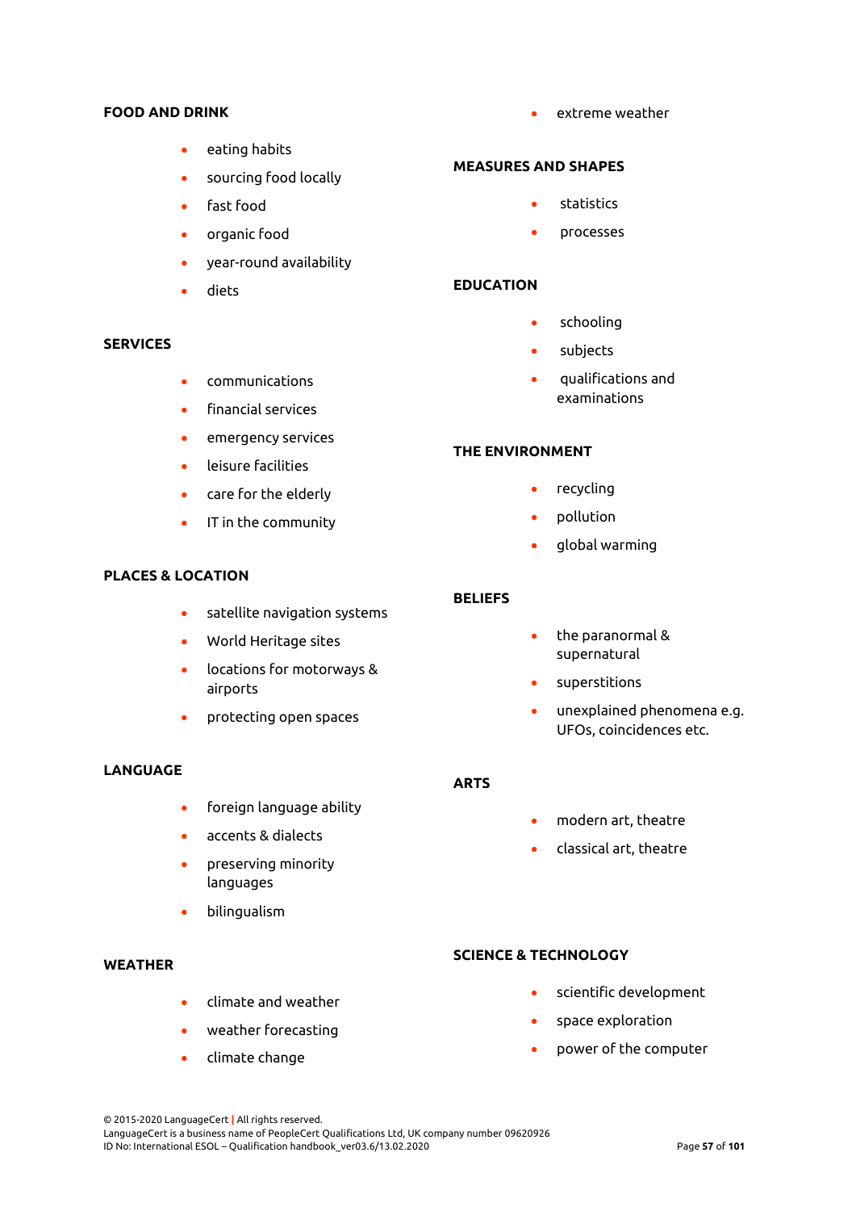**FOOD AND DRINK**

- eating habits
- sourcing food locally
- fast food
- organic food
- year-round availability
- diets

**SERVICES**

- communications
- financial services
- emergency services
- leisure facilities
- care for the elderly
- IT in the community

**PLACES & LOCATION**

- satellite navigation systems
- World Heritage sites
- locations for motorways & airports
- protecting open spaces

**LANGUAGE**

- foreign language ability
- accents & dialects
- preserving minority languages
- bilingualism

**WEATHER**

- climate and weather
- weather forecasting
- climate change
- extreme weather

**MEASURES AND SHAPES**

- statistics
- processes

**EDUCATION**

- schooling
- subjects
- qualifications and examinations

**THE ENVIRONMENT**

- recycling
- pollution
- global warming

**BELIEFS**

- the paranormal & supernatural
- superstitions
- unexplained phenomena e.g. UFOs, coincidences etc.

**ARTS**

- modern art, theatre
- classical art, theatre

**SCIENCE & TECHNOLOGY**

- scientific development
- space exploration
- power of the computer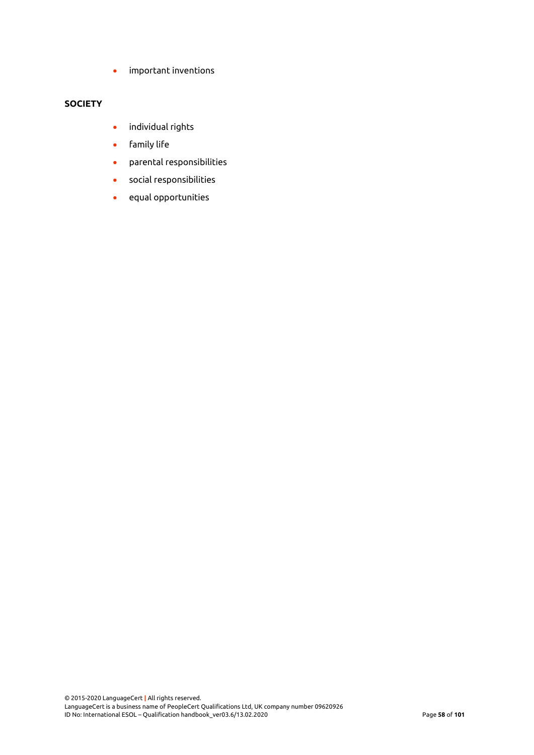- important inventions

**SOCIETY**

- individual rights
- family life
- parental responsibilities
- social responsibilities
- equal opportunities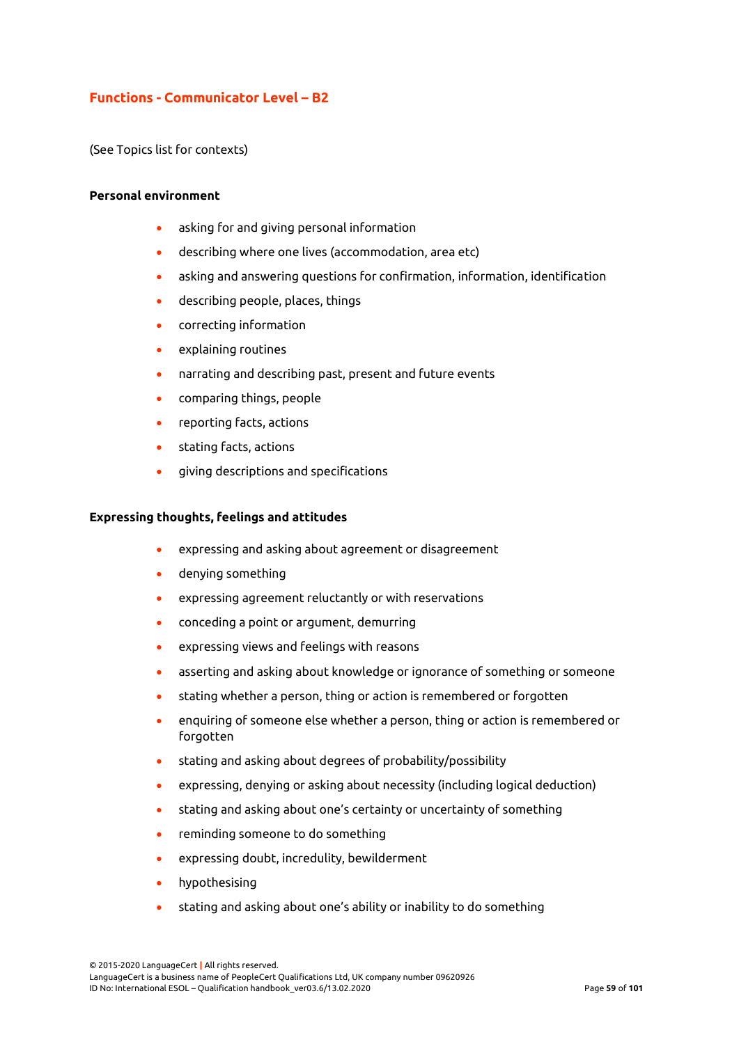## Functions - Communicator Level – B2

(See Topics list for contexts)

**Personal environment**

- asking for and giving personal information
- describing where one lives (accommodation, area etc)
- asking and answering questions for confirmation, information, identification
- describing people, places, things
- correcting information
- explaining routines
- narrating and describing past, present and future events
- comparing things, people
- reporting facts, actions
- stating facts, actions
- giving descriptions and specifications

**Expressing thoughts, feelings and attitudes**

- expressing and asking about agreement or disagreement
- denying something
- expressing agreement reluctantly or with reservations
- conceding a point or argument, demurring
- expressing views and feelings with reasons
- asserting and asking about knowledge or ignorance of something or someone
- stating whether a person, thing or action is remembered or forgotten
- enquiring of someone else whether a person, thing or action is remembered or forgotten
- stating and asking about degrees of probability/possibility
- expressing, denying or asking about necessity (including logical deduction)
- stating and asking about one's certainty or uncertainty of something
- reminding someone to do something
- expressing doubt, incredulity, bewilderment
- hypothesising
- stating and asking about one's ability or inability to do something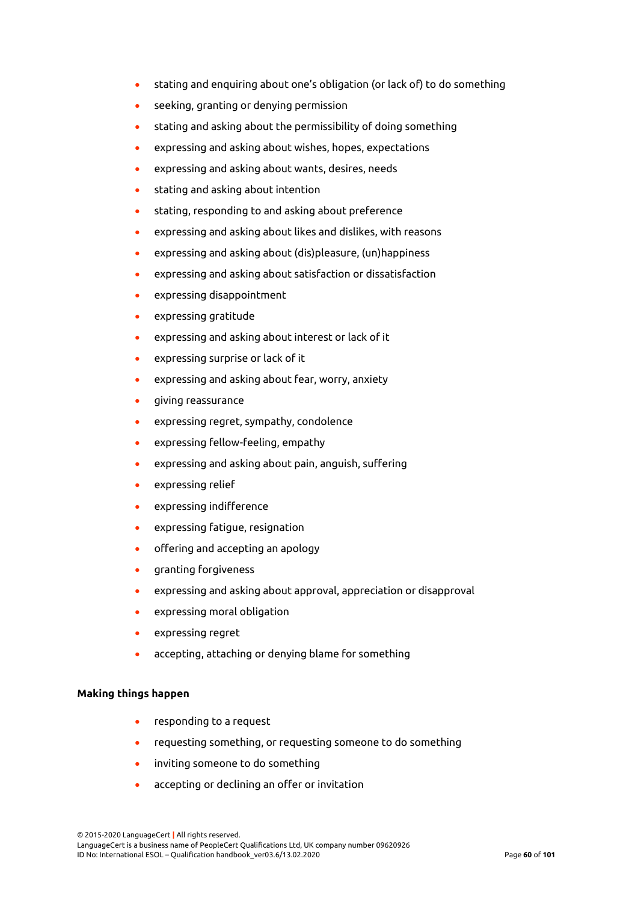- stating and enquiring about one's obligation (or lack of) to do something
- seeking, granting or denying permission
- stating and asking about the permissibility of doing something
- expressing and asking about wishes, hopes, expectations
- expressing and asking about wants, desires, needs
- stating and asking about intention
- stating, responding to and asking about preference
- expressing and asking about likes and dislikes, with reasons
- expressing and asking about (dis)pleasure, (un)happiness
- expressing and asking about satisfaction or dissatisfaction
- expressing disappointment
- expressing gratitude
- expressing and asking about interest or lack of it
- expressing surprise or lack of it
- expressing and asking about fear, worry, anxiety
- giving reassurance
- expressing regret, sympathy, condolence
- expressing fellow-feeling, empathy
- expressing and asking about pain, anguish, suffering
- expressing relief
- expressing indifference
- expressing fatigue, resignation
- offering and accepting an apology
- granting forgiveness
- expressing and asking about approval, appreciation or disapproval
- expressing moral obligation
- expressing regret
- accepting, attaching or denying blame for something

**Making things happen**

- responding to a request
- requesting something, or requesting someone to do something
- inviting someone to do something
- accepting or declining an offer or invitation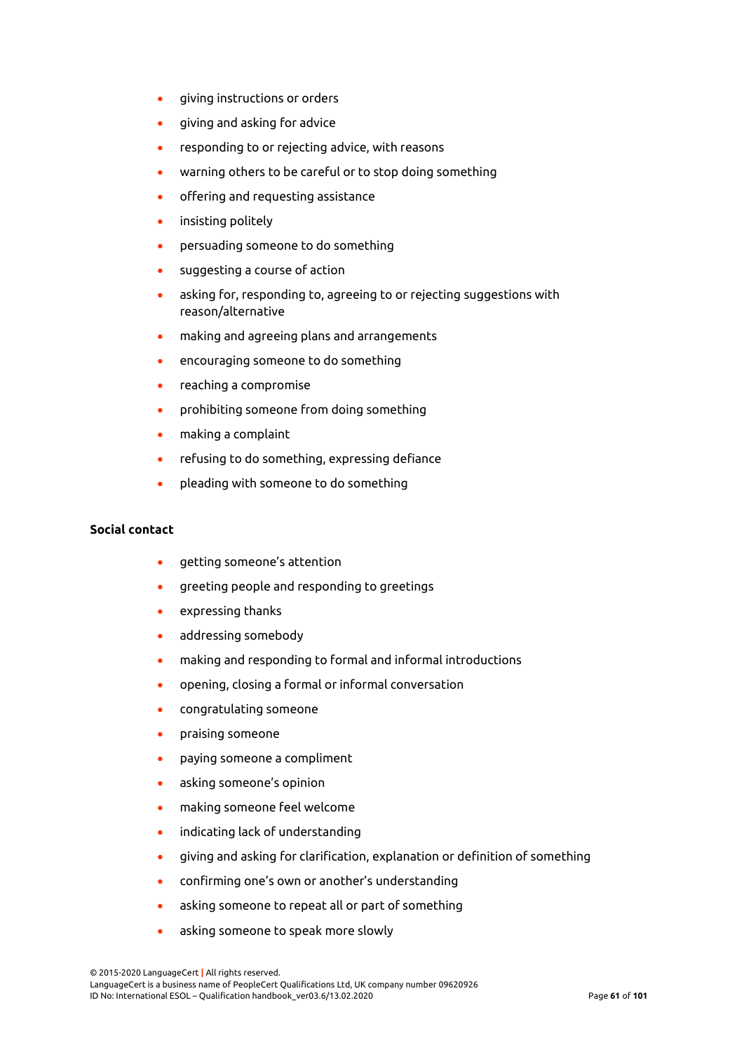- giving instructions or orders
- giving and asking for advice
- responding to or rejecting advice, with reasons
- warning others to be careful or to stop doing something
- offering and requesting assistance
- insisting politely
- persuading someone to do something
- suggesting a course of action
- asking for, responding to, agreeing to or rejecting suggestions with reason/alternative
- making and agreeing plans and arrangements
- encouraging someone to do something
- reaching a compromise
- prohibiting someone from doing something
- making a complaint
- refusing to do something, expressing defiance
- pleading with someone to do something

**Social contact**

- getting someone's attention
- greeting people and responding to greetings
- expressing thanks
- addressing somebody
- making and responding to formal and informal introductions
- opening, closing a formal or informal conversation
- congratulating someone
- praising someone
- paying someone a compliment
- asking someone's opinion
- making someone feel welcome
- indicating lack of understanding
- giving and asking for clarification, explanation or definition of something
- confirming one's own or another's understanding
- asking someone to repeat all or part of something
- asking someone to speak more slowly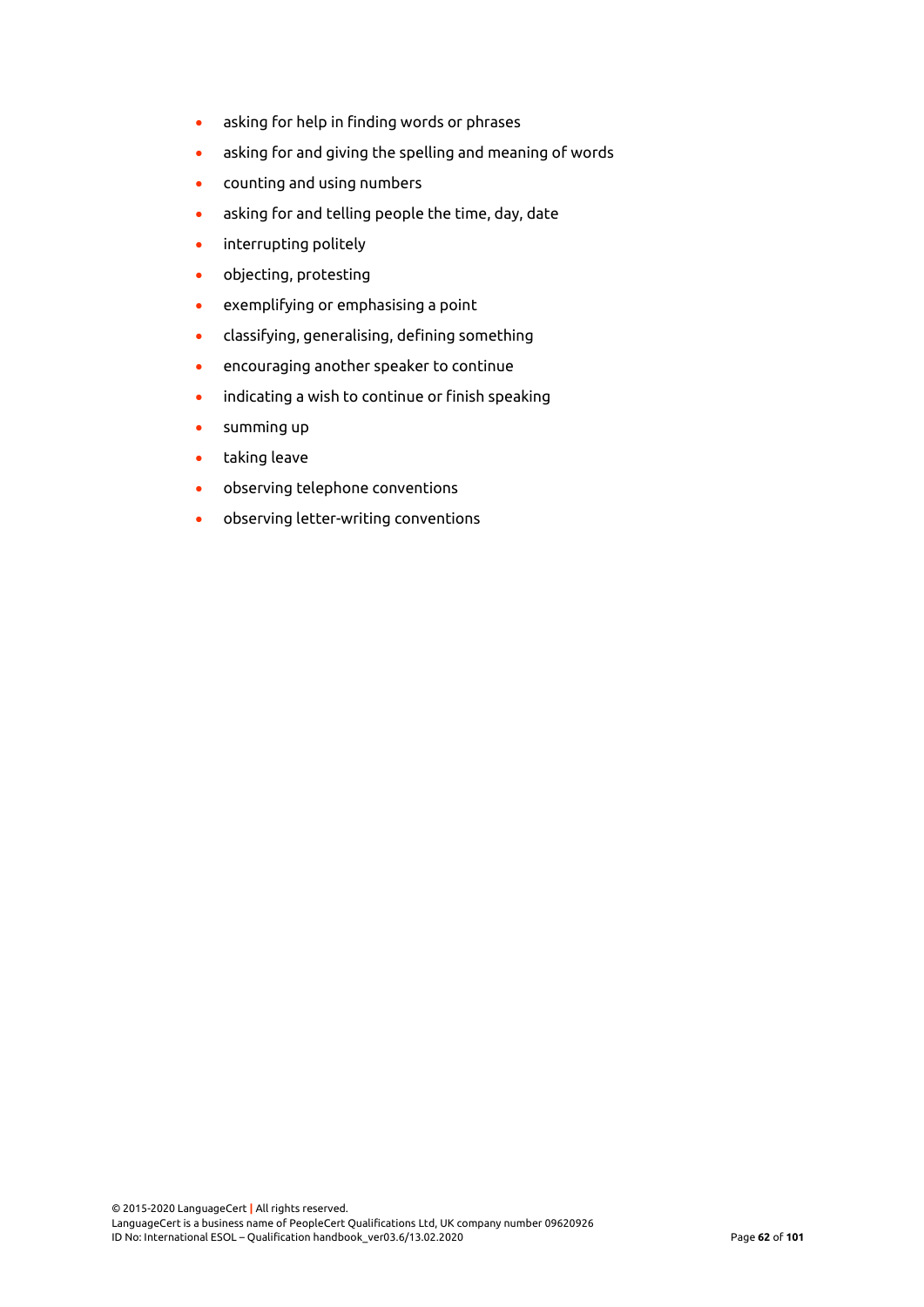- asking for help in finding words or phrases
- asking for and giving the spelling and meaning of words
- counting and using numbers
- asking for and telling people the time, day, date
- interrupting politely
- objecting, protesting
- exemplifying or emphasising a point
- classifying, generalising, defining something
- encouraging another speaker to continue
- indicating a wish to continue or finish speaking
- summing up
- taking leave
- observing telephone conventions
- observing letter-writing conventions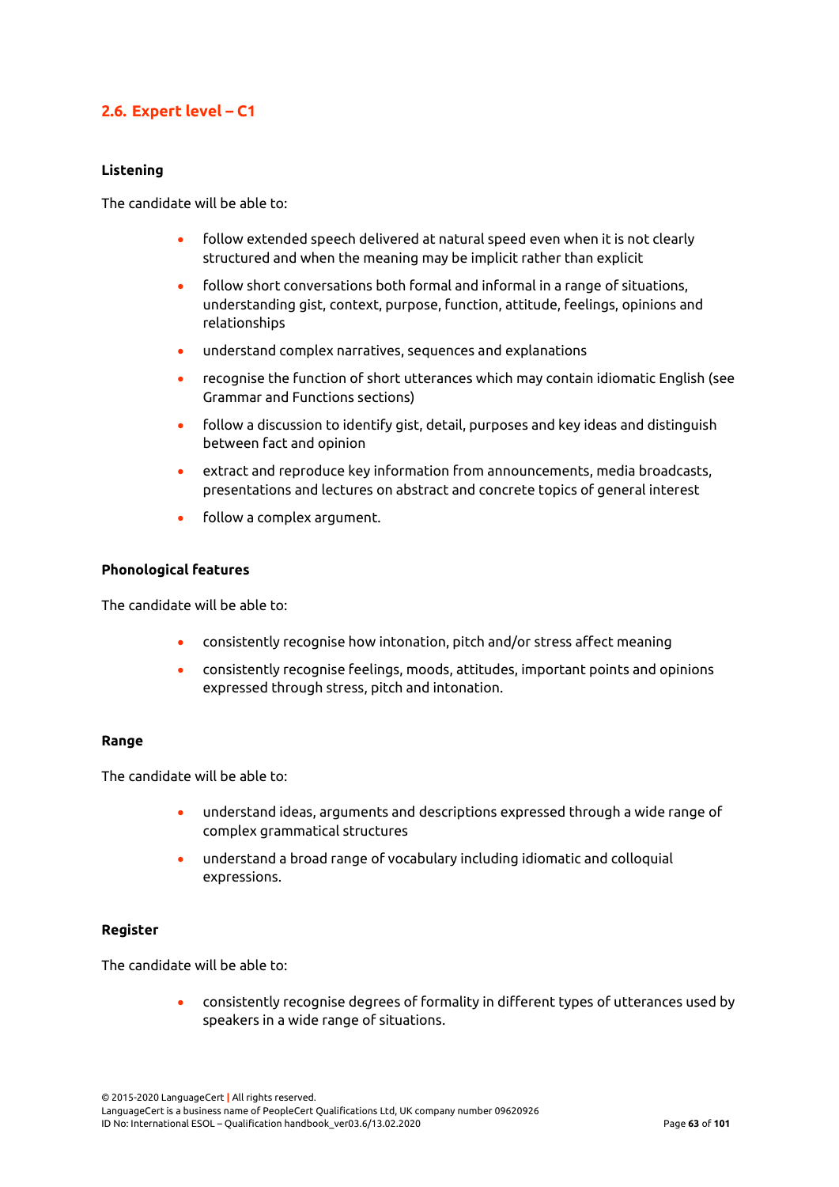## 2.6. Expert level – C1

**Listening**

The candidate will be able to:

- follow extended speech delivered at natural speed even when it is not clearly structured and when the meaning may be implicit rather than explicit
- follow short conversations both formal and informal in a range of situations, understanding gist, context, purpose, function, attitude, feelings, opinions and relationships
- understand complex narratives, sequences and explanations
- recognise the function of short utterances which may contain idiomatic English (see Grammar and Functions sections)
- follow a discussion to identify gist, detail, purposes and key ideas and distinguish between fact and opinion
- extract and reproduce key information from announcements, media broadcasts, presentations and lectures on abstract and concrete topics of general interest
- follow a complex argument.

**Phonological features**

The candidate will be able to:

- consistently recognise how intonation, pitch and/or stress affect meaning
- consistently recognise feelings, moods, attitudes, important points and opinions expressed through stress, pitch and intonation.

**Range**

The candidate will be able to:

- understand ideas, arguments and descriptions expressed through a wide range of complex grammatical structures
- understand a broad range of vocabulary including idiomatic and colloquial expressions.

**Register**

The candidate will be able to:

- consistently recognise degrees of formality in different types of utterances used by speakers in a wide range of situations.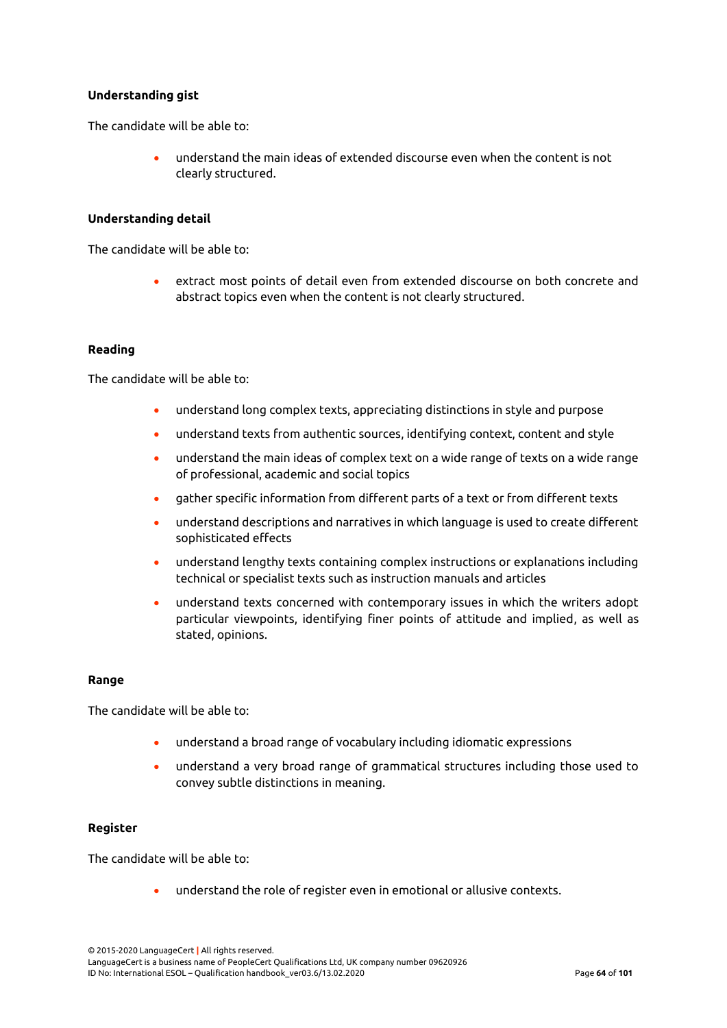**Understanding gist**

The candidate will be able to:

- understand the main ideas of extended discourse even when the content is not clearly structured.

**Understanding detail**

The candidate will be able to:

- extract most points of detail even from extended discourse on both concrete and abstract topics even when the content is not clearly structured.

**Reading**

The candidate will be able to:

- understand long complex texts, appreciating distinctions in style and purpose
- understand texts from authentic sources, identifying context, content and style
- understand the main ideas of complex text on a wide range of texts on a wide range of professional, academic and social topics
- gather specific information from different parts of a text or from different texts
- understand descriptions and narratives in which language is used to create different sophisticated effects
- understand lengthy texts containing complex instructions or explanations including technical or specialist texts such as instruction manuals and articles
- understand texts concerned with contemporary issues in which the writers adopt particular viewpoints, identifying finer points of attitude and implied, as well as stated, opinions.

**Range**

The candidate will be able to:

- understand a broad range of vocabulary including idiomatic expressions
- understand a very broad range of grammatical structures including those used to convey subtle distinctions in meaning.

**Register**

The candidate will be able to:

- understand the role of register even in emotional or allusive contexts.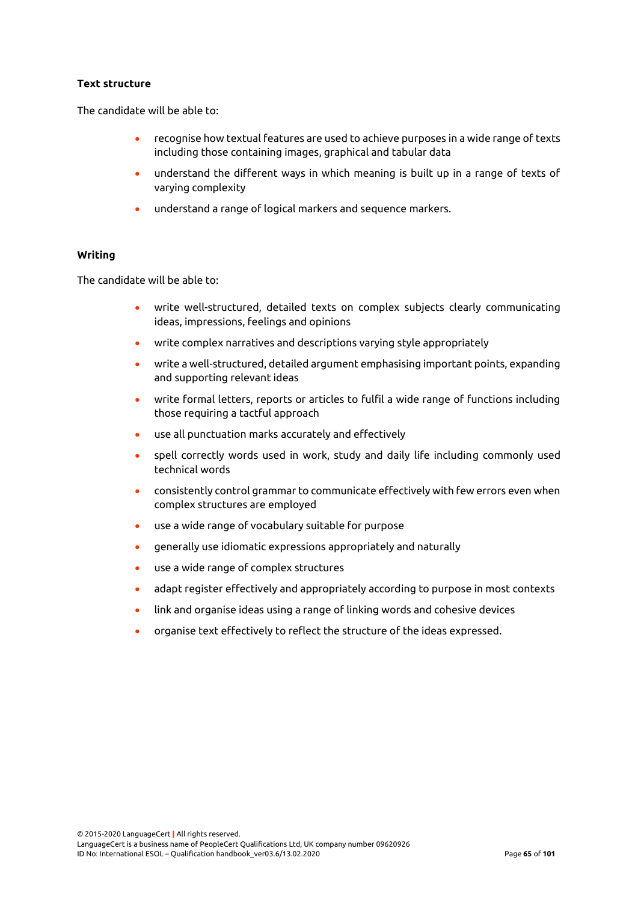**Text structure**

The candidate will be able to:

- recognise how textual features are used to achieve purposes in a wide range of texts including those containing images, graphical and tabular data
- understand the different ways in which meaning is built up in a range of texts of varying complexity
- understand a range of logical markers and sequence markers.

**Writing**

The candidate will be able to:

- write well-structured, detailed texts on complex subjects clearly communicating ideas, impressions, feelings and opinions
- write complex narratives and descriptions varying style appropriately
- write a well-structured, detailed argument emphasising important points, expanding and supporting relevant ideas
- write formal letters, reports or articles to fulfil a wide range of functions including those requiring a tactful approach
- use all punctuation marks accurately and effectively
- spell correctly words used in work, study and daily life including commonly used technical words
- consistently control grammar to communicate effectively with few errors even when complex structures are employed
- use a wide range of vocabulary suitable for purpose
- generally use idiomatic expressions appropriately and naturally
- use a wide range of complex structures
- adapt register effectively and appropriately according to purpose in most contexts
- link and organise ideas using a range of linking words and cohesive devices
- organise text effectively to reflect the structure of the ideas expressed.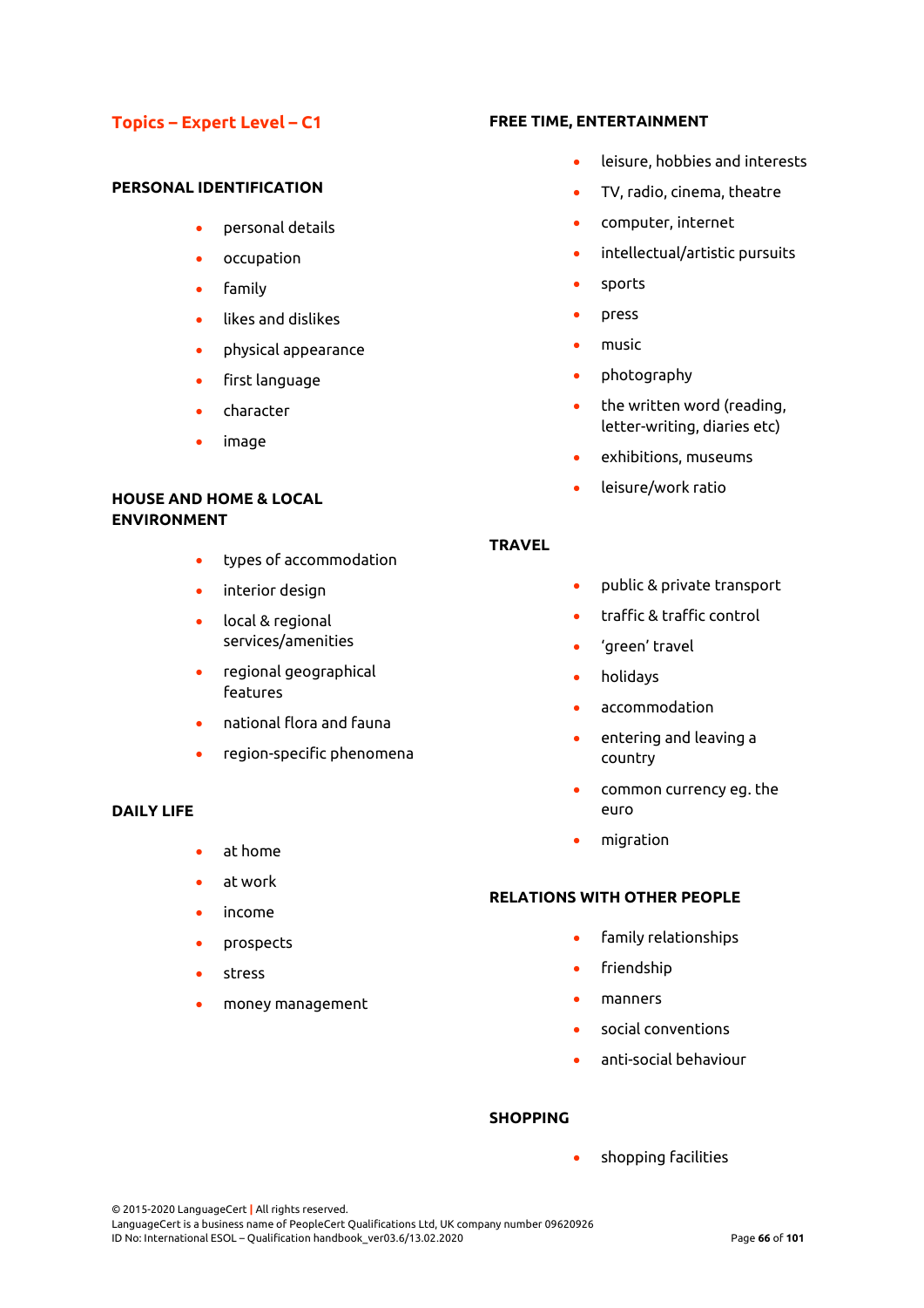## Topics – Expert Level – C1

### PERSONAL IDENTIFICATION

- personal details
- occupation
- family
- likes and dislikes
- physical appearance
- first language
- character
- image

### HOUSE AND HOME & LOCAL ENVIRONMENT

- types of accommodation
- interior design
- local & regional services/amenities
- regional geographical features
- national flora and fauna
- region-specific phenomena

### DAILY LIFE

- at home
- at work
- income
- prospects
- stress
- money management

### FREE TIME, ENTERTAINMENT

- leisure, hobbies and interests
- TV, radio, cinema, theatre
- computer, internet
- intellectual/artistic pursuits
- sports
- press
- music
- photography
- the written word (reading, letter-writing, diaries etc)
- exhibitions, museums
- leisure/work ratio

### TRAVEL

- public & private transport
- traffic & traffic control
- 'green' travel
- holidays
- accommodation
- entering and leaving a country
- common currency eg. the euro
- migration

### RELATIONS WITH OTHER PEOPLE

- family relationships
- friendship
- manners
- social conventions
- anti-social behaviour

### SHOPPING

- shopping facilities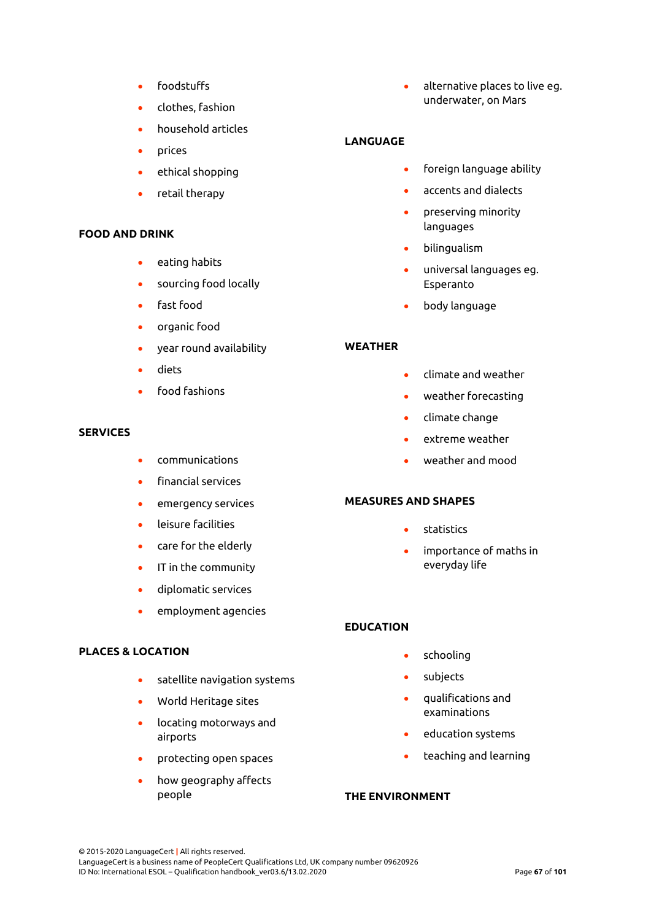- foodstuffs
- clothes, fashion
- household articles
- prices
- ethical shopping
- retail therapy

**FOOD AND DRINK**

- eating habits
- sourcing food locally
- fast food
- organic food
- year round availability
- diets
- food fashions

**SERVICES**

- communications
- financial services
- emergency services
- leisure facilities
- care for the elderly
- IT in the community
- diplomatic services
- employment agencies

**PLACES & LOCATION**

- satellite navigation systems
- World Heritage sites
- locating motorways and airports
- protecting open spaces
- how geography affects people

- alternative places to live eg. underwater, on Mars

**LANGUAGE**

- foreign language ability
- accents and dialects
- preserving minority languages
- bilingualism
- universal languages eg. Esperanto
- body language

**WEATHER**

- climate and weather
- weather forecasting
- climate change
- extreme weather
- weather and mood

**MEASURES AND SHAPES**

- statistics
- importance of maths in everyday life

**EDUCATION**

- schooling
- subjects
- qualifications and examinations
- education systems
- teaching and learning

**THE ENVIRONMENT**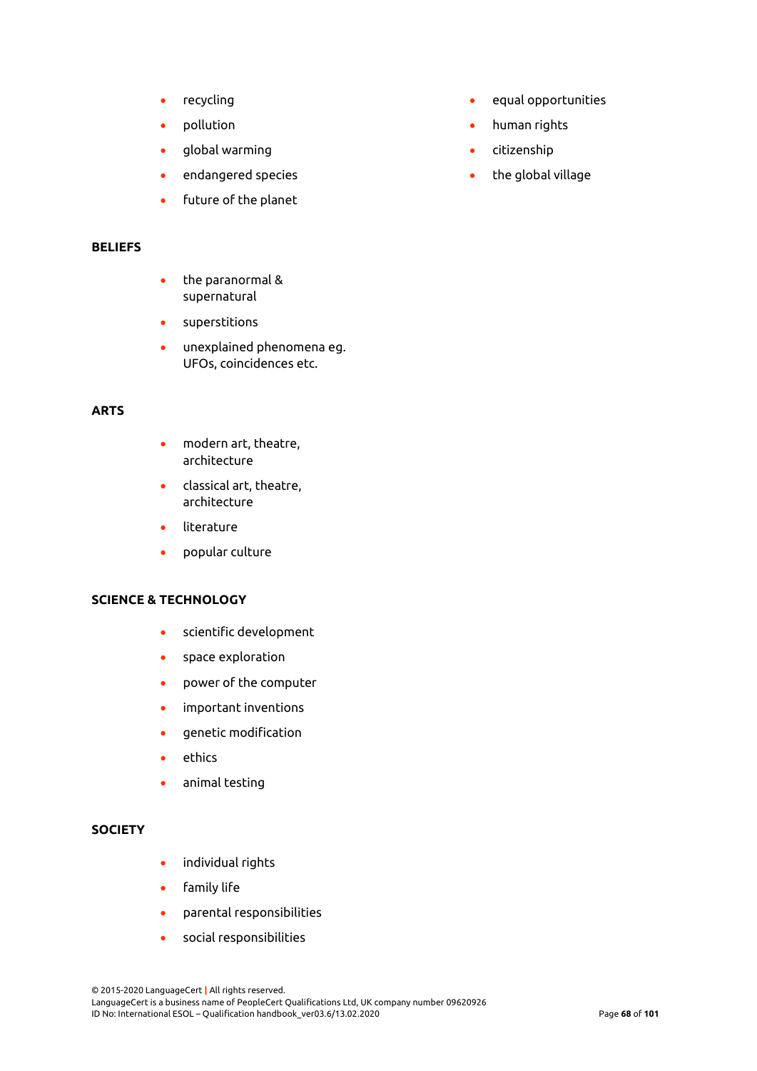- recycling
- pollution
- global warming
- endangered species
- future of the planet
- equal opportunities
- human rights
- citizenship
- the global village

**BELIEFS**

- the paranormal & supernatural
- superstitions
- unexplained phenomena eg. UFOs, coincidences etc.

**ARTS**

- modern art, theatre, architecture
- classical art, theatre, architecture
- literature
- popular culture

**SCIENCE & TECHNOLOGY**

- scientific development
- space exploration
- power of the computer
- important inventions
- genetic modification
- ethics
- animal testing

**SOCIETY**

- individual rights
- family life
- parental responsibilities
- social responsibilities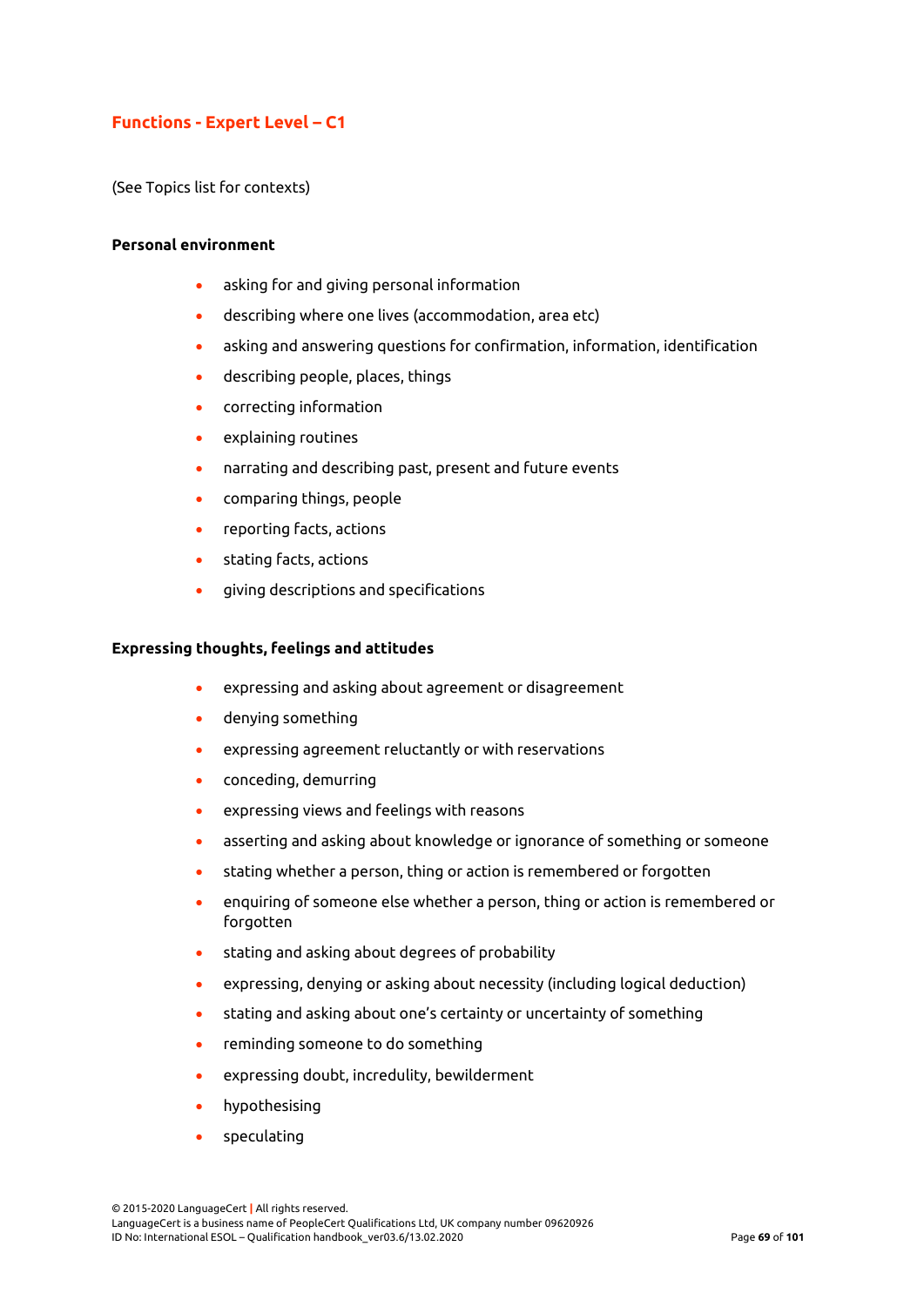## Functions - Expert Level – C1

(See Topics list for contexts)

**Personal environment**

- asking for and giving personal information
- describing where one lives (accommodation, area etc)
- asking and answering questions for confirmation, information, identification
- describing people, places, things
- correcting information
- explaining routines
- narrating and describing past, present and future events
- comparing things, people
- reporting facts, actions
- stating facts, actions
- giving descriptions and specifications

**Expressing thoughts, feelings and attitudes**

- expressing and asking about agreement or disagreement
- denying something
- expressing agreement reluctantly or with reservations
- conceding, demurring
- expressing views and feelings with reasons
- asserting and asking about knowledge or ignorance of something or someone
- stating whether a person, thing or action is remembered or forgotten
- enquiring of someone else whether a person, thing or action is remembered or forgotten
- stating and asking about degrees of probability
- expressing, denying or asking about necessity (including logical deduction)
- stating and asking about one's certainty or uncertainty of something
- reminding someone to do something
- expressing doubt, incredulity, bewilderment
- hypothesising
- speculating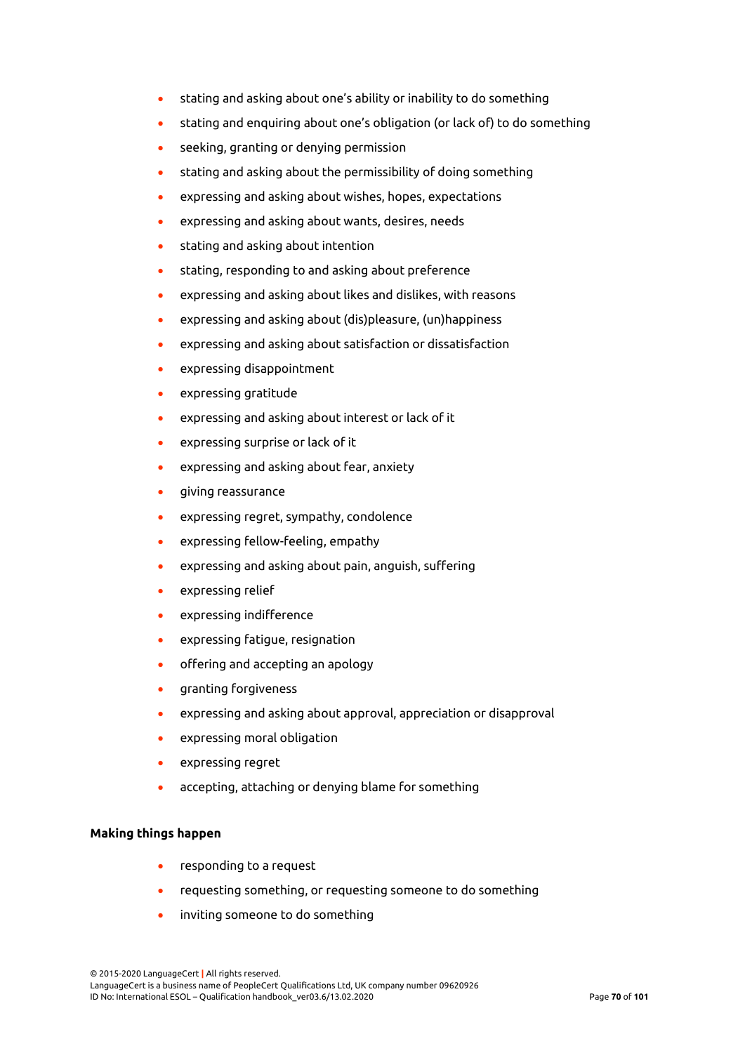- stating and asking about one's ability or inability to do something
- stating and enquiring about one's obligation (or lack of) to do something
- seeking, granting or denying permission
- stating and asking about the permissibility of doing something
- expressing and asking about wishes, hopes, expectations
- expressing and asking about wants, desires, needs
- stating and asking about intention
- stating, responding to and asking about preference
- expressing and asking about likes and dislikes, with reasons
- expressing and asking about (dis)pleasure, (un)happiness
- expressing and asking about satisfaction or dissatisfaction
- expressing disappointment
- expressing gratitude
- expressing and asking about interest or lack of it
- expressing surprise or lack of it
- expressing and asking about fear, anxiety
- giving reassurance
- expressing regret, sympathy, condolence
- expressing fellow-feeling, empathy
- expressing and asking about pain, anguish, suffering
- expressing relief
- expressing indifference
- expressing fatigue, resignation
- offering and accepting an apology
- granting forgiveness
- expressing and asking about approval, appreciation or disapproval
- expressing moral obligation
- expressing regret
- accepting, attaching or denying blame for something

**Making things happen**

- responding to a request
- requesting something, or requesting someone to do something
- inviting someone to do something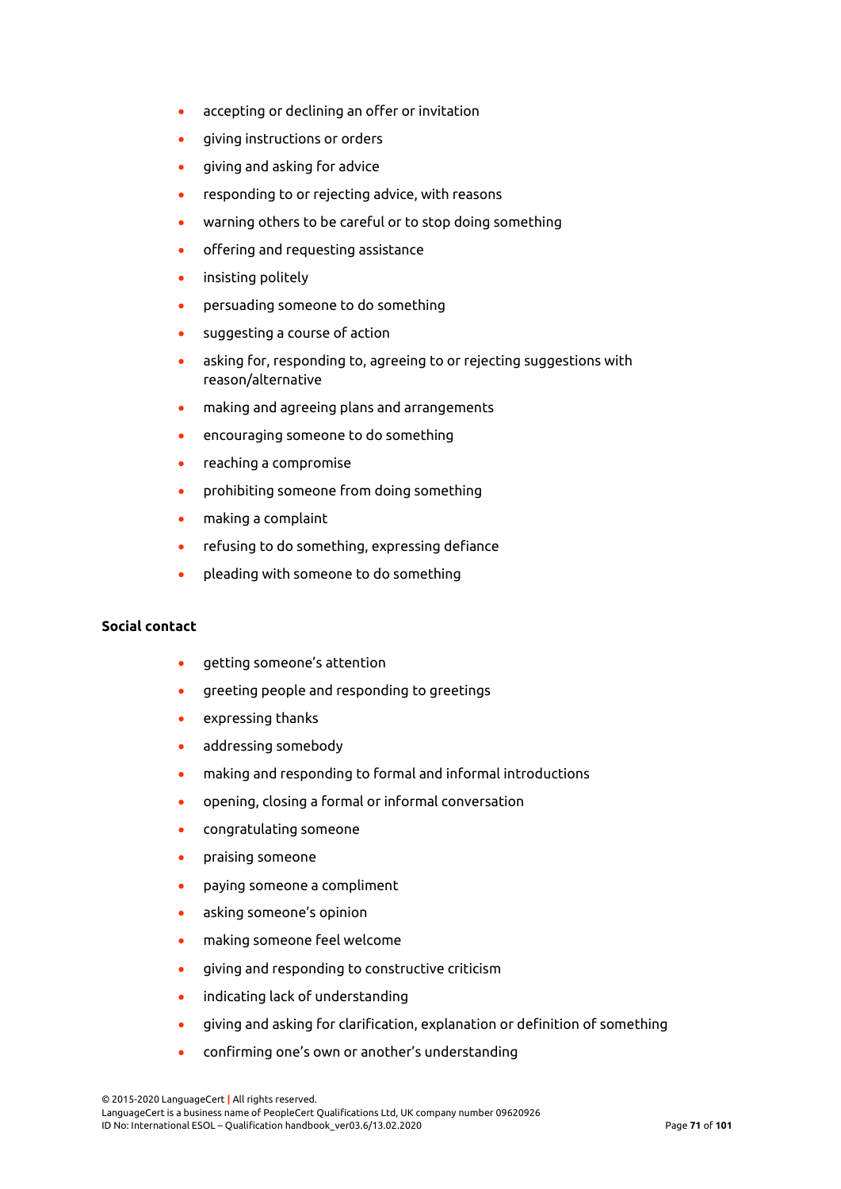- accepting or declining an offer or invitation
- giving instructions or orders
- giving and asking for advice
- responding to or rejecting advice, with reasons
- warning others to be careful or to stop doing something
- offering and requesting assistance
- insisting politely
- persuading someone to do something
- suggesting a course of action
- asking for, responding to, agreeing to or rejecting suggestions with reason/alternative
- making and agreeing plans and arrangements
- encouraging someone to do something
- reaching a compromise
- prohibiting someone from doing something
- making a complaint
- refusing to do something, expressing defiance
- pleading with someone to do something

**Social contact**

- getting someone's attention
- greeting people and responding to greetings
- expressing thanks
- addressing somebody
- making and responding to formal and informal introductions
- opening, closing a formal or informal conversation
- congratulating someone
- praising someone
- paying someone a compliment
- asking someone's opinion
- making someone feel welcome
- giving and responding to constructive criticism
- indicating lack of understanding
- giving and asking for clarification, explanation or definition of something
- confirming one's own or another's understanding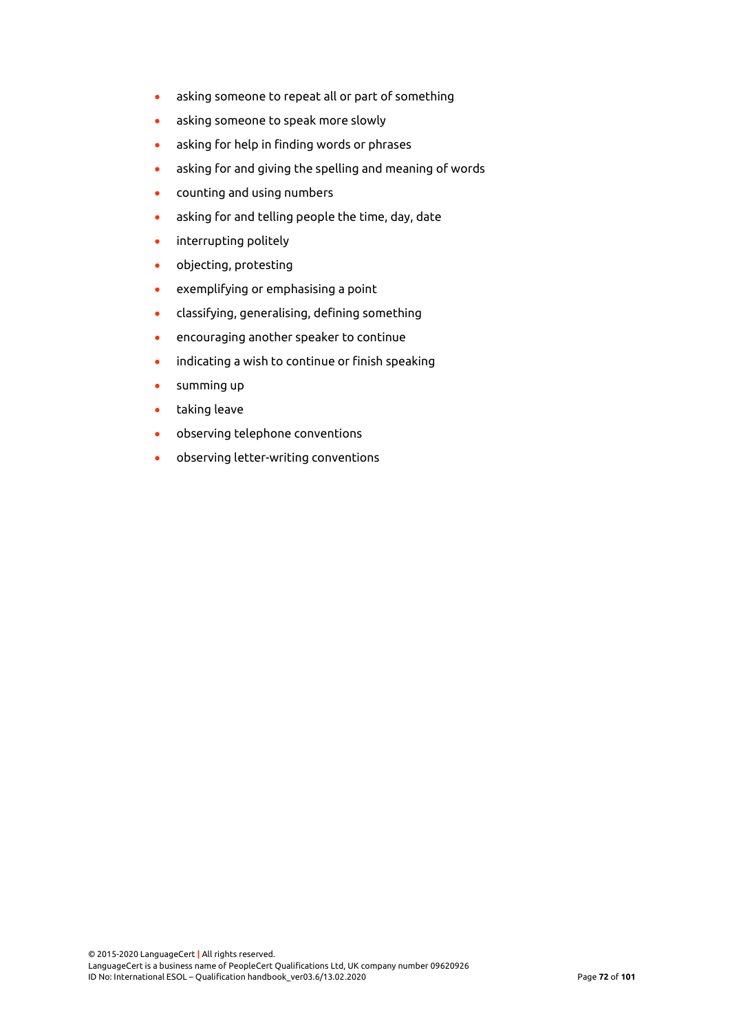- asking someone to repeat all or part of something
- asking someone to speak more slowly
- asking for help in finding words or phrases
- asking for and giving the spelling and meaning of words
- counting and using numbers
- asking for and telling people the time, day, date
- interrupting politely
- objecting, protesting
- exemplifying or emphasising a point
- classifying, generalising, defining something
- encouraging another speaker to continue
- indicating a wish to continue or finish speaking
- summing up
- taking leave
- observing telephone conventions
- observing letter-writing conventions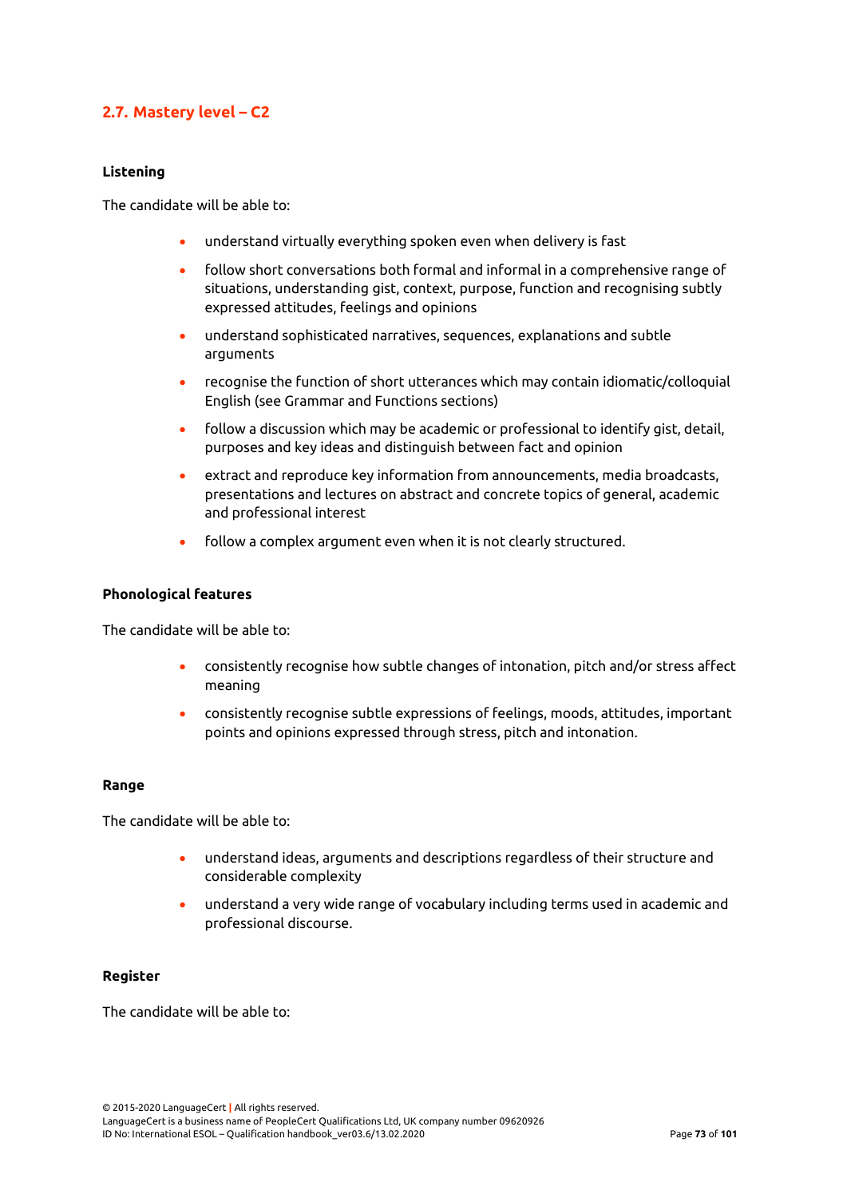## 2.7. Mastery level – C2

**Listening**

The candidate will be able to:

- understand virtually everything spoken even when delivery is fast
- follow short conversations both formal and informal in a comprehensive range of situations, understanding gist, context, purpose, function and recognising subtly expressed attitudes, feelings and opinions
- understand sophisticated narratives, sequences, explanations and subtle arguments
- recognise the function of short utterances which may contain idiomatic/colloquial English (see Grammar and Functions sections)
- follow a discussion which may be academic or professional to identify gist, detail, purposes and key ideas and distinguish between fact and opinion
- extract and reproduce key information from announcements, media broadcasts, presentations and lectures on abstract and concrete topics of general, academic and professional interest
- follow a complex argument even when it is not clearly structured.

**Phonological features**

The candidate will be able to:

- consistently recognise how subtle changes of intonation, pitch and/or stress affect meaning
- consistently recognise subtle expressions of feelings, moods, attitudes, important points and opinions expressed through stress, pitch and intonation.

**Range**

The candidate will be able to:

- understand ideas, arguments and descriptions regardless of their structure and considerable complexity
- understand a very wide range of vocabulary including terms used in academic and professional discourse.

**Register**

The candidate will be able to: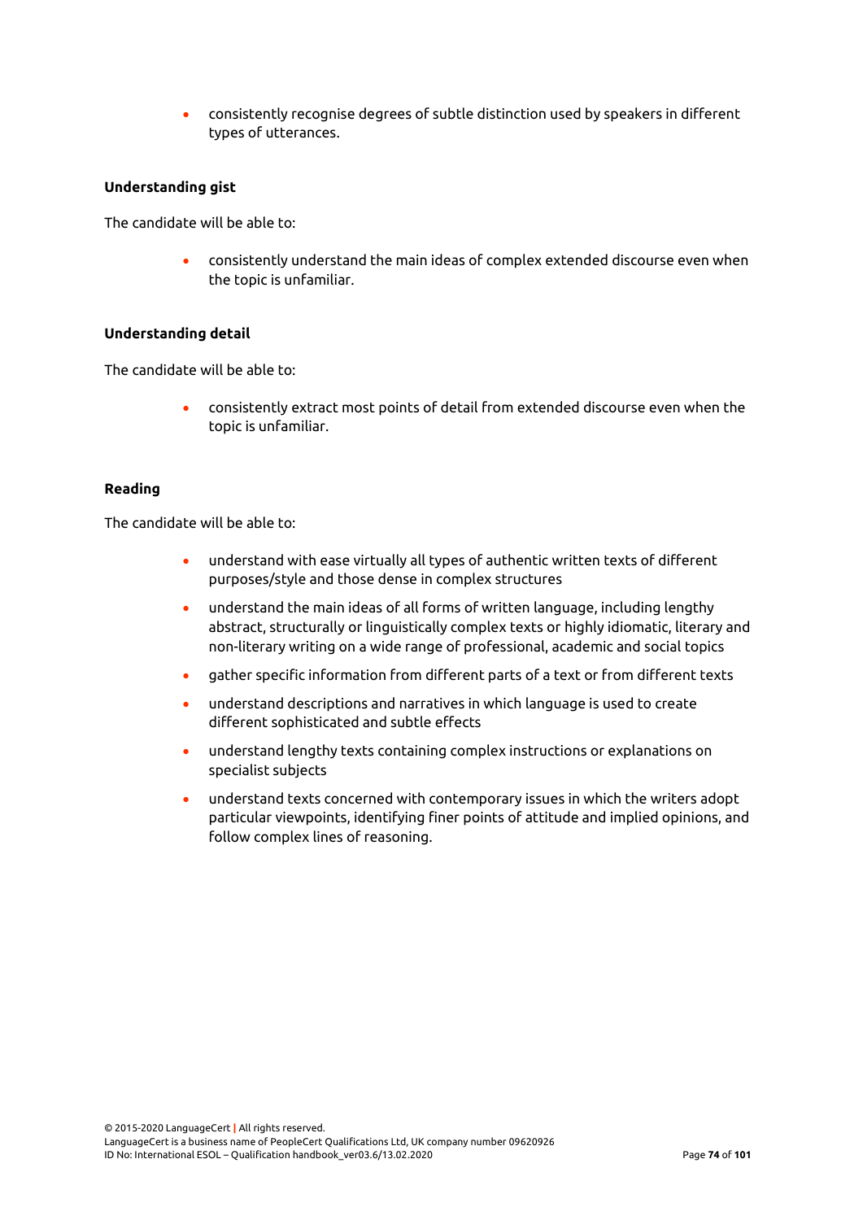- consistently recognise degrees of subtle distinction used by speakers in different types of utterances.

**Understanding gist**

The candidate will be able to:

- consistently understand the main ideas of complex extended discourse even when the topic is unfamiliar.

**Understanding detail**

The candidate will be able to:

- consistently extract most points of detail from extended discourse even when the topic is unfamiliar.

**Reading**

The candidate will be able to:

- understand with ease virtually all types of authentic written texts of different purposes/style and those dense in complex structures
- understand the main ideas of all forms of written language, including lengthy abstract, structurally or linguistically complex texts or highly idiomatic, literary and non-literary writing on a wide range of professional, academic and social topics
- gather specific information from different parts of a text or from different texts
- understand descriptions and narratives in which language is used to create different sophisticated and subtle effects
- understand lengthy texts containing complex instructions or explanations on specialist subjects
- understand texts concerned with contemporary issues in which the writers adopt particular viewpoints, identifying finer points of attitude and implied opinions, and follow complex lines of reasoning.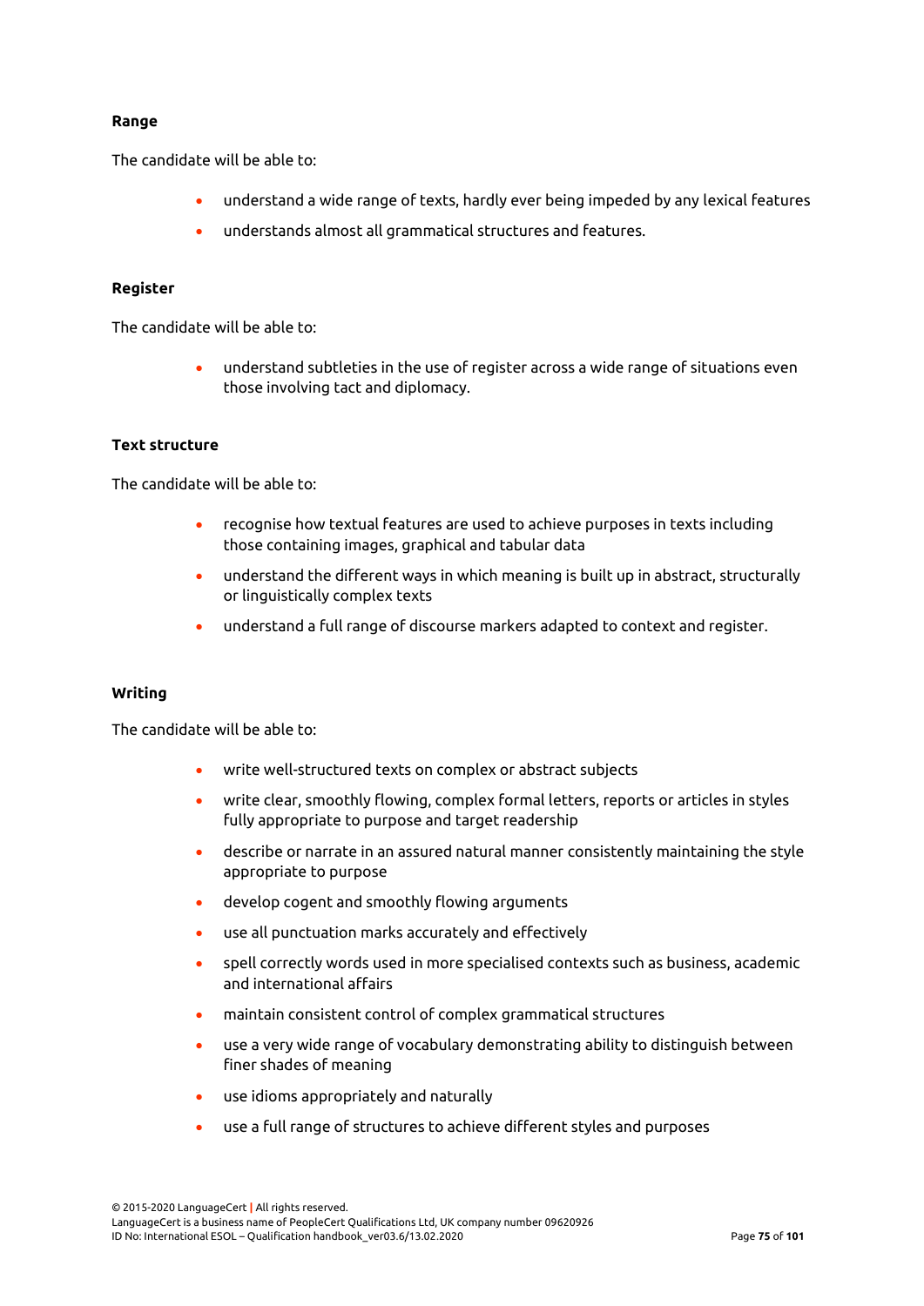**Range**

The candidate will be able to:

- understand a wide range of texts, hardly ever being impeded by any lexical features
- understands almost all grammatical structures and features.

**Register**

The candidate will be able to:

- understand subtleties in the use of register across a wide range of situations even those involving tact and diplomacy.

**Text structure**

The candidate will be able to:

- recognise how textual features are used to achieve purposes in texts including those containing images, graphical and tabular data
- understand the different ways in which meaning is built up in abstract, structurally or linguistically complex texts
- understand a full range of discourse markers adapted to context and register.

**Writing**

The candidate will be able to:

- write well-structured texts on complex or abstract subjects
- write clear, smoothly flowing, complex formal letters, reports or articles in styles fully appropriate to purpose and target readership
- describe or narrate in an assured natural manner consistently maintaining the style appropriate to purpose
- develop cogent and smoothly flowing arguments
- use all punctuation marks accurately and effectively
- spell correctly words used in more specialised contexts such as business, academic and international affairs
- maintain consistent control of complex grammatical structures
- use a very wide range of vocabulary demonstrating ability to distinguish between finer shades of meaning
- use idioms appropriately and naturally
- use a full range of structures to achieve different styles and purposes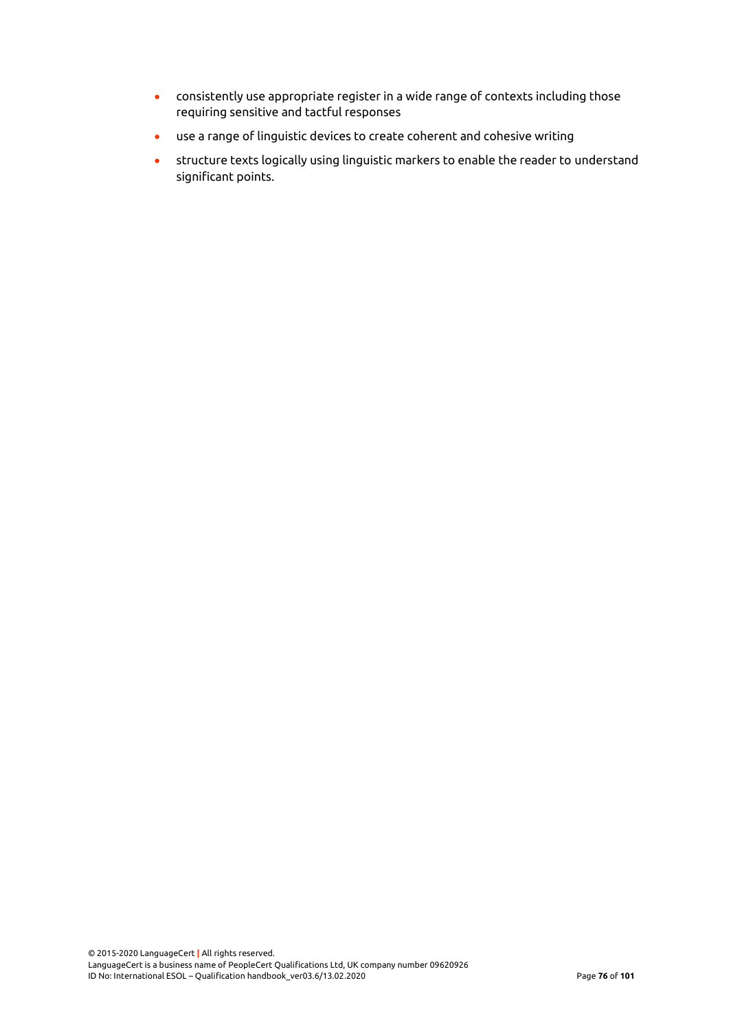- consistently use appropriate register in a wide range of contexts including those requiring sensitive and tactful responses
- use a range of linguistic devices to create coherent and cohesive writing
- structure texts logically using linguistic markers to enable the reader to understand significant points.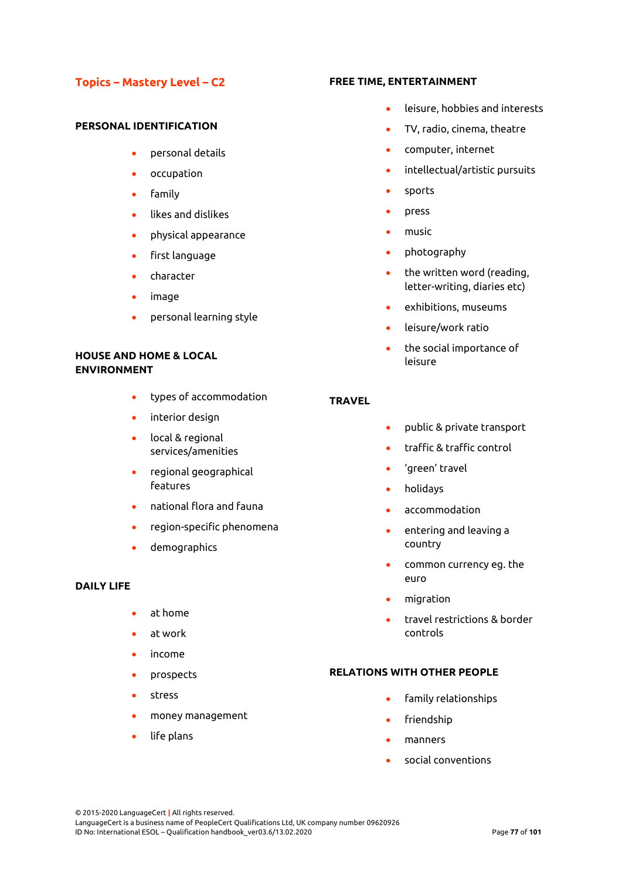## Topics – Mastery Level – C2

### PERSONAL IDENTIFICATION

- personal details
- occupation
- family
- likes and dislikes
- physical appearance
- first language
- character
- image
- personal learning style

### HOUSE AND HOME & LOCAL ENVIRONMENT

- types of accommodation
- interior design
- local & regional services/amenities
- regional geographical features
- national flora and fauna
- region-specific phenomena
- demographics

### DAILY LIFE

- at home
- at work
- income
- prospects
- stress
- money management
- life plans

### FREE TIME, ENTERTAINMENT

- leisure, hobbies and interests
- TV, radio, cinema, theatre
- computer, internet
- intellectual/artistic pursuits
- sports
- press
- music
- photography
- the written word (reading, letter-writing, diaries etc)
- exhibitions, museums
- leisure/work ratio
- the social importance of leisure

### TRAVEL

- public & private transport
- traffic & traffic control
- 'green' travel
- holidays
- accommodation
- entering and leaving a country
- common currency eg. the euro
- migration
- travel restrictions & border controls

### RELATIONS WITH OTHER PEOPLE

- family relationships
- friendship
- manners
- social conventions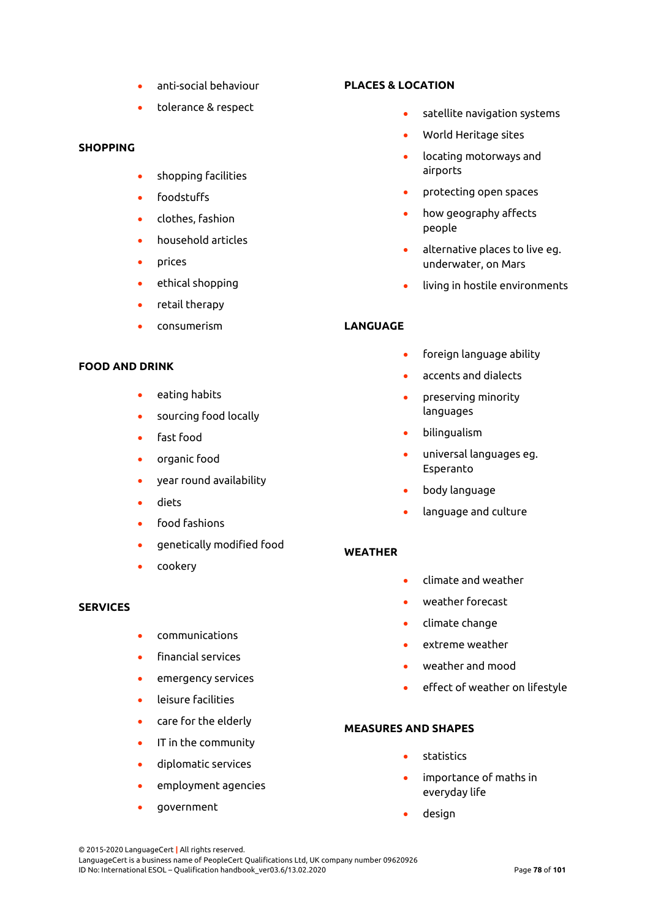- anti-social behaviour
- tolerance & respect

**SHOPPING**

- shopping facilities
- foodstuffs
- clothes, fashion
- household articles
- prices
- ethical shopping
- retail therapy
- consumerism

**FOOD AND DRINK**

- eating habits
- sourcing food locally
- fast food
- organic food
- year round availability
- diets
- food fashions
- genetically modified food
- cookery

**SERVICES**

- communications
- financial services
- emergency services
- leisure facilities
- care for the elderly
- IT in the community
- diplomatic services
- employment agencies
- government

**PLACES & LOCATION**

- satellite navigation systems
- World Heritage sites
- locating motorways and airports
- protecting open spaces
- how geography affects people
- alternative places to live eg. underwater, on Mars
- living in hostile environments

**LANGUAGE**

- foreign language ability
- accents and dialects
- preserving minority languages
- bilingualism
- universal languages eg. Esperanto
- body language
- language and culture

**WEATHER**

- climate and weather
- weather forecast
- climate change
- extreme weather
- weather and mood
- effect of weather on lifestyle

**MEASURES AND SHAPES**

- statistics
- importance of maths in everyday life
- design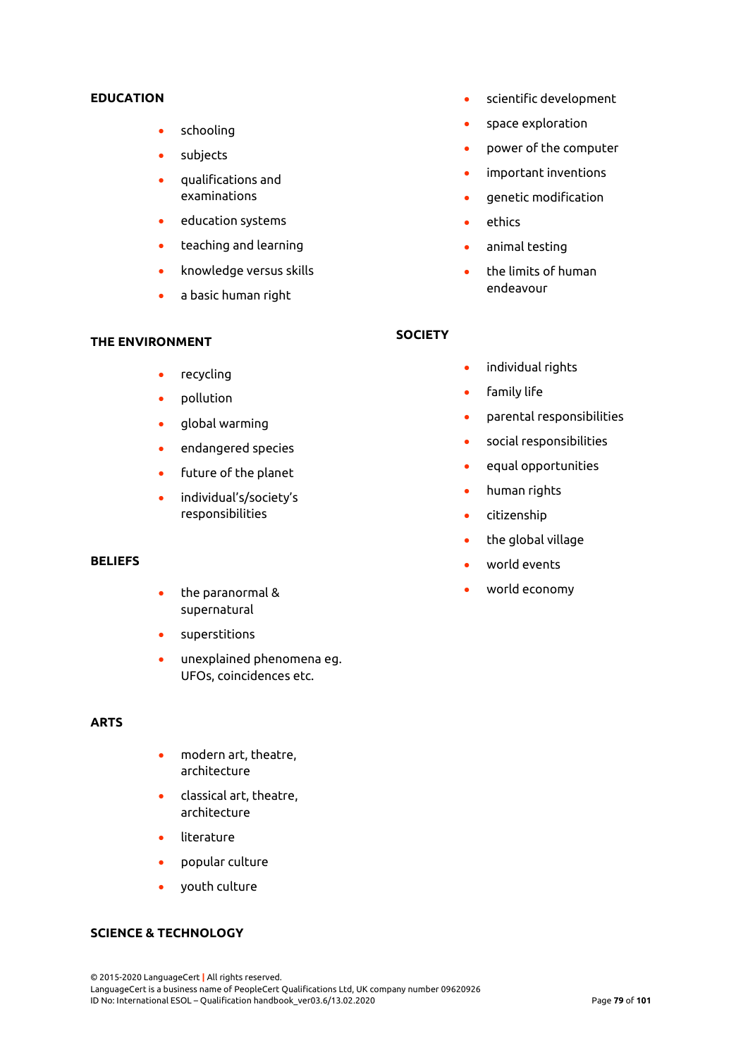**EDUCATION**

- schooling
- subjects
- qualifications and examinations
- education systems
- teaching and learning
- knowledge versus skills
- a basic human right

**THE ENVIRONMENT**

- recycling
- pollution
- global warming
- endangered species
- future of the planet
- individual's/society's responsibilities

**BELIEFS**

- the paranormal & supernatural
- superstitions
- unexplained phenomena eg. UFOs, coincidences etc.

**ARTS**

- modern art, theatre, architecture
- classical art, theatre, architecture
- literature
- popular culture
- youth culture

**SCIENCE & TECHNOLOGY**

- scientific development
- space exploration
- power of the computer
- important inventions
- genetic modification
- ethics
- animal testing
- the limits of human endeavour

**SOCIETY**

- individual rights
- family life
- parental responsibilities
- social responsibilities
- equal opportunities
- human rights
- citizenship
- the global village
- world events
- world economy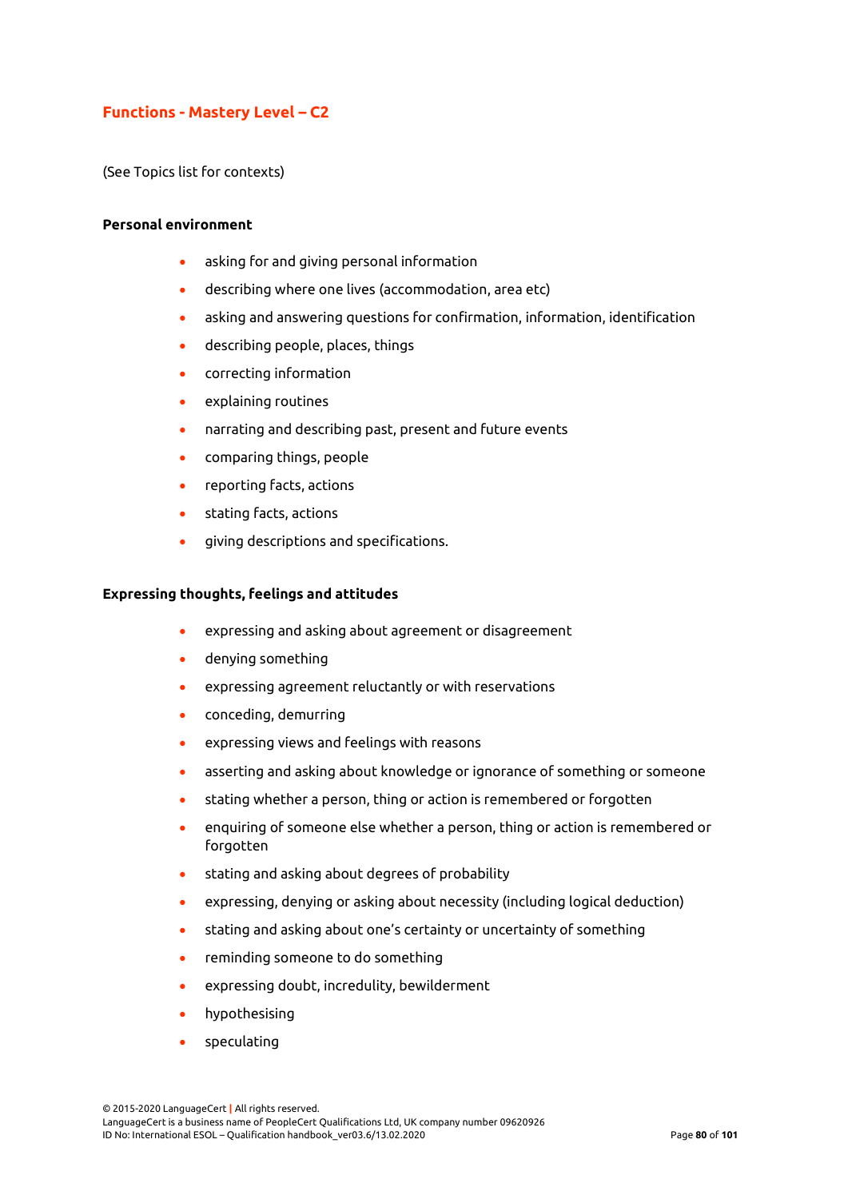## Functions - Mastery Level – C2

(See Topics list for contexts)

**Personal environment**

- asking for and giving personal information
- describing where one lives (accommodation, area etc)
- asking and answering questions for confirmation, information, identification
- describing people, places, things
- correcting information
- explaining routines
- narrating and describing past, present and future events
- comparing things, people
- reporting facts, actions
- stating facts, actions
- giving descriptions and specifications.

**Expressing thoughts, feelings and attitudes**

- expressing and asking about agreement or disagreement
- denying something
- expressing agreement reluctantly or with reservations
- conceding, demurring
- expressing views and feelings with reasons
- asserting and asking about knowledge or ignorance of something or someone
- stating whether a person, thing or action is remembered or forgotten
- enquiring of someone else whether a person, thing or action is remembered or forgotten
- stating and asking about degrees of probability
- expressing, denying or asking about necessity (including logical deduction)
- stating and asking about one's certainty or uncertainty of something
- reminding someone to do something
- expressing doubt, incredulity, bewilderment
- hypothesising
- speculating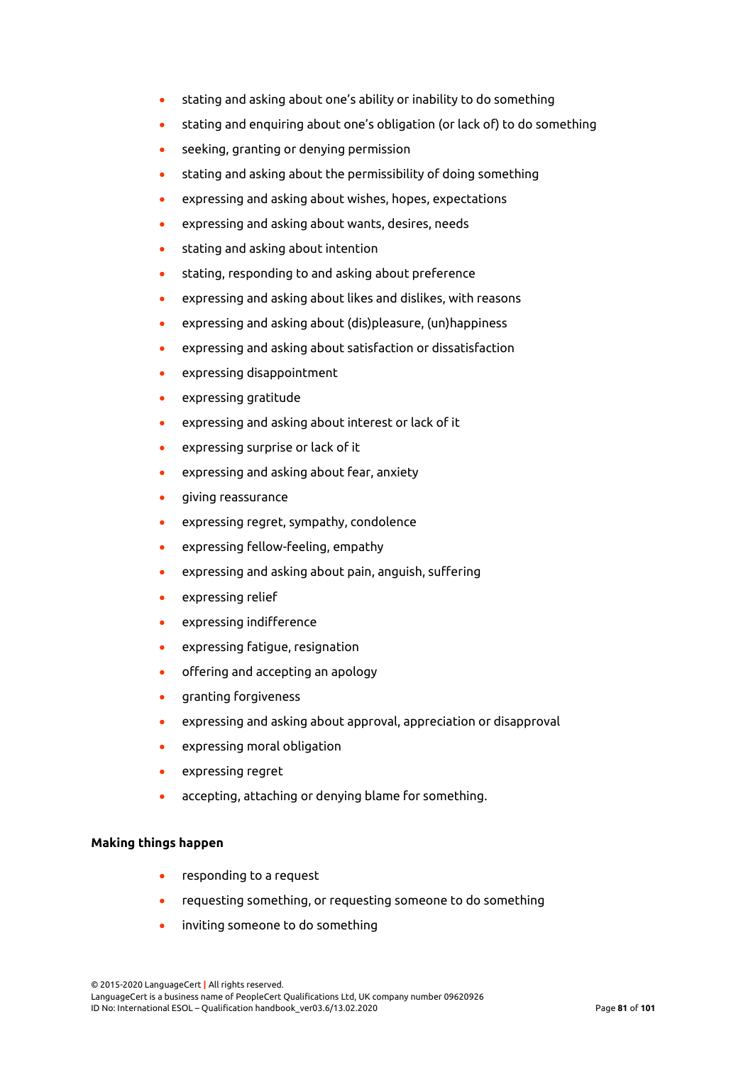- stating and asking about one's ability or inability to do something
- stating and enquiring about one's obligation (or lack of) to do something
- seeking, granting or denying permission
- stating and asking about the permissibility of doing something
- expressing and asking about wishes, hopes, expectations
- expressing and asking about wants, desires, needs
- stating and asking about intention
- stating, responding to and asking about preference
- expressing and asking about likes and dislikes, with reasons
- expressing and asking about (dis)pleasure, (un)happiness
- expressing and asking about satisfaction or dissatisfaction
- expressing disappointment
- expressing gratitude
- expressing and asking about interest or lack of it
- expressing surprise or lack of it
- expressing and asking about fear, anxiety
- giving reassurance
- expressing regret, sympathy, condolence
- expressing fellow-feeling, empathy
- expressing and asking about pain, anguish, suffering
- expressing relief
- expressing indifference
- expressing fatigue, resignation
- offering and accepting an apology
- granting forgiveness
- expressing and asking about approval, appreciation or disapproval
- expressing moral obligation
- expressing regret
- accepting, attaching or denying blame for something.

**Making things happen**

- responding to a request
- requesting something, or requesting someone to do something
- inviting someone to do something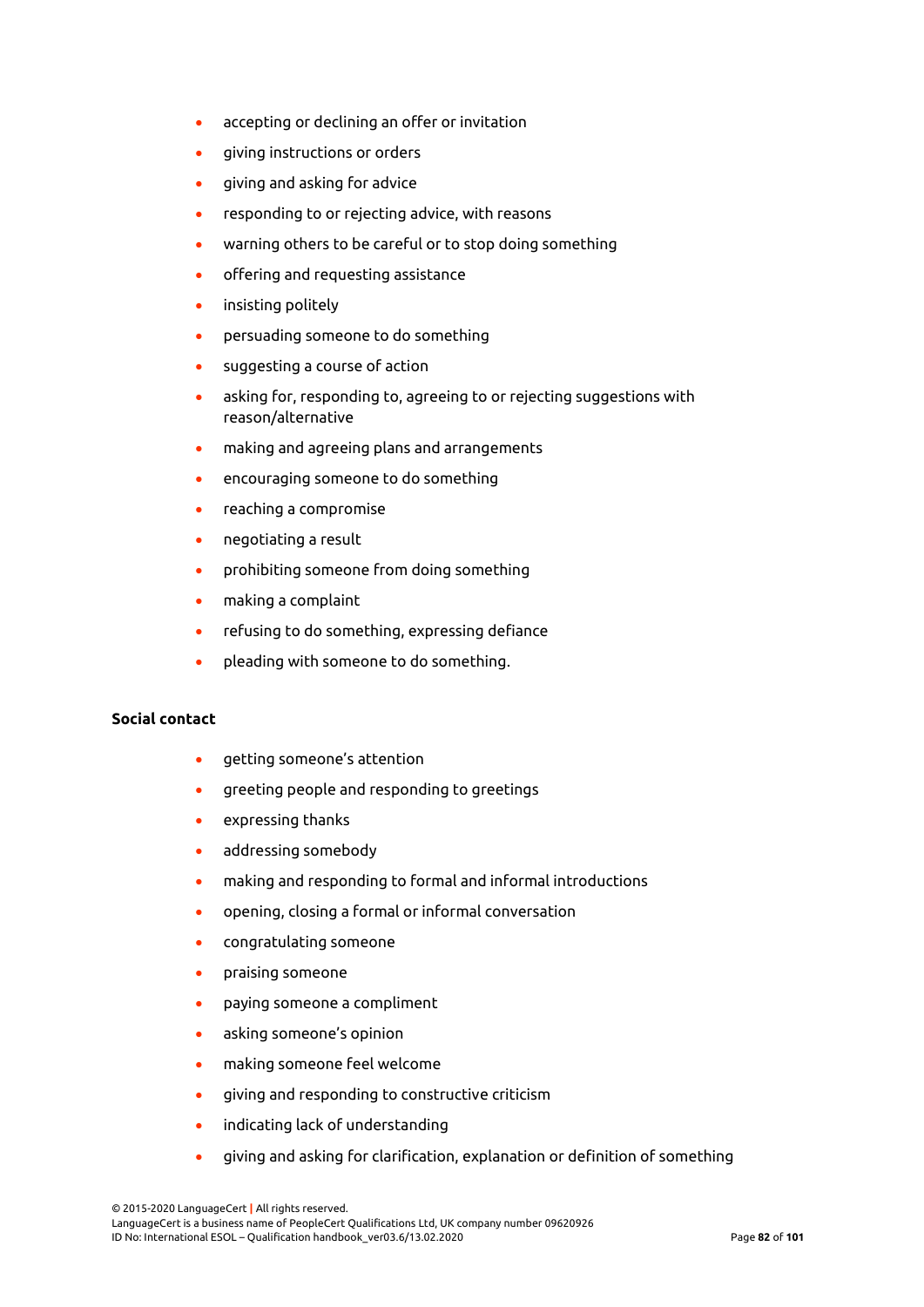- accepting or declining an offer or invitation
- giving instructions or orders
- giving and asking for advice
- responding to or rejecting advice, with reasons
- warning others to be careful or to stop doing something
- offering and requesting assistance
- insisting politely
- persuading someone to do something
- suggesting a course of action
- asking for, responding to, agreeing to or rejecting suggestions with reason/alternative
- making and agreeing plans and arrangements
- encouraging someone to do something
- reaching a compromise
- negotiating a result
- prohibiting someone from doing something
- making a complaint
- refusing to do something, expressing defiance
- pleading with someone to do something.

**Social contact**

- getting someone's attention
- greeting people and responding to greetings
- expressing thanks
- addressing somebody
- making and responding to formal and informal introductions
- opening, closing a formal or informal conversation
- congratulating someone
- praising someone
- paying someone a compliment
- asking someone's opinion
- making someone feel welcome
- giving and responding to constructive criticism
- indicating lack of understanding
- giving and asking for clarification, explanation or definition of something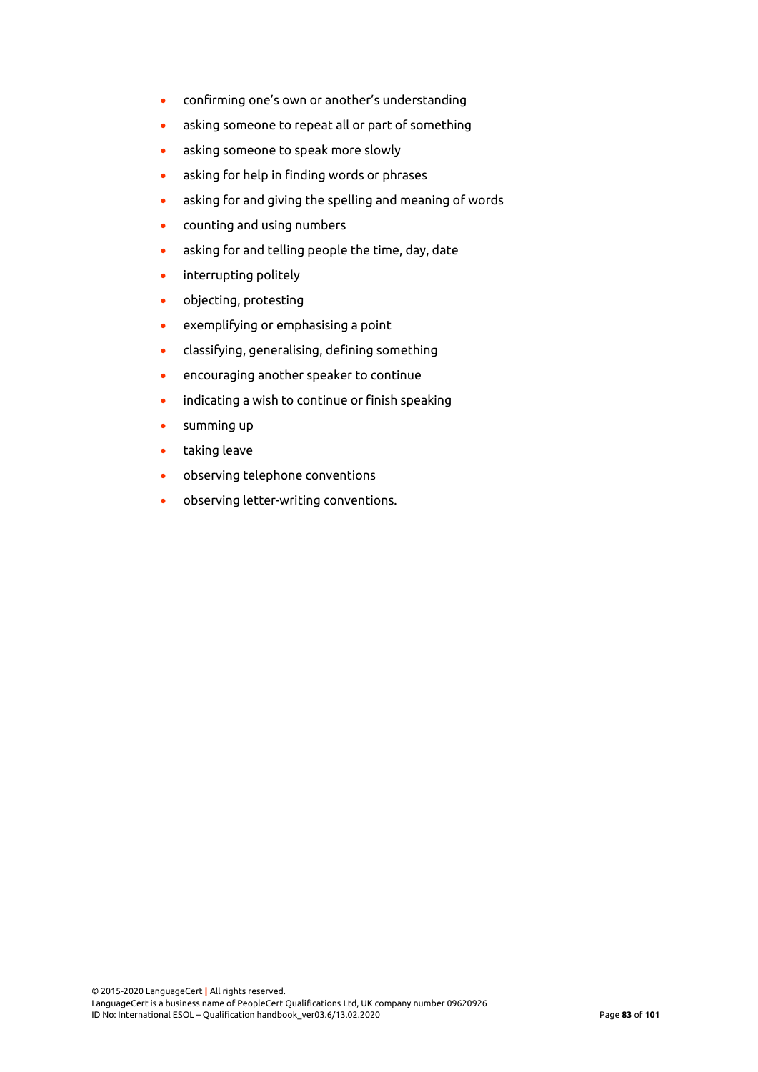- confirming one's own or another's understanding
- asking someone to repeat all or part of something
- asking someone to speak more slowly
- asking for help in finding words or phrases
- asking for and giving the spelling and meaning of words
- counting and using numbers
- asking for and telling people the time, day, date
- interrupting politely
- objecting, protesting
- exemplifying or emphasising a point
- classifying, generalising, defining something
- encouraging another speaker to continue
- indicating a wish to continue or finish speaking
- summing up
- taking leave
- observing telephone conventions
- observing letter-writing conventions.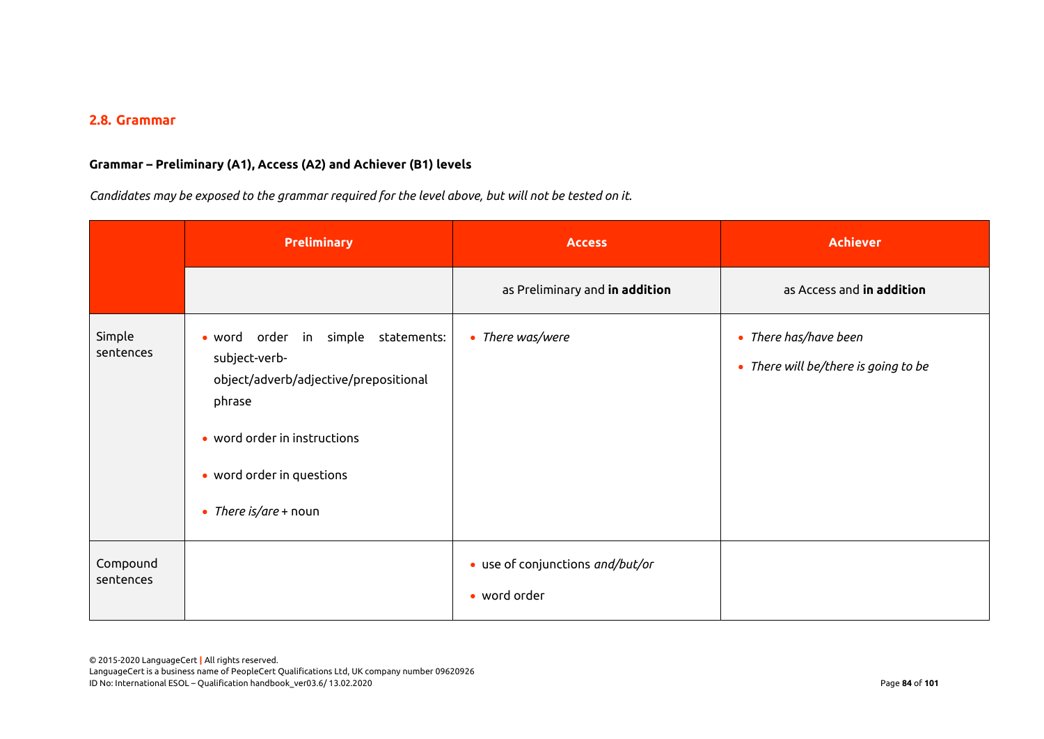## 2.8. Grammar

**Grammar – Preliminary (A1), Access (A2) and Achiever (B1) levels**

*Candidates may be exposed to the grammar required for the level above, but will not be tested on it.*

| | Preliminary | Access | Achiever |
|---|---|---|---|
| | | as Preliminary and **in addition** | as Access and **in addition** |
| Simple sentences | • word order in simple statements: subject-verb-object/adverb/adjective/prepositional phrase<br>• word order in instructions<br>• word order in questions<br>• *There is/are* + noun | • *There was/were* | • *There has/have been*<br>• *There will be/there is going to be* |
| Compound sentences | | • use of conjunctions *and/but/or*<br>• word order | |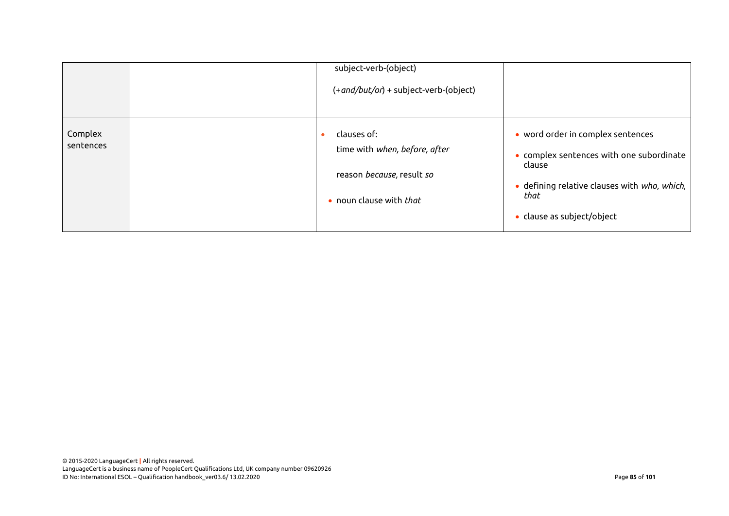|  |  | subject-verb-(object)<br><br>(+*and/but/or*) + subject-verb-(object) |  |
|---|---|---|---|
| Complex sentences |  | • clauses of:<br>time with *when, before, after*<br><br>reason *because*, result *so*<br><br>• noun clause with *that* | • word order in complex sentences<br><br>• complex sentences with one subordinate clause<br><br>• defining relative clauses with *who, which, that*<br><br>• clause as subject/object |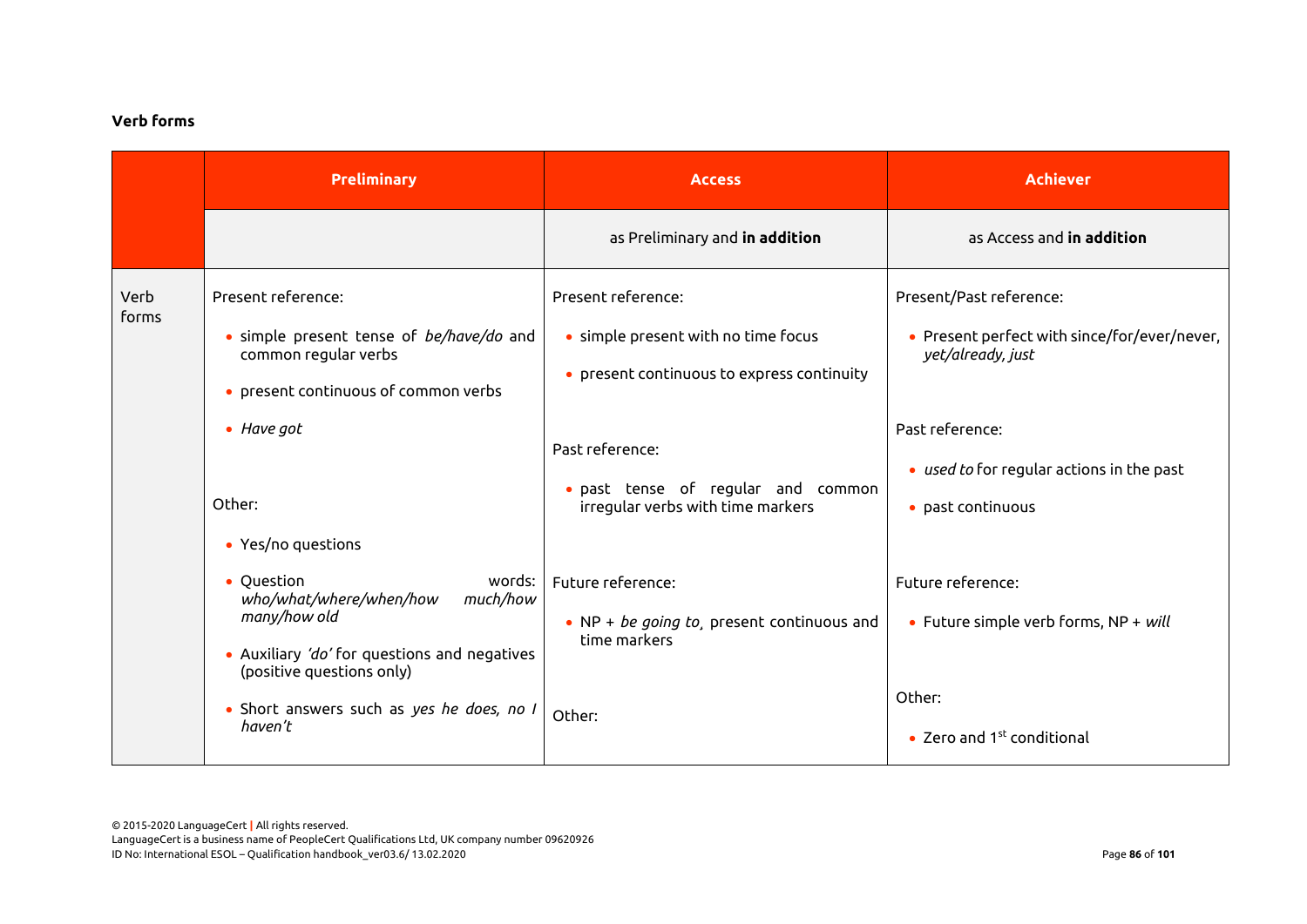**Verb forms**

| | Preliminary | Access | Achiever |
|---|---|---|---|
| | | as Preliminary and **in addition** | as Access and **in addition** |
| Verb forms | Present reference:<br><br>• simple present tense of *be/have/do* and common regular verbs<br><br>• present continuous of common verbs<br><br>• *Have got*<br><br>Other:<br><br>• Yes/no questions<br><br>• Question words: *who/what/where/when/how much/how many/how old*<br><br>• Auxiliary *'do'* for questions and negatives (positive questions only)<br><br>• Short answers such as *yes he does, no I haven't* | Present reference:<br><br>• simple present with no time focus<br><br>• present continuous to express continuity<br><br>Past reference:<br><br>• past tense of regular and common irregular verbs with time markers<br><br>Future reference:<br><br>• NP + *be going to*, present continuous and time markers<br><br>Other: | Present/Past reference:<br><br>• Present perfect with since/for/ever/never, *yet/already, just*<br><br>Past reference:<br><br>• *used to* for regular actions in the past<br><br>• past continuous<br><br>Future reference:<br><br>• Future simple verb forms, NP + *will*<br><br>Other:<br><br>• Zero and 1st conditional |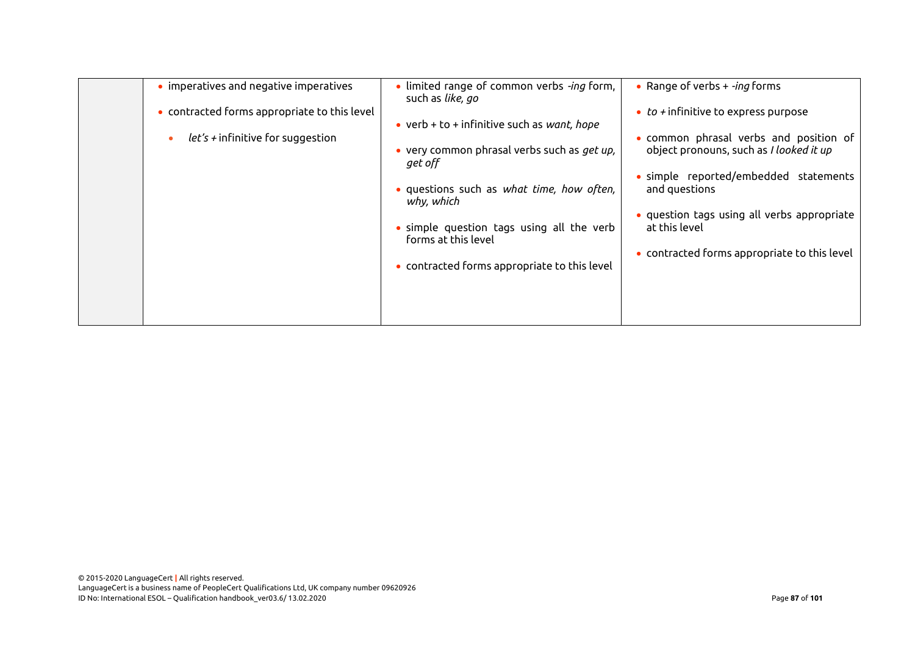| | | | |
|---|---|---|---|
| | • imperatives and negative imperatives<br><br>• contracted forms appropriate to this level<br><br>• *let's +* infinitive for suggestion | • limited range of common verbs *-ing* form, such as *like, go*<br><br>• verb + to + infinitive such as *want, hope*<br><br>• very common phrasal verbs such as *get up, get off*<br><br>• questions such as *what time, how often, why, which*<br><br>• simple question tags using all the verb forms at this level<br><br>• contracted forms appropriate to this level | • Range of verbs + *-ing* forms<br><br>• *to +* infinitive to express purpose<br><br>• common phrasal verbs and position of object pronouns, such as *I looked it up*<br><br>• simple reported/embedded statements and questions<br><br>• question tags using all verbs appropriate at this level<br><br>• contracted forms appropriate to this level |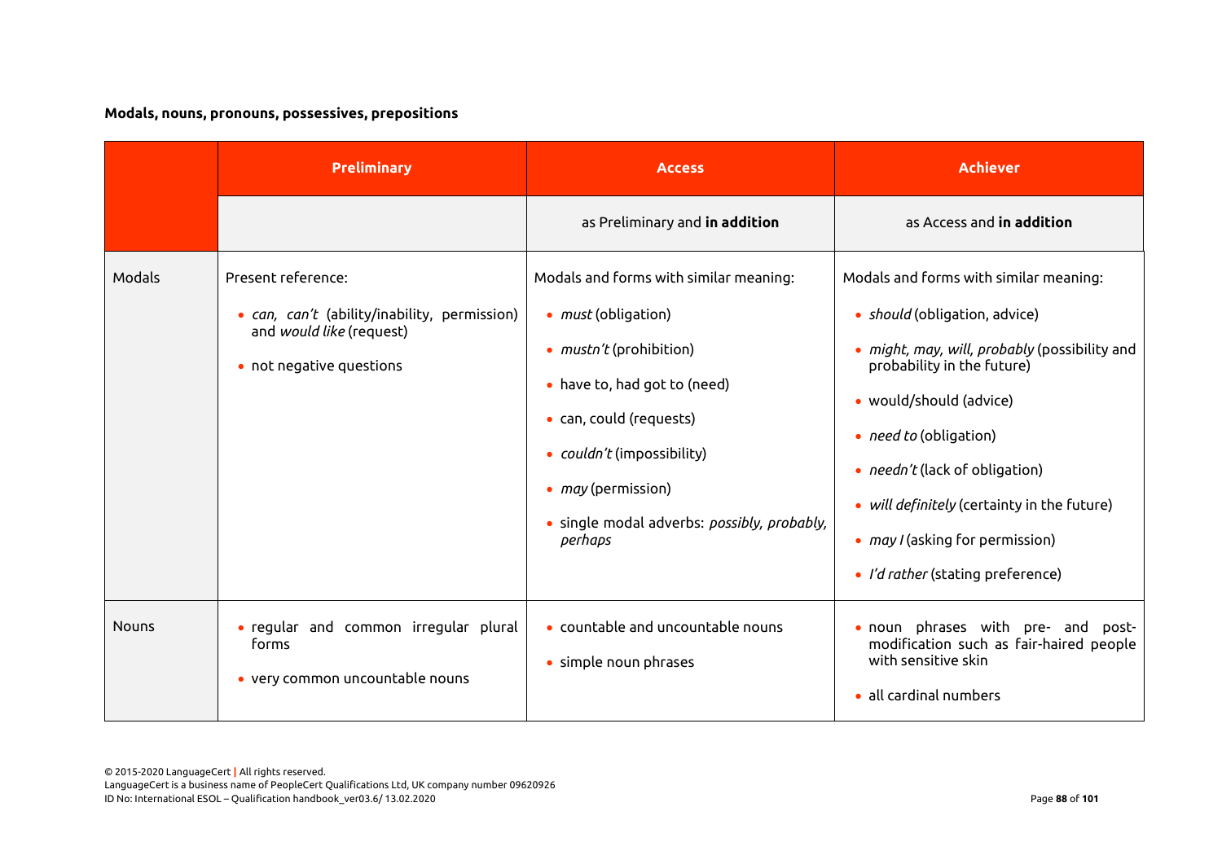**Modals, nouns, pronouns, possessives, prepositions**

| | Preliminary | Access | Achiever |
|---|---|---|---|
| | | as Preliminary and **in addition** | as Access and **in addition** |
| Modals | Present reference:<br>• *can, can't* (ability/inability, permission) and *would like* (request)<br>• not negative questions | Modals and forms with similar meaning:<br>• *must* (obligation)<br>• *mustn't* (prohibition)<br>• have to, had got to (need)<br>• can, could (requests)<br>• *couldn't* (impossibility)<br>• *may* (permission)<br>• single modal adverbs: *possibly, probably, perhaps* | Modals and forms with similar meaning:<br>• *should* (obligation, advice)<br>• *might, may, will, probably* (possibility and probability in the future)<br>• would/should (advice)<br>• *need to* (obligation)<br>• *needn't* (lack of obligation)<br>• *will definitely* (certainty in the future)<br>• *may I* (asking for permission)<br>• *I'd rather* (stating preference) |
| Nouns | • regular and common irregular plural forms<br>• very common uncountable nouns | • countable and uncountable nouns<br>• simple noun phrases | • noun phrases with pre- and post-modification such as fair-haired people with sensitive skin<br>• all cardinal numbers |

© 2015-2020 LanguageCert | All rights reserved.
LanguageCert is a business name of PeopleCert Qualifications Ltd, UK company number 09620926
ID No: International ESOL – Qualification handbook_ver03.6/ 13.02.2020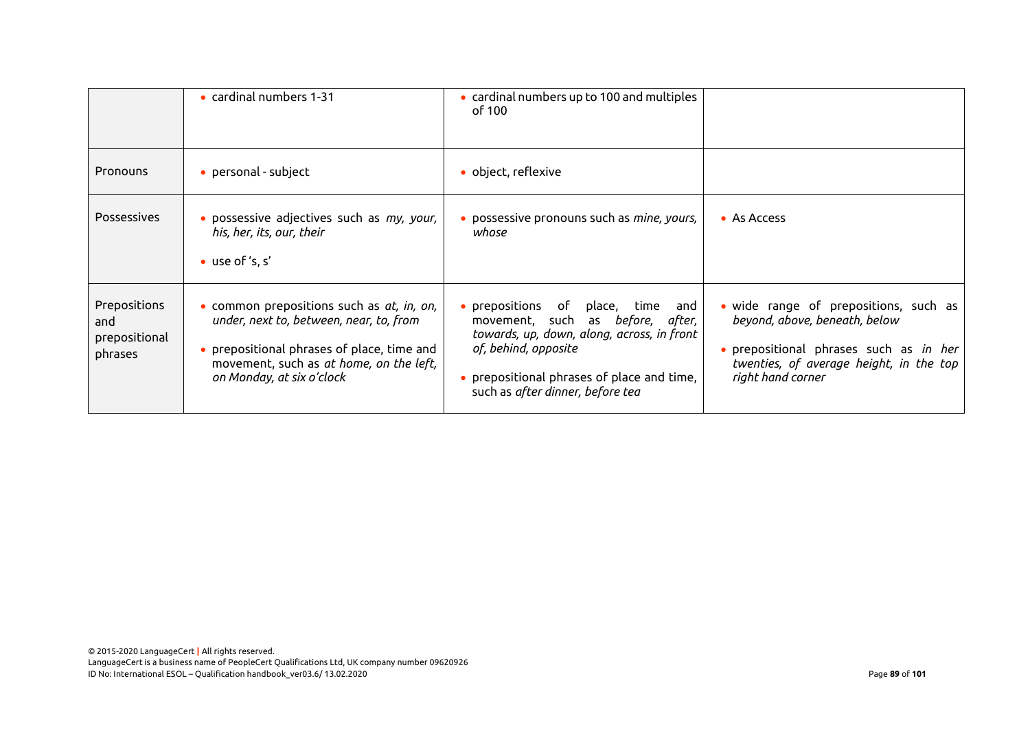| | | | |
|---|---|---|---|
| | • cardinal numbers 1-31 | • cardinal numbers up to 100 and multiples of 100 | |
| Pronouns | • personal - subject | • object, reflexive | |
| Possessives | • possessive adjectives such as *my, your, his, her, its, our, their*<br>• use of 's, s' | • possessive pronouns such as *mine, yours, whose* | • As Access |
| Prepositions and prepositional phrases | • common prepositions such as *at, in, on, under, next to, between, near, to, from*<br>• prepositional phrases of place, time and movement, such as *at home, on the left, on Monday, at six o'clock* | • prepositions of place, time and movement, such as *before, after, towards, up, down, along, across, in front of, behind, opposite*<br>• prepositional phrases of place and time, such as *after dinner, before tea* | • wide range of prepositions, such as *beyond, above, beneath, below*<br>• prepositional phrases such as *in her twenties, of average height, in the top right hand corner* |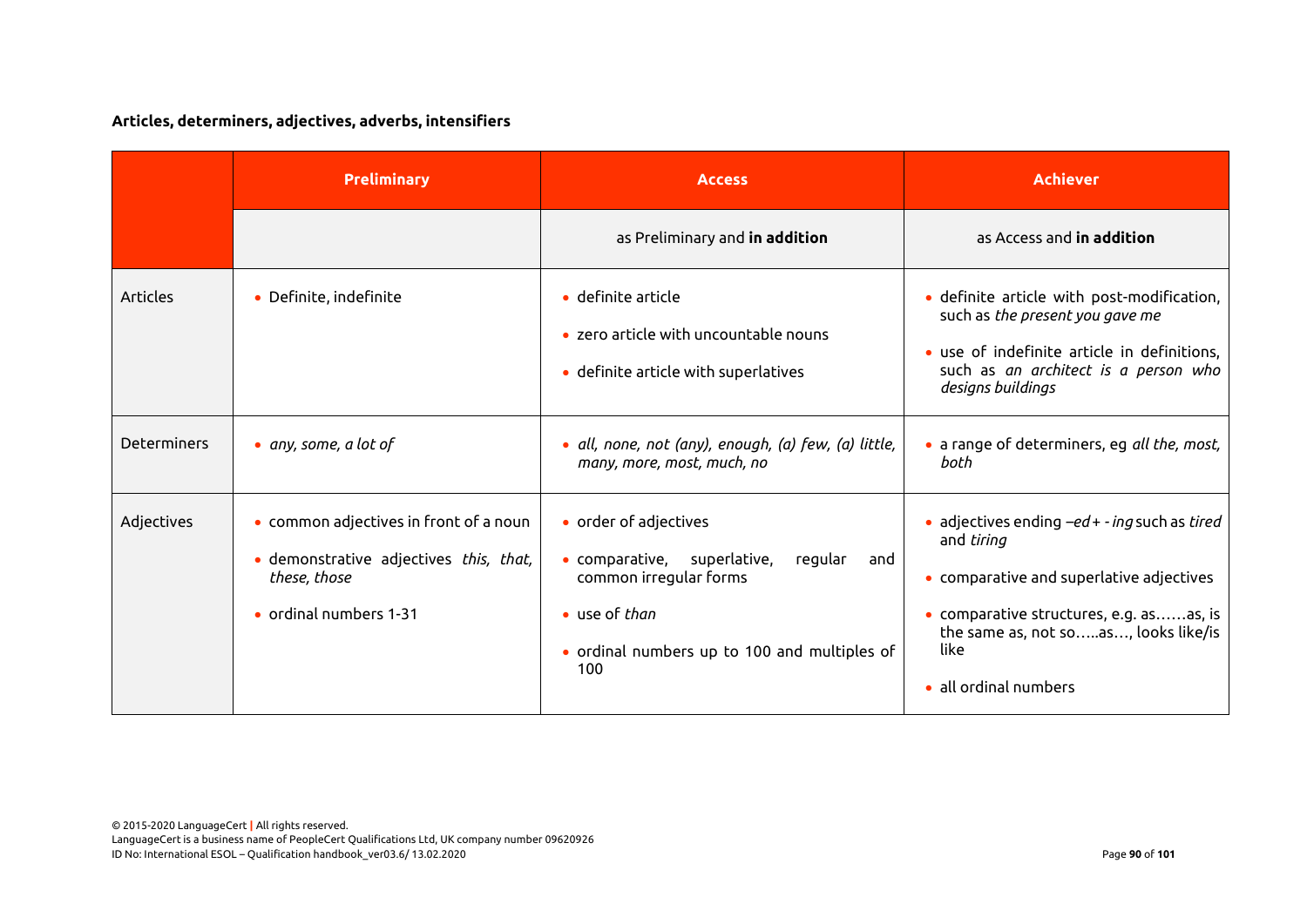**Articles, determiners, adjectives, adverbs, intensifiers**

| | Preliminary | Access | Achiever |
|---|---|---|---|
| | | as Preliminary and **in addition** | as Access and **in addition** |
| Articles | • Definite, indefinite | • definite article<br>• zero article with uncountable nouns<br>• definite article with superlatives | • definite article with post-modification, such as *the present you gave me*<br>• use of indefinite article in definitions, such as *an architect is a person who designs buildings* |
| Determiners | • *any, some, a lot of* | • *all, none, not (any), enough, (a) few, (a) little, many, more, most, much, no* | • a range of determiners, eg *all the, most, both* |
| Adjectives | • common adjectives in front of a noun<br>• demonstrative adjectives *this, that, these, those*<br>• ordinal numbers 1-31 | • order of adjectives<br>• comparative, superlative, regular and common irregular forms<br>• use of *than*<br>• ordinal numbers up to 100 and multiples of 100 | • adjectives ending *–ed + - ing* such as *tired* and *tiring*<br>• comparative and superlative adjectives<br>• comparative structures, e.g. as……as, is the same as, not so…..as…, looks like/is like<br>• all ordinal numbers |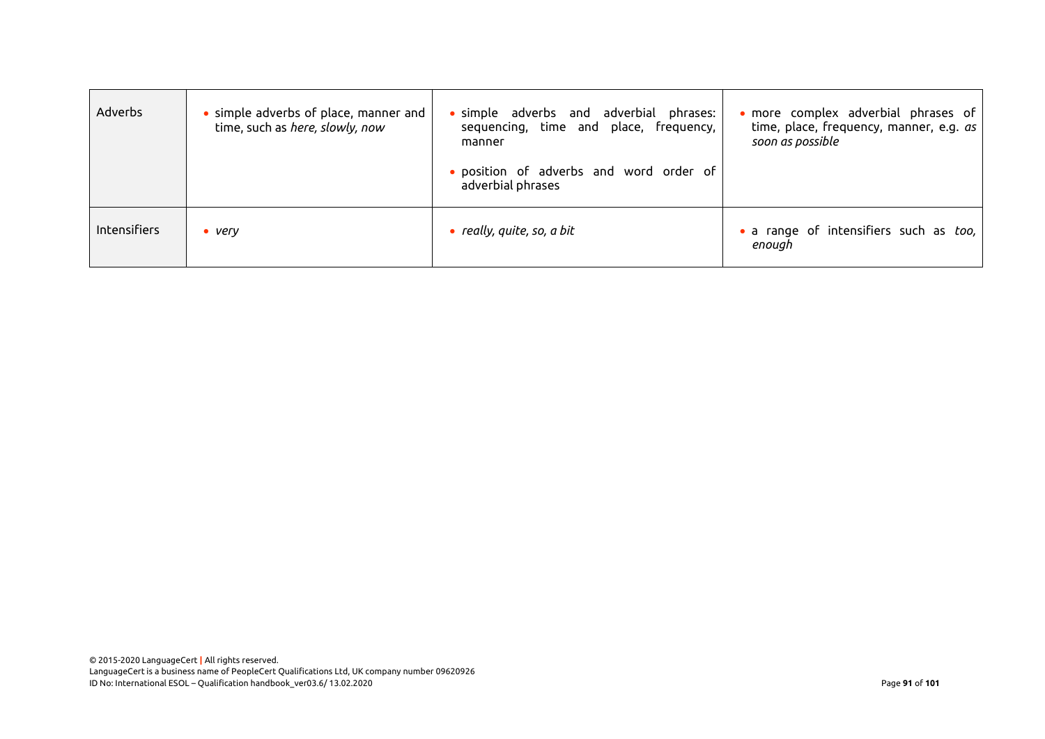| | | | |
|---|---|---|---|
| Adverbs | • simple adverbs of place, manner and time, such as *here, slowly, now* | • simple adverbs and adverbial phrases: sequencing, time and place, frequency, manner<br>• position of adverbs and word order of adverbial phrases | • more complex adverbial phrases of time, place, frequency, manner, e.g. *as soon as possible* |
| Intensifiers | • *very* | • *really, quite, so, a bit* | • a range of intensifiers such as *too, enough* |

© 2015-2020 LanguageCert | All rights reserved.
LanguageCert is a business name of PeopleCert Qualifications Ltd, UK company number 09620926
ID No: International ESOL – Qualification handbook_ver03.6/ 13.02.2020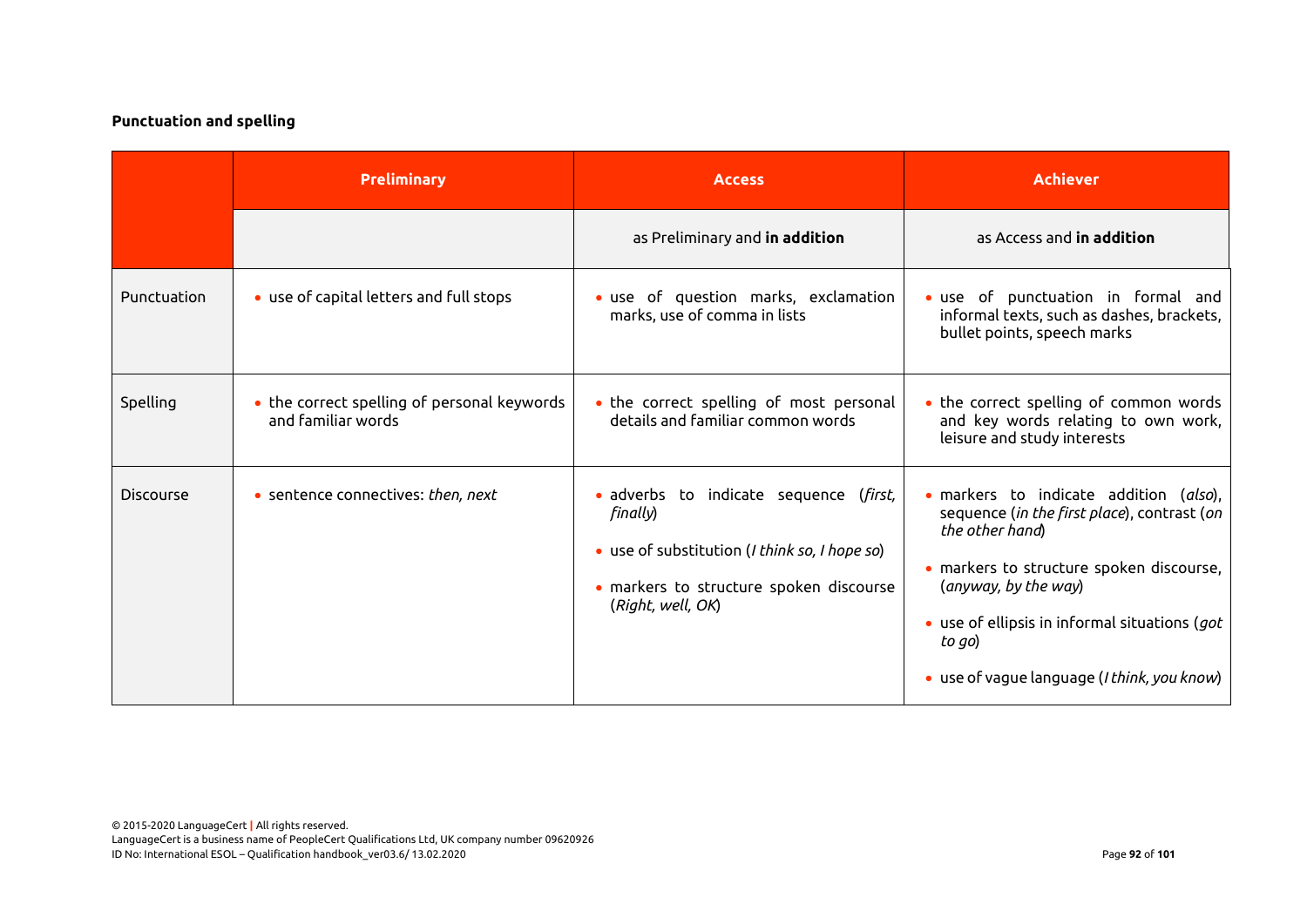**Punctuation and spelling**

| | Preliminary | Access | Achiever |
|---|---|---|---|
| | | as Preliminary and **in addition** | as Access and **in addition** |
| Punctuation | • use of capital letters and full stops | • use of question marks, exclamation marks, use of comma in lists | • use of punctuation in formal and informal texts, such as dashes, brackets, bullet points, speech marks |
| Spelling | • the correct spelling of personal keywords and familiar words | • the correct spelling of most personal details and familiar common words | • the correct spelling of common words and key words relating to own work, leisure and study interests |
| Discourse | • sentence connectives: *then, next* | • adverbs to indicate sequence (*first, finally*)<br>• use of substitution (*I think so, I hope so*)<br>• markers to structure spoken discourse (*Right, well, OK*) | • markers to indicate addition (*also*), sequence (*in the first place*), contrast (*on the other hand*)<br>• markers to structure spoken discourse, (*anyway, by the way*)<br>• use of ellipsis in informal situations (*got to go*)<br>• use of vague language (*I think, you know*) |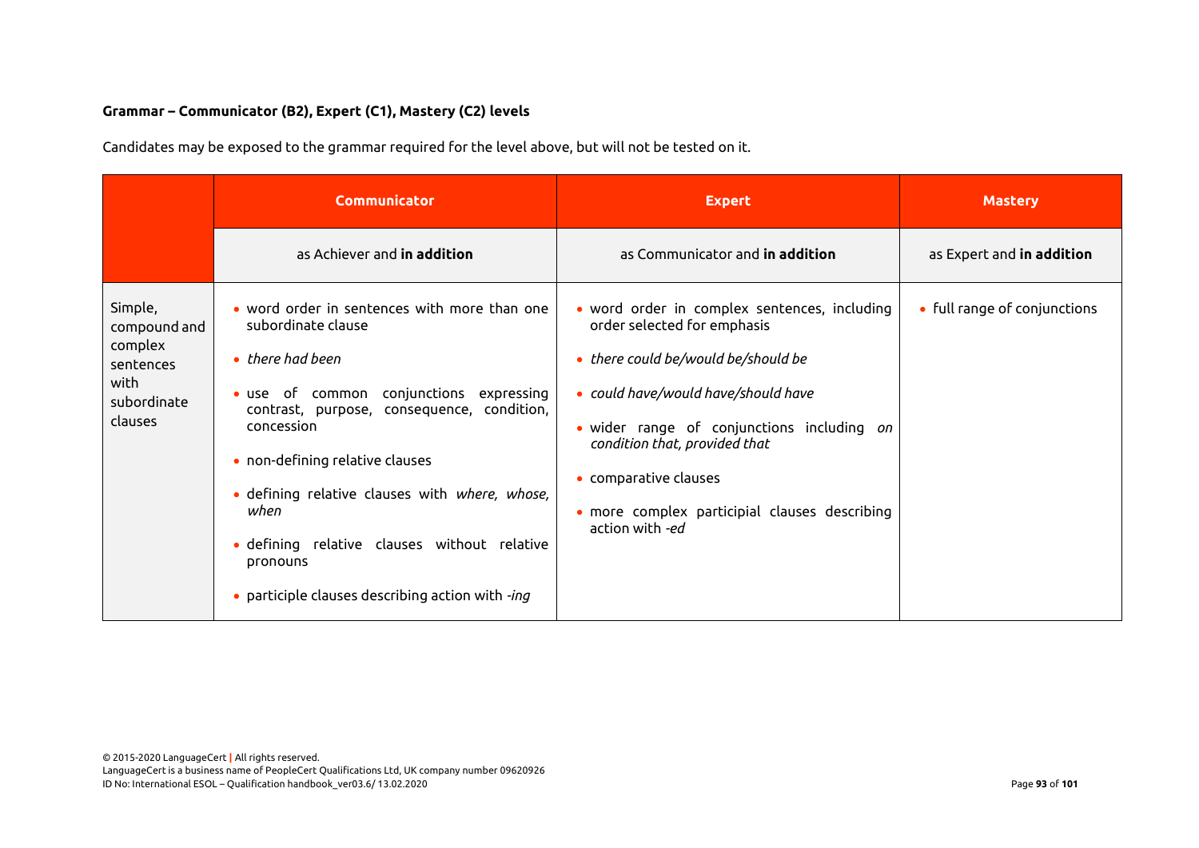**Grammar – Communicator (B2), Expert (C1), Mastery (C2) levels**

Candidates may be exposed to the grammar required for the level above, but will not be tested on it.

| | Communicator | Expert | Mastery |
|---|---|---|---|
| | as Achiever and **in addition** | as Communicator and **in addition** | as Expert and **in addition** |
| Simple, compound and complex sentences with subordinate clauses | • word order in sentences with more than one subordinate clause<br>• *there had been*<br>• use of common conjunctions expressing contrast, purpose, consequence, condition, concession<br>• non-defining relative clauses<br>• defining relative clauses with *where, whose, when*<br>• defining relative clauses without relative pronouns<br>• participle clauses describing action with *-ing* | • word order in complex sentences, including order selected for emphasis<br>• *there could be/would be/should be*<br>• *could have/would have/should have*<br>• wider range of conjunctions including *on condition that, provided that*<br>• comparative clauses<br>• more complex participial clauses describing action with *-ed* | • full range of conjunctions |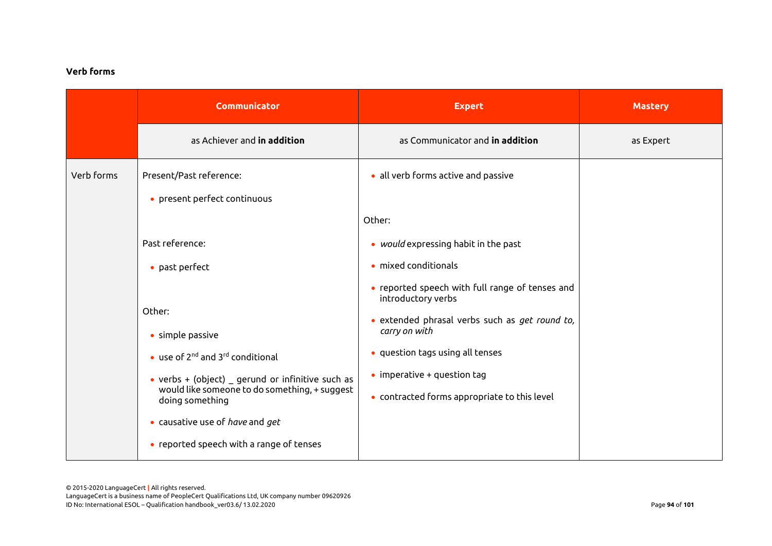**Verb forms**

| | Communicator | Expert | Mastery |
|---|---|---|---|
| | as Achiever and **in addition** | as Communicator and **in addition** | as Expert |
| Verb forms | Present/Past reference:<br>• present perfect continuous<br><br>Past reference:<br>• past perfect<br><br>Other:<br>• simple passive<br>• use of 2nd and 3rd conditional<br>• verbs + (object) _ gerund or infinitive such as would like someone to do something, + suggest doing something<br>• causative use of *have* and *get*<br>• reported speech with a range of tenses | • all verb forms active and passive<br><br>Other:<br>• *would* expressing habit in the past<br>• mixed conditionals<br>• reported speech with full range of tenses and introductory verbs<br>• extended phrasal verbs such as *get round to, carry on with*<br>• question tags using all tenses<br>• imperative + question tag<br>• contracted forms appropriate to this level | |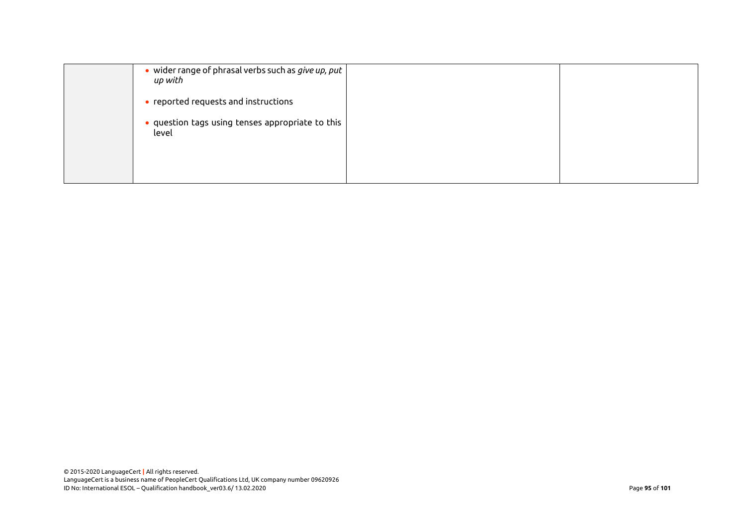| | | | |
|---|---|---|---|
| | • wider range of phrasal verbs such as *give up, put up with*<br><br>• reported requests and instructions<br><br>• question tags using tenses appropriate to this level | | |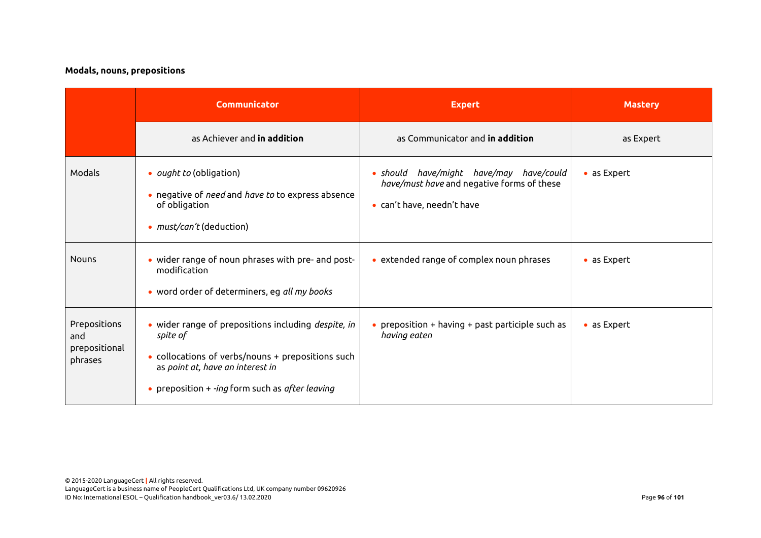**Modals, nouns, prepositions**

| | Communicator | Expert | Mastery |
|---|---|---|---|
| | as Achiever and **in addition** | as Communicator and **in addition** | as Expert |
| Modals | • *ought to* (obligation)<br>• negative of *need* and *have to* to express absence of obligation<br>• *must/can't* (deduction) | • *should have/might have/may have/could have/must have* and negative forms of these<br>• can't have, needn't have | • as Expert |
| Nouns | • wider range of noun phrases with pre- and post-modification<br>• word order of determiners, eg *all my books* | • extended range of complex noun phrases | • as Expert |
| Prepositions and prepositional phrases | • wider range of prepositions including *despite, in spite of*<br>• collocations of verbs/nouns + prepositions such as *point at, have an interest in*<br>• preposition + *-ing* form such as *after leaving* | • preposition + having + past participle such as *having eaten* | • as Expert |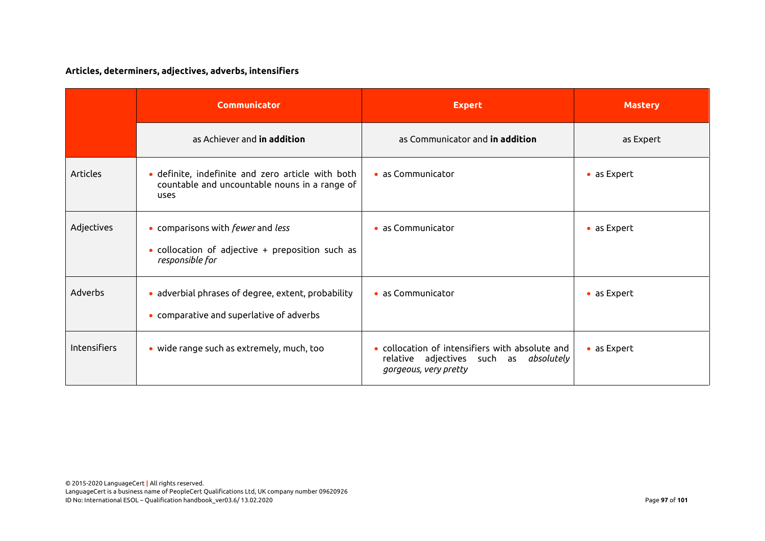**Articles, determiners, adjectives, adverbs, intensifiers**

| | Communicator | Expert | Mastery |
|---|---|---|---|
| | as Achiever and **in addition** | as Communicator and **in addition** | as Expert |
| Articles | • definite, indefinite and zero article with both countable and uncountable nouns in a range of uses | • as Communicator | • as Expert |
| Adjectives | • comparisons with *fewer* and *less*<br>• collocation of adjective + preposition such as *responsible for* | • as Communicator | • as Expert |
| Adverbs | • adverbial phrases of degree, extent, probability<br>• comparative and superlative of adverbs | • as Communicator | • as Expert |
| Intensifiers | • wide range such as extremely, much, too | • collocation of intensifiers with absolute and relative adjectives such as *absolutely gorgeous, very pretty* | • as Expert |

© 2015-2020 LanguageCert | All rights reserved.
LanguageCert is a business name of PeopleCert Qualifications Ltd, UK company number 09620926
ID No: International ESOL – Qualification handbook_ver03.6/ 13.02.2020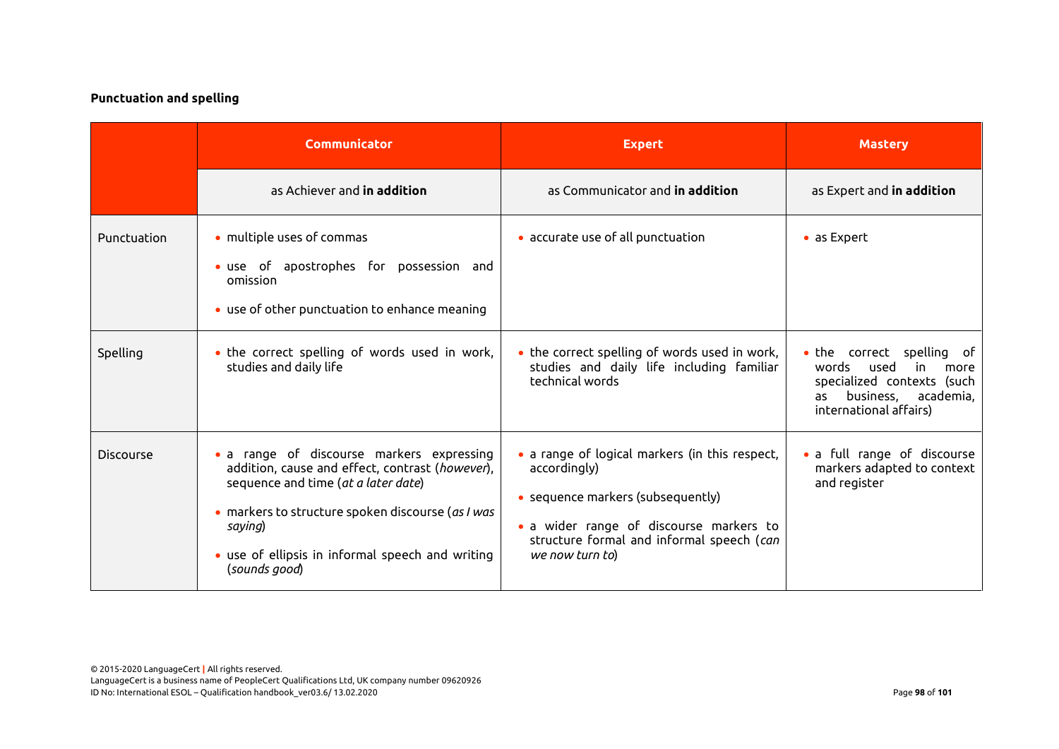**Punctuation and spelling**

| | Communicator | Expert | Mastery |
|---|---|---|---|
| | as Achiever and **in addition** | as Communicator and **in addition** | as Expert and **in addition** |
| Punctuation | • multiple uses of commas<br>• use of apostrophes for possession and omission<br>• use of other punctuation to enhance meaning | • accurate use of all punctuation | • as Expert |
| Spelling | • the correct spelling of words used in work, studies and daily life | • the correct spelling of words used in work, studies and daily life including familiar technical words | • the correct spelling of words used in more specialized contexts (such as business, academia, international affairs) |
| Discourse | • a range of discourse markers expressing addition, cause and effect, contrast (*however*), sequence and time (*at a later date*)<br>• markers to structure spoken discourse (*as I was saying*)<br>• use of ellipsis in informal speech and writing (*sounds good*) | • a range of logical markers (in this respect, accordingly)<br>• sequence markers (subsequently)<br>• a wider range of discourse markers to structure formal and informal speech (*can we now turn to*) | • a full range of discourse markers adapted to context and register |

© 2015-2020 LanguageCert | All rights reserved.
LanguageCert is a business name of PeopleCert Qualifications Ltd, UK company number 09620926
ID No: International ESOL – Qualification handbook_ver03.6/ 13.02.2020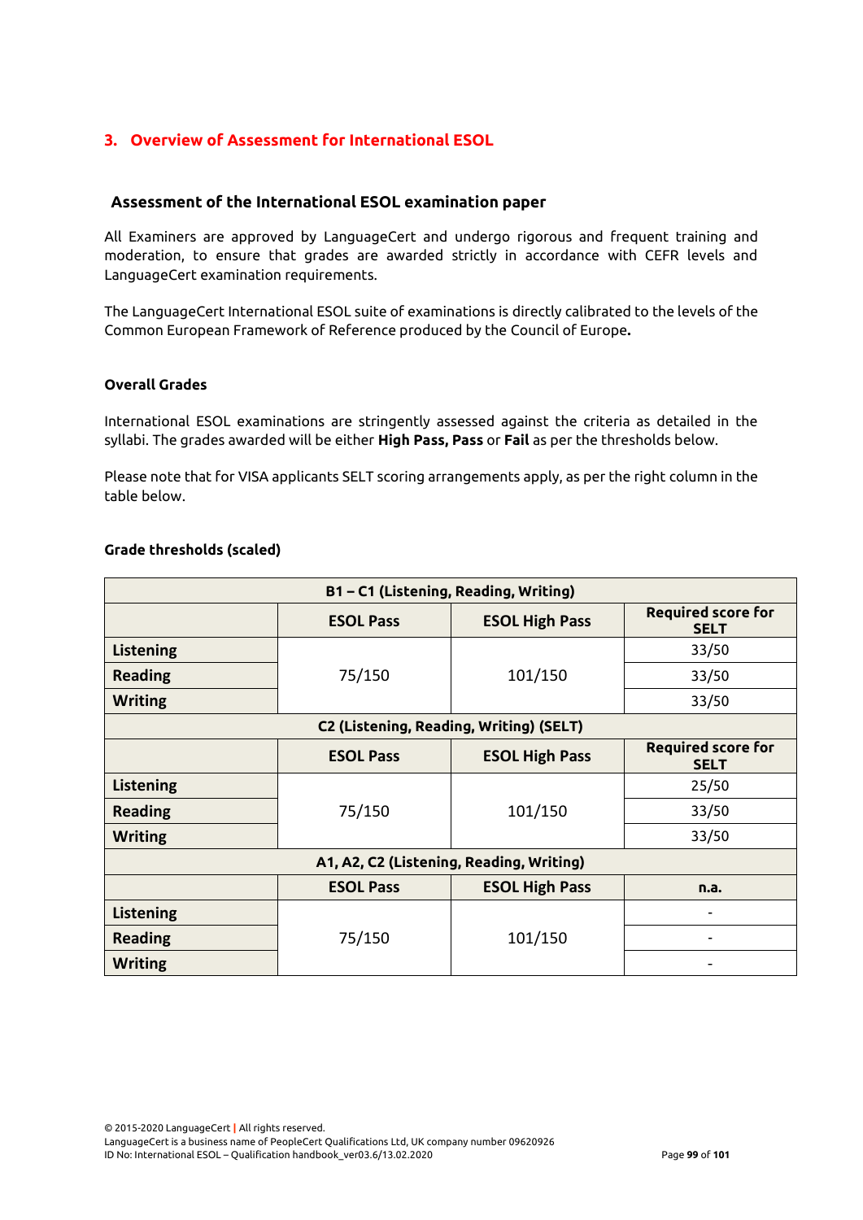## 3. Overview of Assessment for International ESOL

### Assessment of the International ESOL examination paper

All Examiners are approved by LanguageCert and undergo rigorous and frequent training and moderation, to ensure that grades are awarded strictly in accordance with CEFR levels and LanguageCert examination requirements.

The LanguageCert International ESOL suite of examinations is directly calibrated to the levels of the Common European Framework of Reference produced by the Council of Europe**.**

**Overall Grades**

International ESOL examinations are stringently assessed against the criteria as detailed in the syllabi. The grades awarded will be either **High Pass, Pass** or **Fail** as per the thresholds below.

Please note that for VISA applicants SELT scoring arrangements apply, as per the right column in the table below.

**Grade thresholds (scaled)**

| **B1 – C1 (Listening, Reading, Writing)** | | | |
|---|---|---|---|
| | **ESOL Pass** | **ESOL High Pass** | **Required score for SELT** |
| **Listening** | 75/150 | 101/150 | 33/50 |
| **Reading** | | | 33/50 |
| **Writing** | | | 33/50 |
| **C2 (Listening, Reading, Writing) (SELT)** | | | |
| | **ESOL Pass** | **ESOL High Pass** | **Required score for SELT** |
| **Listening** | 75/150 | 101/150 | 25/50 |
| **Reading** | | | 33/50 |
| **Writing** | | | 33/50 |
| **A1, A2, C2 (Listening, Reading, Writing)** | | | |
| | **ESOL Pass** | **ESOL High Pass** | **n.a.** |
| **Listening** | 75/150 | 101/150 | - |
| **Reading** | | | - |
| **Writing** | | | - |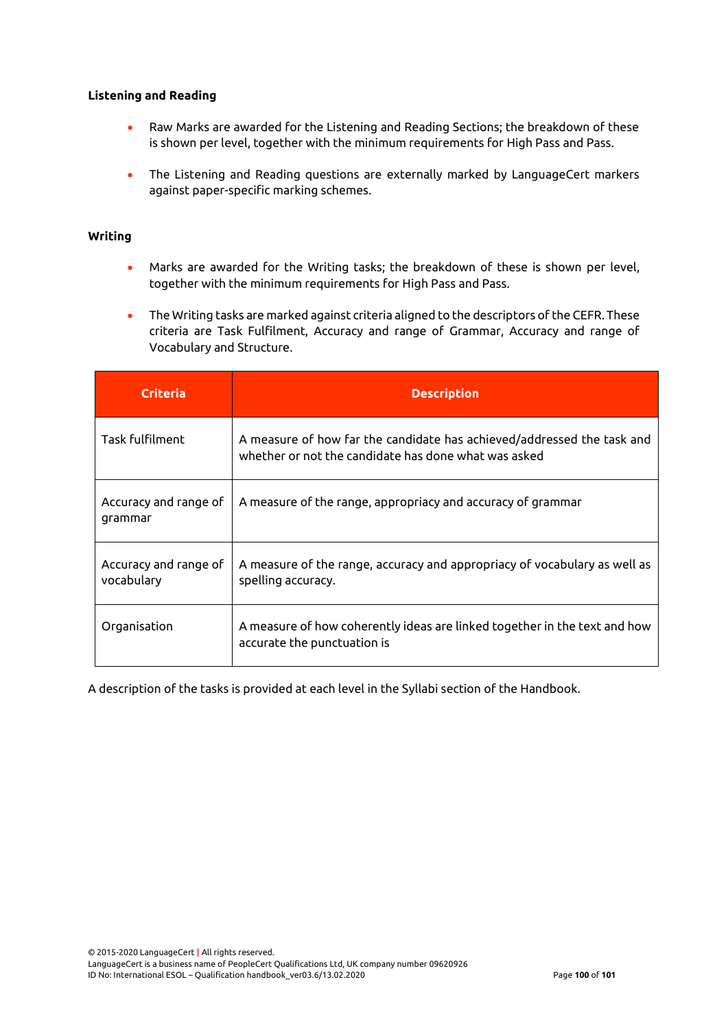**Listening and Reading**

- Raw Marks are awarded for the Listening and Reading Sections; the breakdown of these is shown per level, together with the minimum requirements for High Pass and Pass.
- The Listening and Reading questions are externally marked by LanguageCert markers against paper-specific marking schemes.

**Writing**

- Marks are awarded for the Writing tasks; the breakdown of these is shown per level, together with the minimum requirements for High Pass and Pass.
- The Writing tasks are marked against criteria aligned to the descriptors of the CEFR. These criteria are Task Fulfilment, Accuracy and range of Grammar, Accuracy and range of Vocabulary and Structure.

| Criteria | Description |
|---|---|
| Task fulfilment | A measure of how far the candidate has achieved/addressed the task and whether or not the candidate has done what was asked |
| Accuracy and range of grammar | A measure of the range, appropriacy and accuracy of grammar |
| Accuracy and range of vocabulary | A measure of the range, accuracy and appropriacy of vocabulary as well as spelling accuracy. |
| Organisation | A measure of how coherently ideas are linked together in the text and how accurate the punctuation is |

A description of the tasks is provided at each level in the Syllabi section of the Handbook.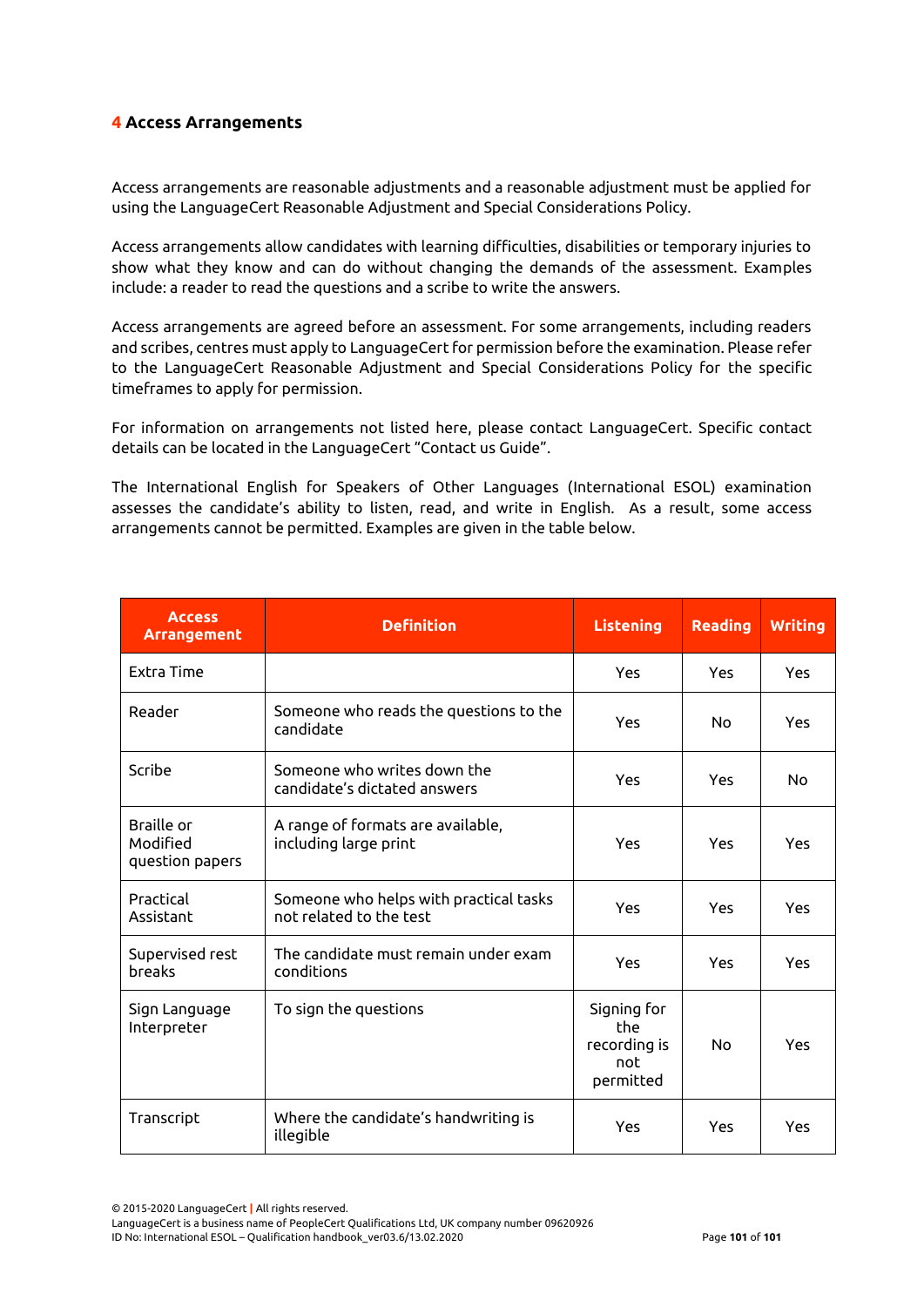## 4 Access Arrangements

Access arrangements are reasonable adjustments and a reasonable adjustment must be applied for using the LanguageCert Reasonable Adjustment and Special Considerations Policy.

Access arrangements allow candidates with learning difficulties, disabilities or temporary injuries to show what they know and can do without changing the demands of the assessment. Examples include: a reader to read the questions and a scribe to write the answers.

Access arrangements are agreed before an assessment. For some arrangements, including readers and scribes, centres must apply to LanguageCert for permission before the examination. Please refer to the LanguageCert Reasonable Adjustment and Special Considerations Policy for the specific timeframes to apply for permission.

For information on arrangements not listed here, please contact LanguageCert. Specific contact details can be located in the LanguageCert "Contact us Guide".

The International English for Speakers of Other Languages (International ESOL) examination assesses the candidate's ability to listen, read, and write in English. As a result, some access arrangements cannot be permitted. Examples are given in the table below.

| Access Arrangement | Definition | Listening | Reading | Writing |
|---|---|---|---|---|
| Extra Time | | Yes | Yes | Yes |
| Reader | Someone who reads the questions to the candidate | Yes | No | Yes |
| Scribe | Someone who writes down the candidate's dictated answers | Yes | Yes | No |
| Braille or Modified question papers | A range of formats are available, including large print | Yes | Yes | Yes |
| Practical Assistant | Someone who helps with practical tasks not related to the test | Yes | Yes | Yes |
| Supervised rest breaks | The candidate must remain under exam conditions | Yes | Yes | Yes |
| Sign Language Interpreter | To sign the questions | Signing for the recording is not permitted | No | Yes |
| Transcript | Where the candidate's handwriting is illegible | Yes | Yes | Yes |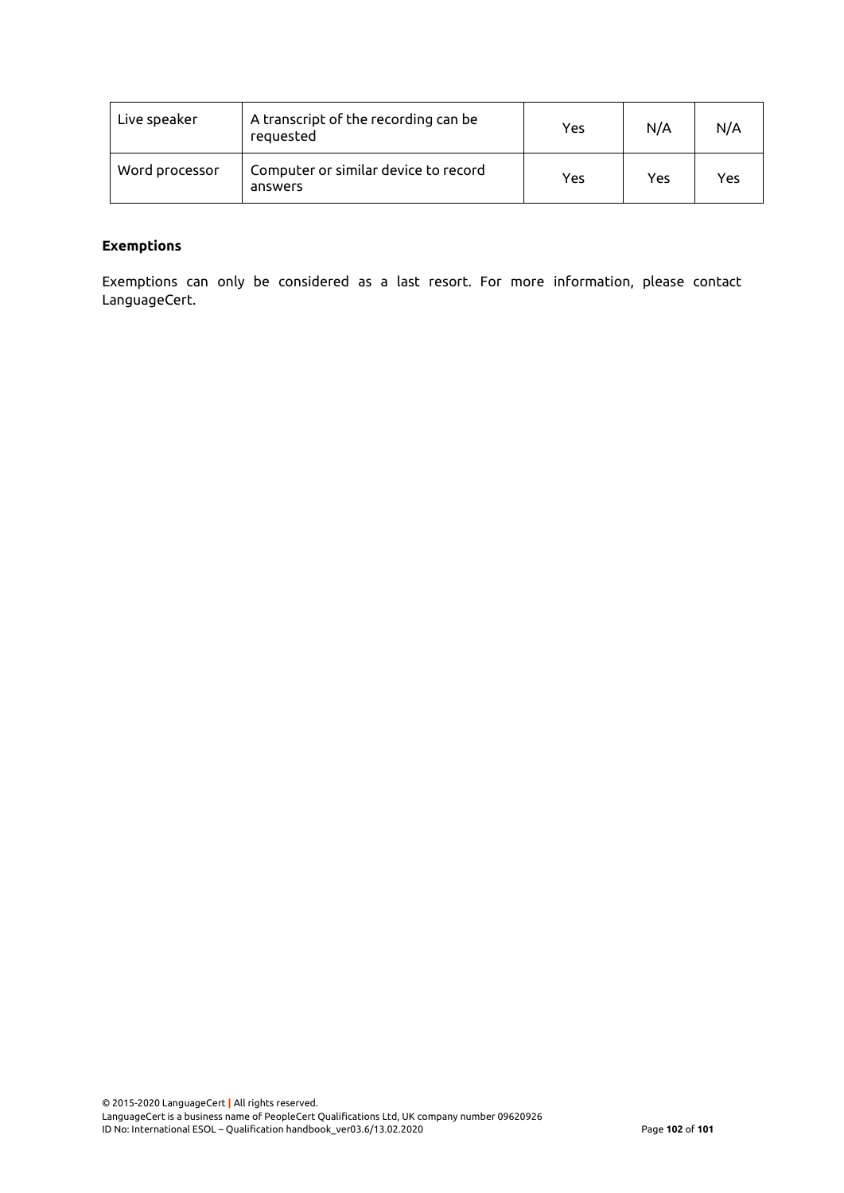| Live speaker | A transcript of the recording can be requested | Yes | N/A | N/A |
| --- | --- | --- | --- | --- |
| Word processor | Computer or similar device to record answers | Yes | Yes | Yes |

**Exemptions**

Exemptions can only be considered as a last resort. For more information, please contact LanguageCert.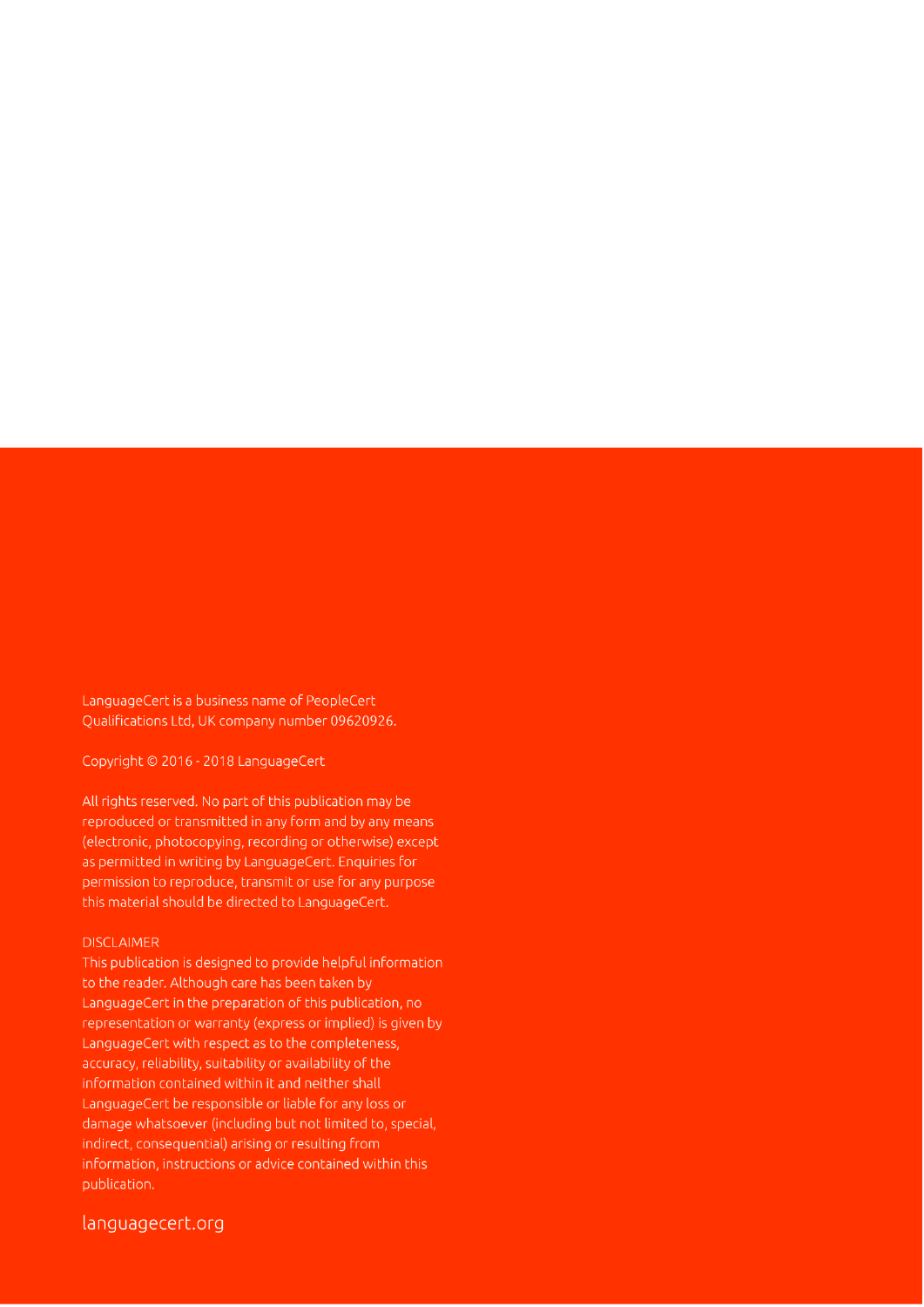LanguageCert is a business name of PeopleCert Qualifications Ltd, UK company number 09620926.

Copyright © 2016 - 2018 LanguageCert

All rights reserved. No part of this publication may be reproduced or transmitted in any form and by any means (electronic, photocopying, recording or otherwise) except as permitted in writing by LanguageCert. Enquiries for permission to reproduce, transmit or use for any purpose this material should be directed to LanguageCert.

DISCLAIMER

This publication is designed to provide helpful information to the reader. Although care has been taken by LanguageCert in the preparation of this publication, no representation or warranty (express or implied) is given by LanguageCert with respect as to the completeness, accuracy, reliability, suitability or availability of the information contained within it and neither shall LanguageCert be responsible or liable for any loss or damage whatsoever (including but not limited to, special, indirect, consequential) arising or resulting from information, instructions or advice contained within this publication.

languagecert.org